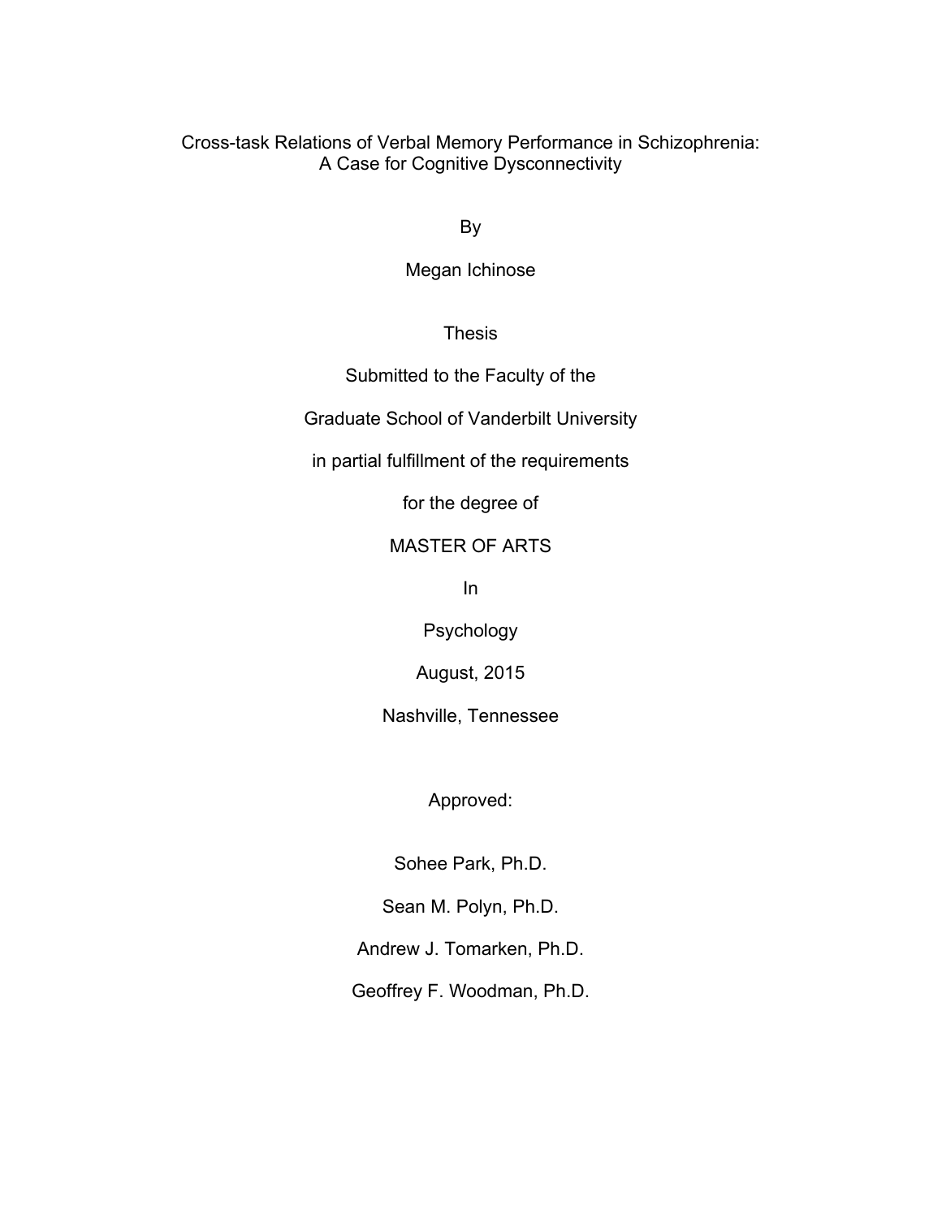# Cross-task Relations of Verbal Memory Performance in Schizophrenia: A Case for Cognitive Dysconnectivity

By

Megan Ichinose

Thesis

Submitted to the Faculty of the

Graduate School of Vanderbilt University

in partial fulfillment of the requirements

for the degree of

MASTER OF ARTS

In

Psychology

August, 2015

Nashville, Tennessee

Approved:

Sohee Park, Ph.D.

Sean M. Polyn, Ph.D.

Andrew J. Tomarken, Ph.D.

Geoffrey F. Woodman, Ph.D.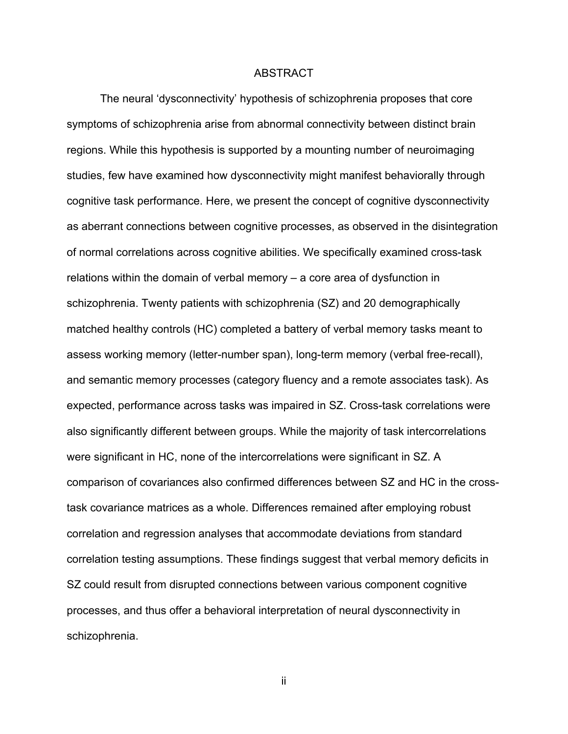# ABSTRACT

The neural 'dysconnectivity' hypothesis of schizophrenia proposes that core symptoms of schizophrenia arise from abnormal connectivity between distinct brain regions. While this hypothesis is supported by a mounting number of neuroimaging studies, few have examined how dysconnectivity might manifest behaviorally through cognitive task performance. Here, we present the concept of cognitive dysconnectivity as aberrant connections between cognitive processes, as observed in the disintegration of normal correlations across cognitive abilities. We specifically examined cross-task relations within the domain of verbal memory – a core area of dysfunction in schizophrenia. Twenty patients with schizophrenia (SZ) and 20 demographically matched healthy controls (HC) completed a battery of verbal memory tasks meant to assess working memory (letter-number span), long-term memory (verbal free-recall), and semantic memory processes (category fluency and a remote associates task). As expected, performance across tasks was impaired in SZ. Cross-task correlations were also significantly different between groups. While the majority of task intercorrelations were significant in HC, none of the intercorrelations were significant in SZ. A comparison of covariances also confirmed differences between SZ and HC in the cross-task covariance matrices as a whole. Differences remained after employing robust correlation and regression analyses that accommodate deviations from standard correlation testing assumptions. These findings suggest that verbal memory deficits in SZ could result from disrupted connections between various component cognitive processes, and thus offer a behavioral interpretation of neural dysconnectivity in schizophrenia.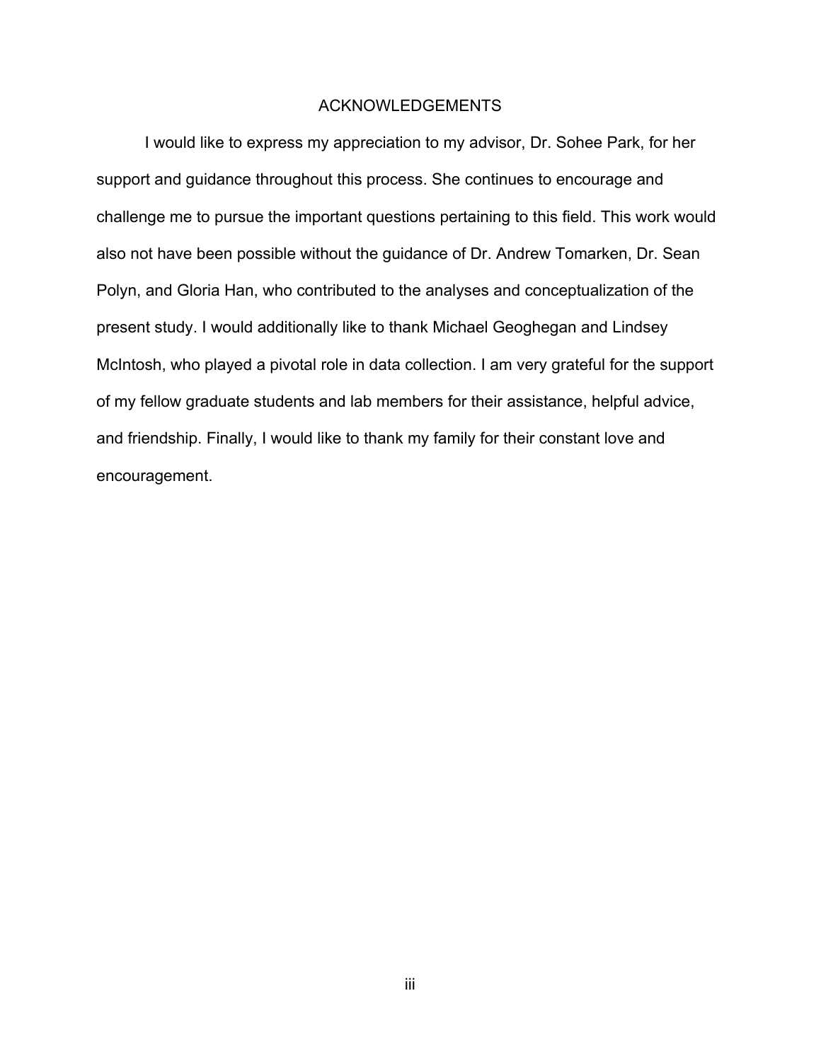# ACKNOWLEDGEMENTS

I would like to express my appreciation to my advisor, Dr. Sohee Park, for her support and guidance throughout this process. She continues to encourage and challenge me to pursue the important questions pertaining to this field. This work would also not have been possible without the guidance of Dr. Andrew Tomarken, Dr. Sean Polyn, and Gloria Han, who contributed to the analyses and conceptualization of the present study. I would additionally like to thank Michael Geoghegan and Lindsey McIntosh, who played a pivotal role in data collection. I am very grateful for the support of my fellow graduate students and lab members for their assistance, helpful advice, and friendship. Finally, I would like to thank my family for their constant love and encouragement.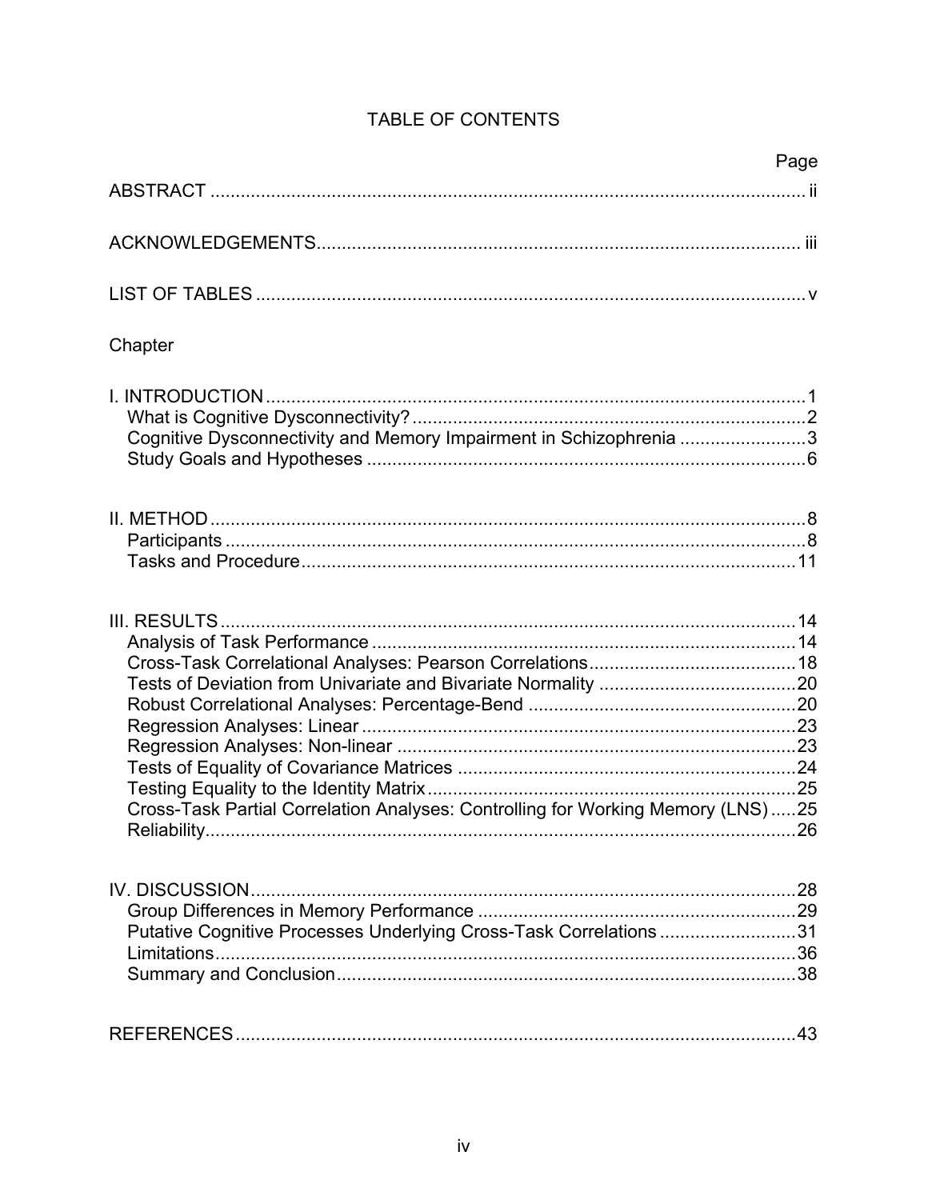# TABLE OF CONTENTS

| | Page |
|---|---|
| ABSTRACT | ii |
| ACKNOWLEDGEMENTS | iii |
| LIST OF TABLES | v |
| **Chapter** | |
| I. INTRODUCTION | 1 |
| What is Cognitive Dysconnectivity? | 2 |
| Cognitive Dysconnectivity and Memory Impairment in Schizophrenia | 3 |
| Study Goals and Hypotheses | 6 |
| II. METHOD | 8 |
| Participants | 8 |
| Tasks and Procedure | 11 |
| III. RESULTS | 14 |
| Analysis of Task Performance | 14 |
| Cross-Task Correlational Analyses: Pearson Correlations | 18 |
| Tests of Deviation from Univariate and Bivariate Normality | 20 |
| Robust Correlational Analyses: Percentage-Bend | 20 |
| Regression Analyses: Linear | 23 |
| Regression Analyses: Non-linear | 23 |
| Tests of Equality of Covariance Matrices | 24 |
| Testing Equality to the Identity Matrix | 25 |
| Cross-Task Partial Correlation Analyses: Controlling for Working Memory (LNS) | 25 |
| Reliability | 26 |
| IV. DISCUSSION | 28 |
| Group Differences in Memory Performance | 29 |
| Putative Cognitive Processes Underlying Cross-Task Correlations | 31 |
| Limitations | 36 |
| Summary and Conclusion | 38 |
| REFERENCES | 43 |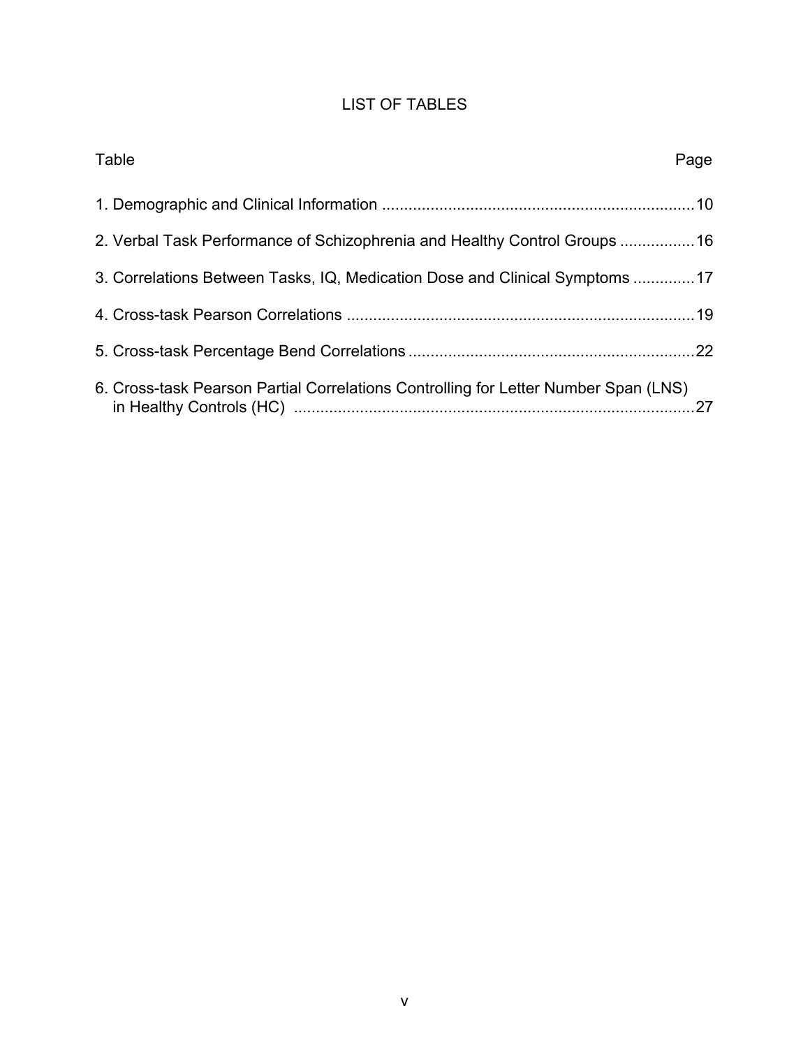# LIST OF TABLES

| Table | Page |
|---|---|
| 1. Demographic and Clinical Information | 10 |
| 2. Verbal Task Performance of Schizophrenia and Healthy Control Groups | 16 |
| 3. Correlations Between Tasks, IQ, Medication Dose and Clinical Symptoms | 17 |
| 4. Cross-task Pearson Correlations | 19 |
| 5. Cross-task Percentage Bend Correlations | 22 |
| 6. Cross-task Pearson Partial Correlations Controlling for Letter Number Span (LNS) in Healthy Controls (HC) | 27 |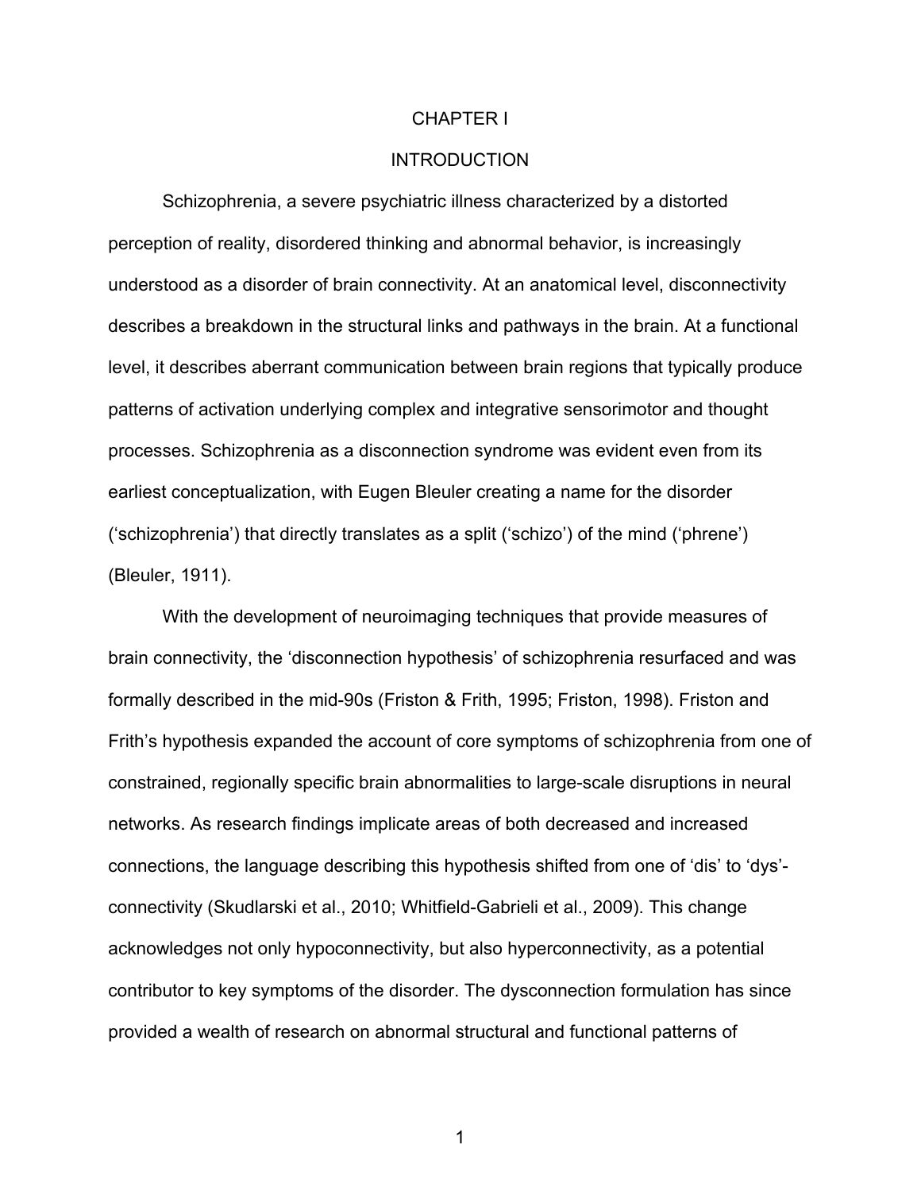# CHAPTER I

## INTRODUCTION

Schizophrenia, a severe psychiatric illness characterized by a distorted perception of reality, disordered thinking and abnormal behavior, is increasingly understood as a disorder of brain connectivity. At an anatomical level, disconnectivity describes a breakdown in the structural links and pathways in the brain. At a functional level, it describes aberrant communication between brain regions that typically produce patterns of activation underlying complex and integrative sensorimotor and thought processes. Schizophrenia as a disconnection syndrome was evident even from its earliest conceptualization, with Eugen Bleuler creating a name for the disorder ('schizophrenia') that directly translates as a split ('schizo') of the mind ('phrene') (Bleuler, 1911).

With the development of neuroimaging techniques that provide measures of brain connectivity, the 'disconnection hypothesis' of schizophrenia resurfaced and was formally described in the mid-90s (Friston & Frith, 1995; Friston, 1998). Friston and Frith's hypothesis expanded the account of core symptoms of schizophrenia from one of constrained, regionally specific brain abnormalities to large-scale disruptions in neural networks. As research findings implicate areas of both decreased and increased connections, the language describing this hypothesis shifted from one of 'dis' to 'dys'-connectivity (Skudlarski et al., 2010; Whitfield-Gabrieli et al., 2009). This change acknowledges not only hypoconnectivity, but also hyperconnectivity, as a potential contributor to key symptoms of the disorder. The dysconnection formulation has since provided a wealth of research on abnormal structural and functional patterns of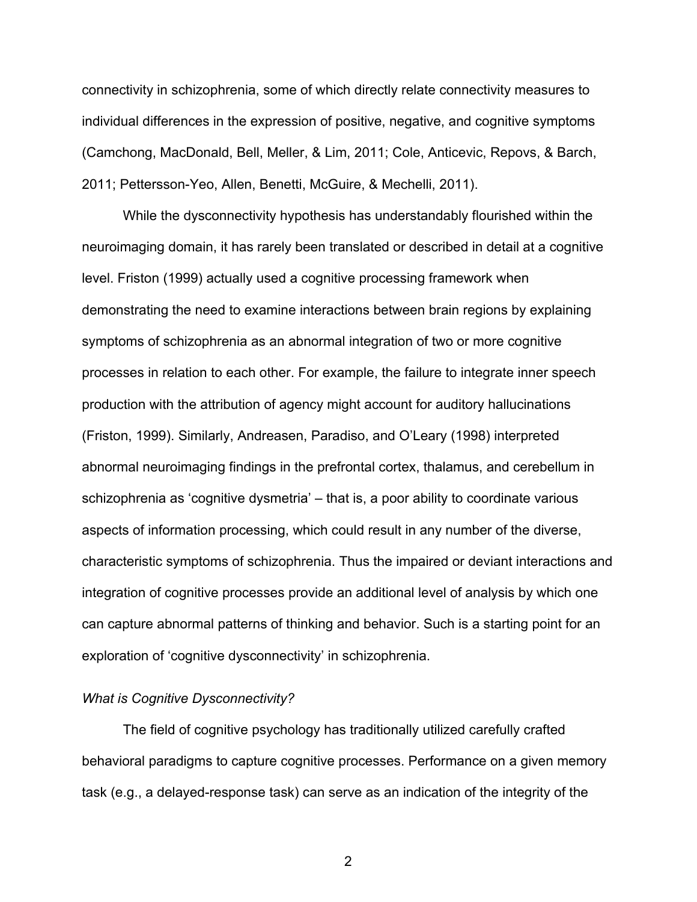connectivity in schizophrenia, some of which directly relate connectivity measures to individual differences in the expression of positive, negative, and cognitive symptoms (Camchong, MacDonald, Bell, Meller, & Lim, 2011; Cole, Anticevic, Repovs, & Barch, 2011; Pettersson-Yeo, Allen, Benetti, McGuire, & Mechelli, 2011).

While the dysconnectivity hypothesis has understandably flourished within the neuroimaging domain, it has rarely been translated or described in detail at a cognitive level. Friston (1999) actually used a cognitive processing framework when demonstrating the need to examine interactions between brain regions by explaining symptoms of schizophrenia as an abnormal integration of two or more cognitive processes in relation to each other. For example, the failure to integrate inner speech production with the attribution of agency might account for auditory hallucinations (Friston, 1999). Similarly, Andreasen, Paradiso, and O'Leary (1998) interpreted abnormal neuroimaging findings in the prefrontal cortex, thalamus, and cerebellum in schizophrenia as 'cognitive dysmetria' – that is, a poor ability to coordinate various aspects of information processing, which could result in any number of the diverse, characteristic symptoms of schizophrenia. Thus the impaired or deviant interactions and integration of cognitive processes provide an additional level of analysis by which one can capture abnormal patterns of thinking and behavior. Such is a starting point for an exploration of 'cognitive dysconnectivity' in schizophrenia.

*What is Cognitive Dysconnectivity?*

The field of cognitive psychology has traditionally utilized carefully crafted behavioral paradigms to capture cognitive processes. Performance on a given memory task (e.g., a delayed-response task) can serve as an indication of the integrity of the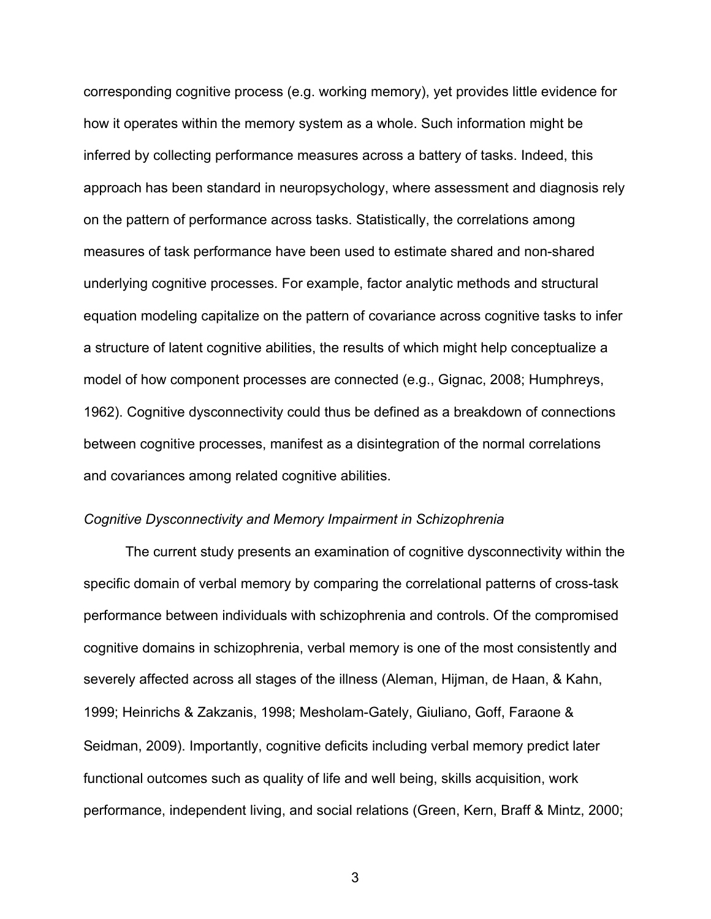corresponding cognitive process (e.g. working memory), yet provides little evidence for how it operates within the memory system as a whole. Such information might be inferred by collecting performance measures across a battery of tasks. Indeed, this approach has been standard in neuropsychology, where assessment and diagnosis rely on the pattern of performance across tasks. Statistically, the correlations among measures of task performance have been used to estimate shared and non-shared underlying cognitive processes. For example, factor analytic methods and structural equation modeling capitalize on the pattern of covariance across cognitive tasks to infer a structure of latent cognitive abilities, the results of which might help conceptualize a model of how component processes are connected (e.g., Gignac, 2008; Humphreys, 1962). Cognitive dysconnectivity could thus be defined as a breakdown of connections between cognitive processes, manifest as a disintegration of the normal correlations and covariances among related cognitive abilities.

### *Cognitive Dysconnectivity and Memory Impairment in Schizophrenia*

The current study presents an examination of cognitive dysconnectivity within the specific domain of verbal memory by comparing the correlational patterns of cross-task performance between individuals with schizophrenia and controls. Of the compromised cognitive domains in schizophrenia, verbal memory is one of the most consistently and severely affected across all stages of the illness (Aleman, Hijman, de Haan, & Kahn, 1999; Heinrichs & Zakzanis, 1998; Mesholam-Gately, Giuliano, Goff, Faraone & Seidman, 2009). Importantly, cognitive deficits including verbal memory predict later functional outcomes such as quality of life and well being, skills acquisition, work performance, independent living, and social relations (Green, Kern, Braff & Mintz, 2000;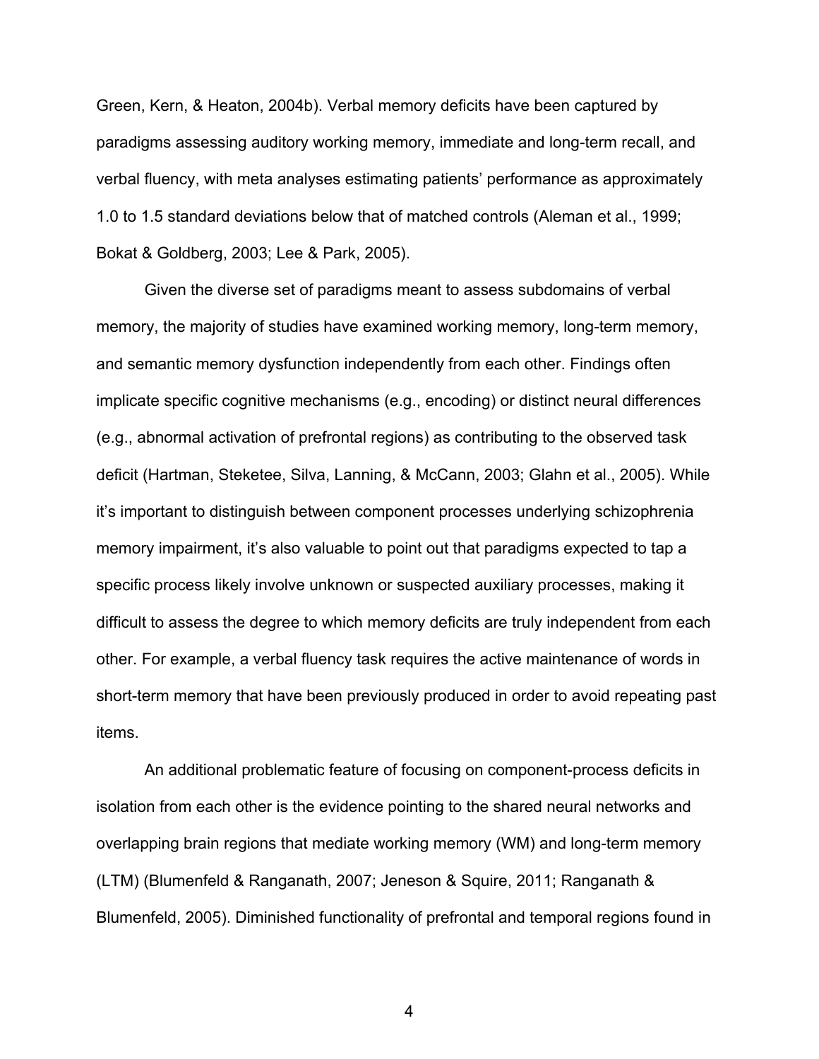Green, Kern, & Heaton, 2004b). Verbal memory deficits have been captured by paradigms assessing auditory working memory, immediate and long-term recall, and verbal fluency, with meta analyses estimating patients' performance as approximately 1.0 to 1.5 standard deviations below that of matched controls (Aleman et al., 1999; Bokat & Goldberg, 2003; Lee & Park, 2005).

Given the diverse set of paradigms meant to assess subdomains of verbal memory, the majority of studies have examined working memory, long-term memory, and semantic memory dysfunction independently from each other. Findings often implicate specific cognitive mechanisms (e.g., encoding) or distinct neural differences (e.g., abnormal activation of prefrontal regions) as contributing to the observed task deficit (Hartman, Steketee, Silva, Lanning, & McCann, 2003; Glahn et al., 2005). While it's important to distinguish between component processes underlying schizophrenia memory impairment, it's also valuable to point out that paradigms expected to tap a specific process likely involve unknown or suspected auxiliary processes, making it difficult to assess the degree to which memory deficits are truly independent from each other. For example, a verbal fluency task requires the active maintenance of words in short-term memory that have been previously produced in order to avoid repeating past items.

An additional problematic feature of focusing on component-process deficits in isolation from each other is the evidence pointing to the shared neural networks and overlapping brain regions that mediate working memory (WM) and long-term memory (LTM) (Blumenfeld & Ranganath, 2007; Jeneson & Squire, 2011; Ranganath & Blumenfeld, 2005). Diminished functionality of prefrontal and temporal regions found in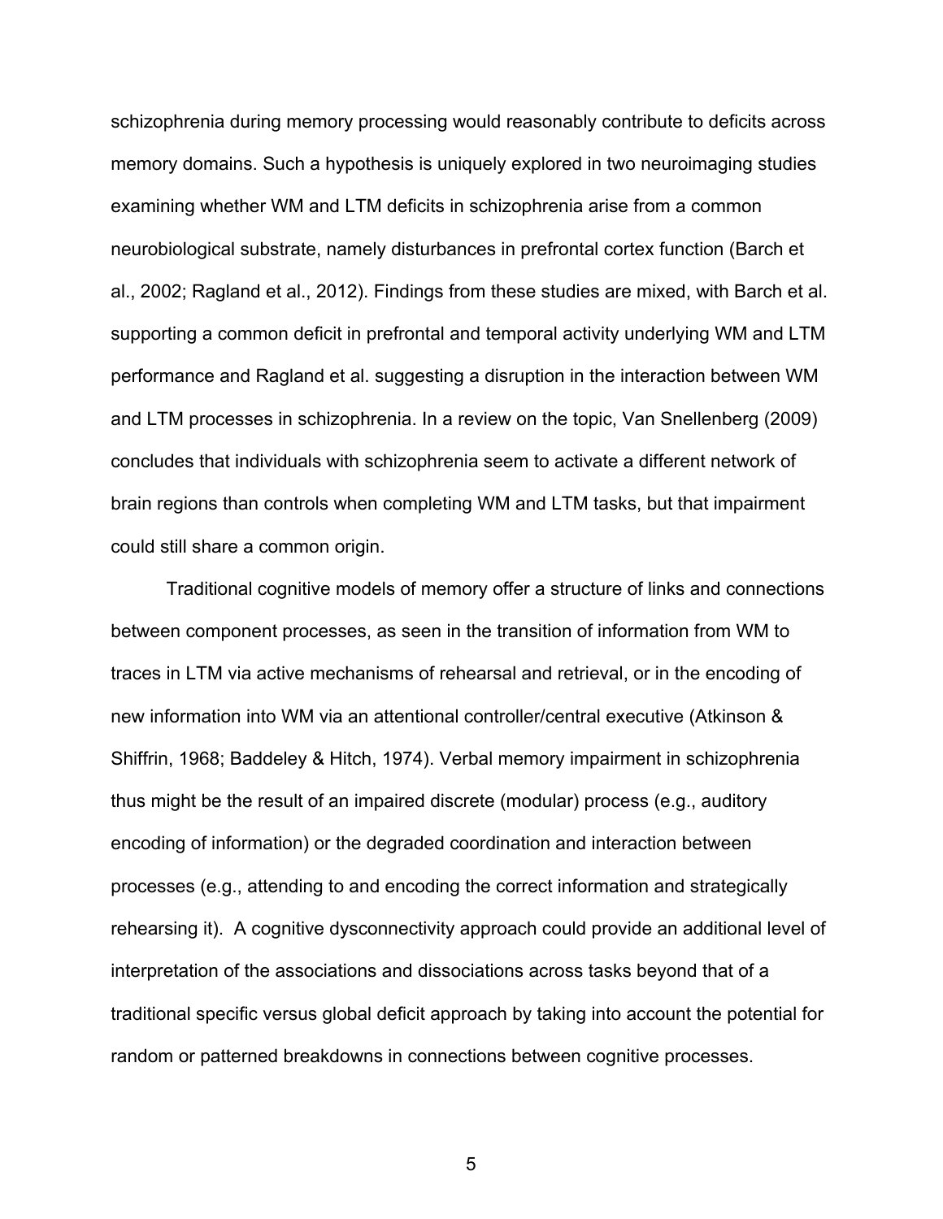schizophrenia during memory processing would reasonably contribute to deficits across memory domains. Such a hypothesis is uniquely explored in two neuroimaging studies examining whether WM and LTM deficits in schizophrenia arise from a common neurobiological substrate, namely disturbances in prefrontal cortex function (Barch et al., 2002; Ragland et al., 2012). Findings from these studies are mixed, with Barch et al. supporting a common deficit in prefrontal and temporal activity underlying WM and LTM performance and Ragland et al. suggesting a disruption in the interaction between WM and LTM processes in schizophrenia. In a review on the topic, Van Snellenberg (2009) concludes that individuals with schizophrenia seem to activate a different network of brain regions than controls when completing WM and LTM tasks, but that impairment could still share a common origin.

Traditional cognitive models of memory offer a structure of links and connections between component processes, as seen in the transition of information from WM to traces in LTM via active mechanisms of rehearsal and retrieval, or in the encoding of new information into WM via an attentional controller/central executive (Atkinson & Shiffrin, 1968; Baddeley & Hitch, 1974). Verbal memory impairment in schizophrenia thus might be the result of an impaired discrete (modular) process (e.g., auditory encoding of information) or the degraded coordination and interaction between processes (e.g., attending to and encoding the correct information and strategically rehearsing it). A cognitive dysconnectivity approach could provide an additional level of interpretation of the associations and dissociations across tasks beyond that of a traditional specific versus global deficit approach by taking into account the potential for random or patterned breakdowns in connections between cognitive processes.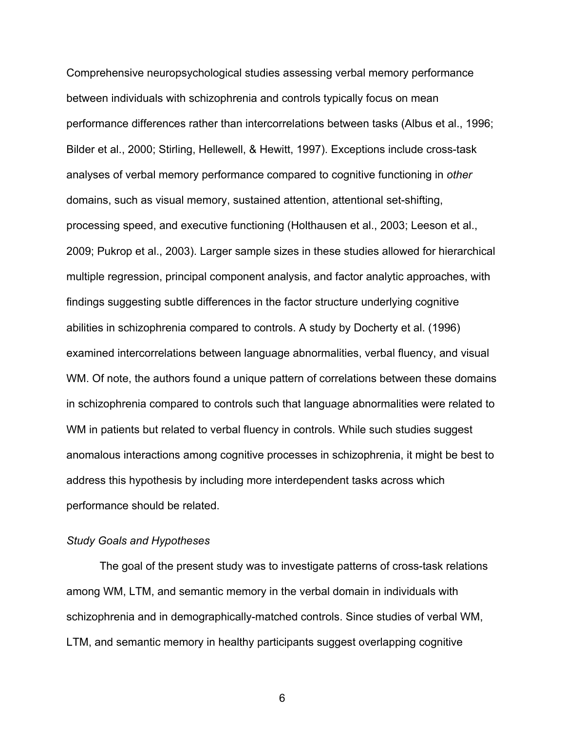Comprehensive neuropsychological studies assessing verbal memory performance between individuals with schizophrenia and controls typically focus on mean performance differences rather than intercorrelations between tasks (Albus et al., 1996; Bilder et al., 2000; Stirling, Hellewell, & Hewitt, 1997). Exceptions include cross-task analyses of verbal memory performance compared to cognitive functioning in *other* domains, such as visual memory, sustained attention, attentional set-shifting, processing speed, and executive functioning (Holthausen et al., 2003; Leeson et al., 2009; Pukrop et al., 2003). Larger sample sizes in these studies allowed for hierarchical multiple regression, principal component analysis, and factor analytic approaches, with findings suggesting subtle differences in the factor structure underlying cognitive abilities in schizophrenia compared to controls. A study by Docherty et al. (1996) examined intercorrelations between language abnormalities, verbal fluency, and visual WM. Of note, the authors found a unique pattern of correlations between these domains in schizophrenia compared to controls such that language abnormalities were related to WM in patients but related to verbal fluency in controls. While such studies suggest anomalous interactions among cognitive processes in schizophrenia, it might be best to address this hypothesis by including more interdependent tasks across which performance should be related.

### *Study Goals and Hypotheses*

The goal of the present study was to investigate patterns of cross-task relations among WM, LTM, and semantic memory in the verbal domain in individuals with schizophrenia and in demographically-matched controls. Since studies of verbal WM, LTM, and semantic memory in healthy participants suggest overlapping cognitive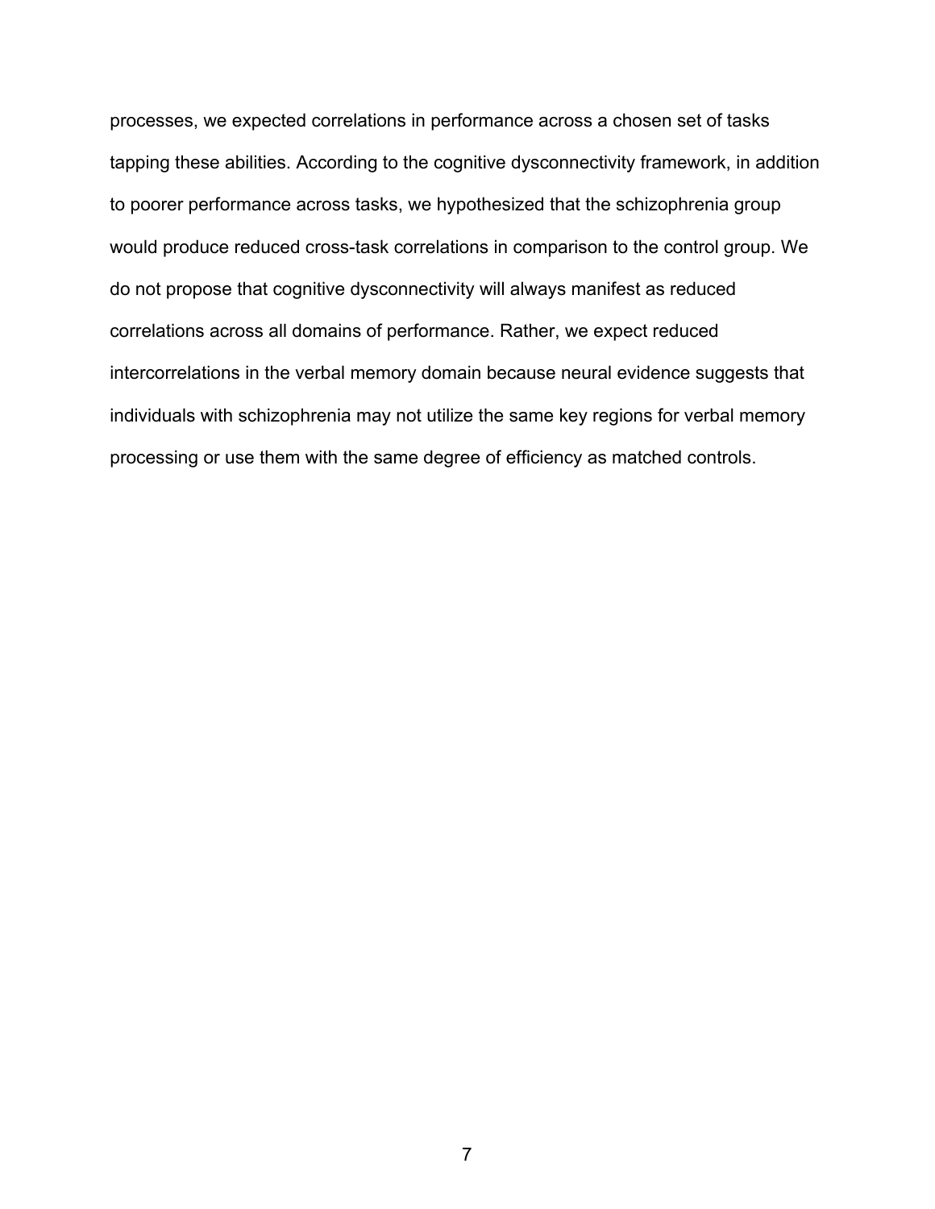processes, we expected correlations in performance across a chosen set of tasks tapping these abilities. According to the cognitive dysconnectivity framework, in addition to poorer performance across tasks, we hypothesized that the schizophrenia group would produce reduced cross-task correlations in comparison to the control group. We do not propose that cognitive dysconnectivity will always manifest as reduced correlations across all domains of performance. Rather, we expect reduced intercorrelations in the verbal memory domain because neural evidence suggests that individuals with schizophrenia may not utilize the same key regions for verbal memory processing or use them with the same degree of efficiency as matched controls.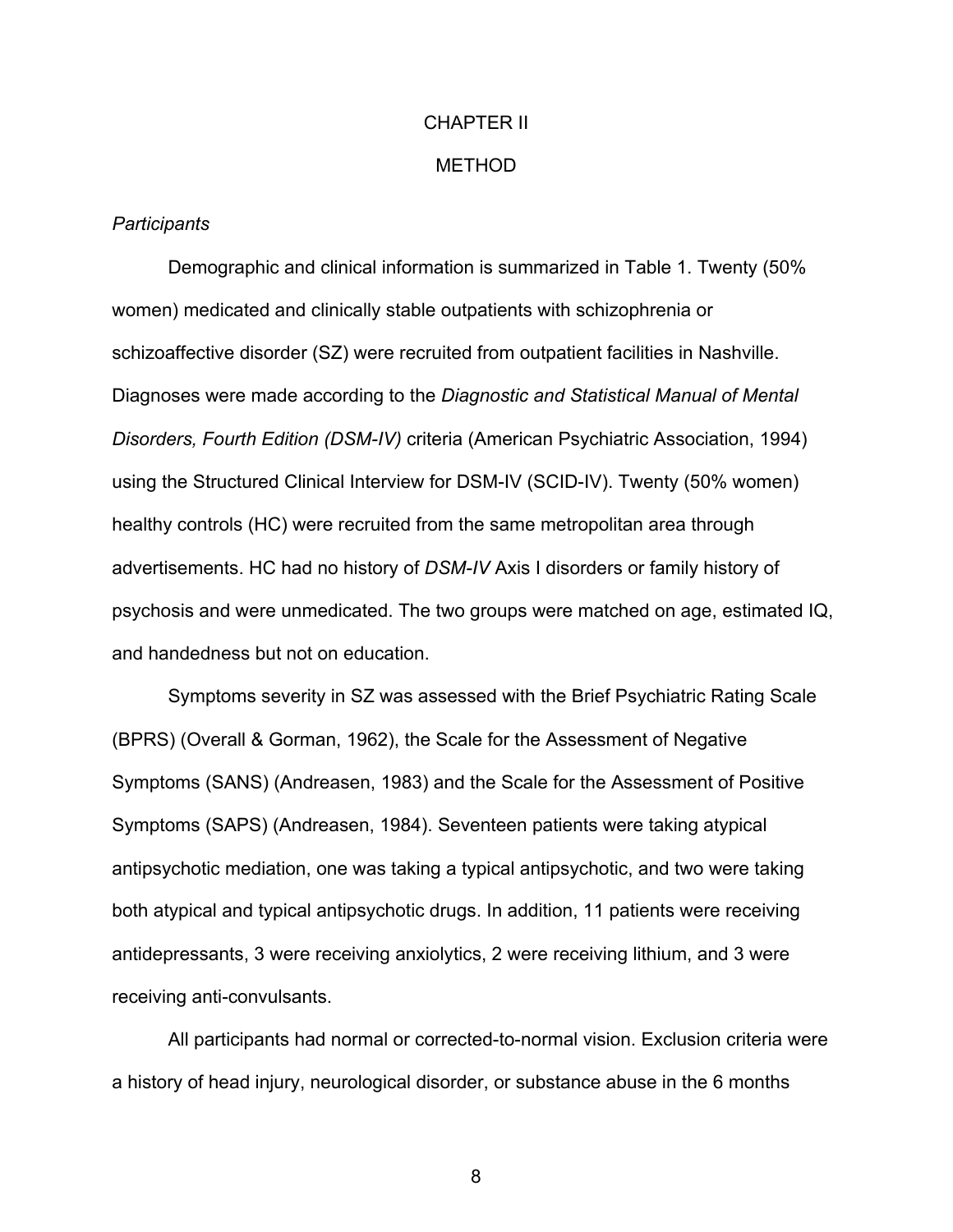# CHAPTER II

# METHOD

*Participants*

Demographic and clinical information is summarized in Table 1. Twenty (50% women) medicated and clinically stable outpatients with schizophrenia or schizoaffective disorder (SZ) were recruited from outpatient facilities in Nashville. Diagnoses were made according to the *Diagnostic and Statistical Manual of Mental Disorders, Fourth Edition (DSM-IV)* criteria (American Psychiatric Association, 1994) using the Structured Clinical Interview for DSM-IV (SCID-IV). Twenty (50% women) healthy controls (HC) were recruited from the same metropolitan area through advertisements. HC had no history of *DSM-IV* Axis I disorders or family history of psychosis and were unmedicated. The two groups were matched on age, estimated IQ, and handedness but not on education.

Symptoms severity in SZ was assessed with the Brief Psychiatric Rating Scale (BPRS) (Overall & Gorman, 1962), the Scale for the Assessment of Negative Symptoms (SANS) (Andreasen, 1983) and the Scale for the Assessment of Positive Symptoms (SAPS) (Andreasen, 1984). Seventeen patients were taking atypical antipsychotic mediation, one was taking a typical antipsychotic, and two were taking both atypical and typical antipsychotic drugs. In addition, 11 patients were receiving antidepressants, 3 were receiving anxiolytics, 2 were receiving lithium, and 3 were receiving anti-convulsants.

All participants had normal or corrected-to-normal vision. Exclusion criteria were a history of head injury, neurological disorder, or substance abuse in the 6 months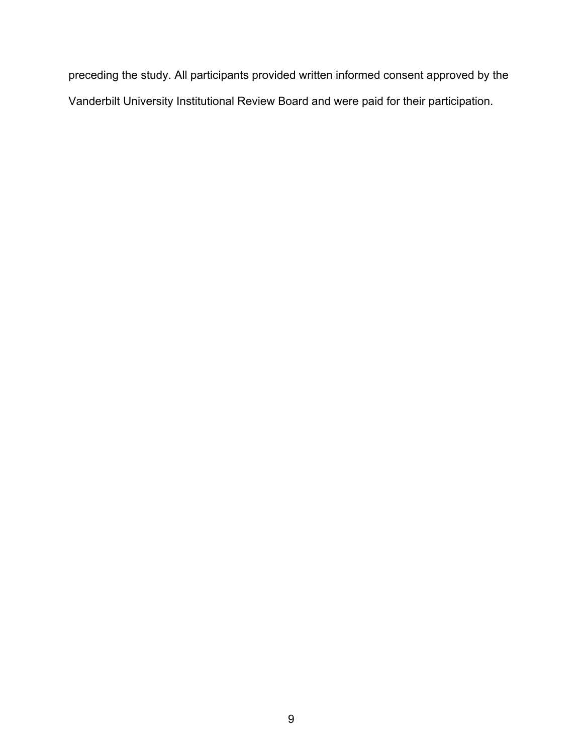preceding the study. All participants provided written informed consent approved by the Vanderbilt University Institutional Review Board and were paid for their participation.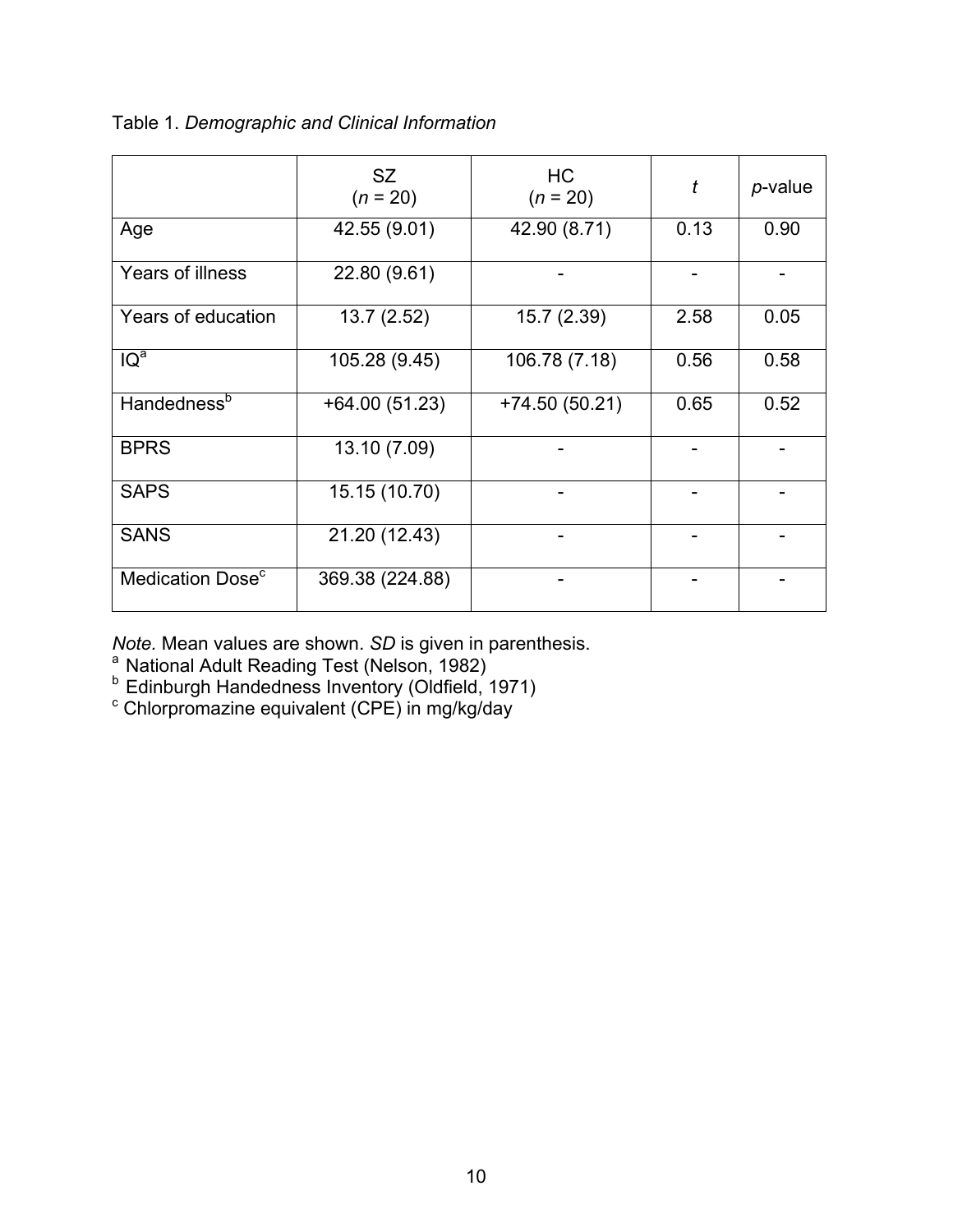Table 1. *Demographic and Clinical Information*

| | SZ ($n$ = 20) | HC ($n$ = 20) | $t$ | $p$-value |
|---|---|---|---|---|
| Age | 42.55 (9.01) | 42.90 (8.71) | 0.13 | 0.90 |
| Years of illness | 22.80 (9.61) | - | - | - |
| Years of education | 13.7 (2.52) | 15.7 (2.39) | 2.58 | 0.05 |
| IQ[a] | 105.28 (9.45) | 106.78 (7.18) | 0.56 | 0.58 |
| Handedness[b] | +64.00 (51.23) | +74.50 (50.21) | 0.65 | 0.52 |
| BPRS | 13.10 (7.09) | - | - | - |
| SAPS | 15.15 (10.70) | - | - | - |
| SANS | 21.20 (12.43) | - | - | - |
| Medication Dose[c] | 369.38 (224.88) | - | - | - |

*Note.* Mean values are shown. *SD* is given in parenthesis.
[a] National Adult Reading Test (Nelson, 1982)
[b] Edinburgh Handedness Inventory (Oldfield, 1971)
[c] Chlorpromazine equivalent (CPE) in mg/kg/day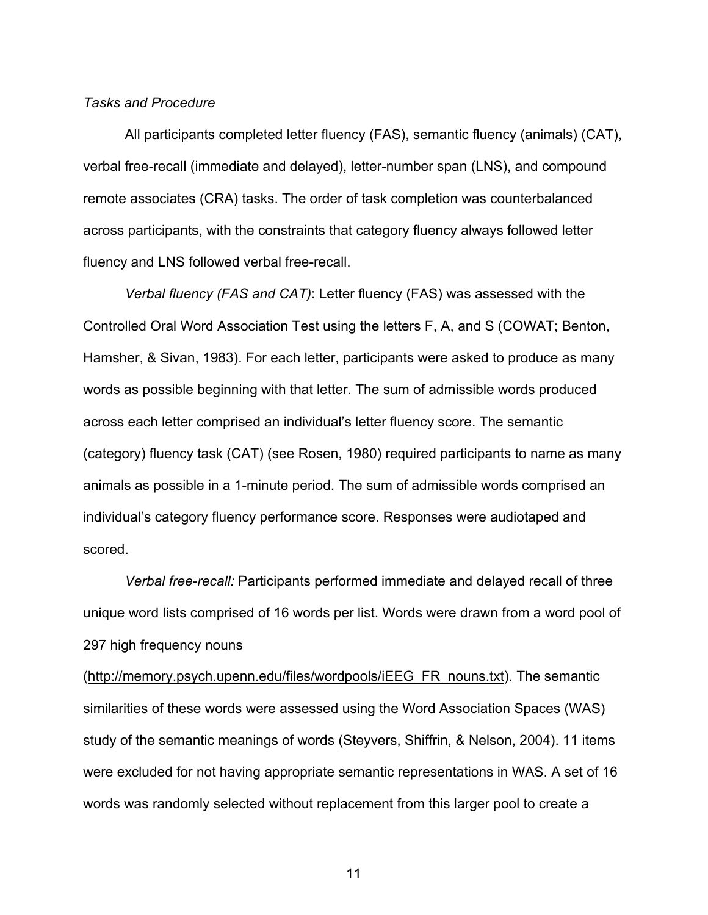*Tasks and Procedure*

All participants completed letter fluency (FAS), semantic fluency (animals) (CAT), verbal free-recall (immediate and delayed), letter-number span (LNS), and compound remote associates (CRA) tasks. The order of task completion was counterbalanced across participants, with the constraints that category fluency always followed letter fluency and LNS followed verbal free-recall.

*Verbal fluency (FAS and CAT)*: Letter fluency (FAS) was assessed with the Controlled Oral Word Association Test using the letters F, A, and S (COWAT; Benton, Hamsher, & Sivan, 1983). For each letter, participants were asked to produce as many words as possible beginning with that letter. The sum of admissible words produced across each letter comprised an individual's letter fluency score. The semantic (category) fluency task (CAT) (see Rosen, 1980) required participants to name as many animals as possible in a 1-minute period. The sum of admissible words comprised an individual's category fluency performance score. Responses were audiotaped and scored.

*Verbal free-recall:* Participants performed immediate and delayed recall of three unique word lists comprised of 16 words per list. Words were drawn from a word pool of 297 high frequency nouns (http://memory.psych.upenn.edu/files/wordpools/iEEG_FR_nouns.txt). The semantic similarities of these words were assessed using the Word Association Spaces (WAS) study of the semantic meanings of words (Steyvers, Shiffrin, & Nelson, 2004). 11 items were excluded for not having appropriate semantic representations in WAS. A set of 16 words was randomly selected without replacement from this larger pool to create a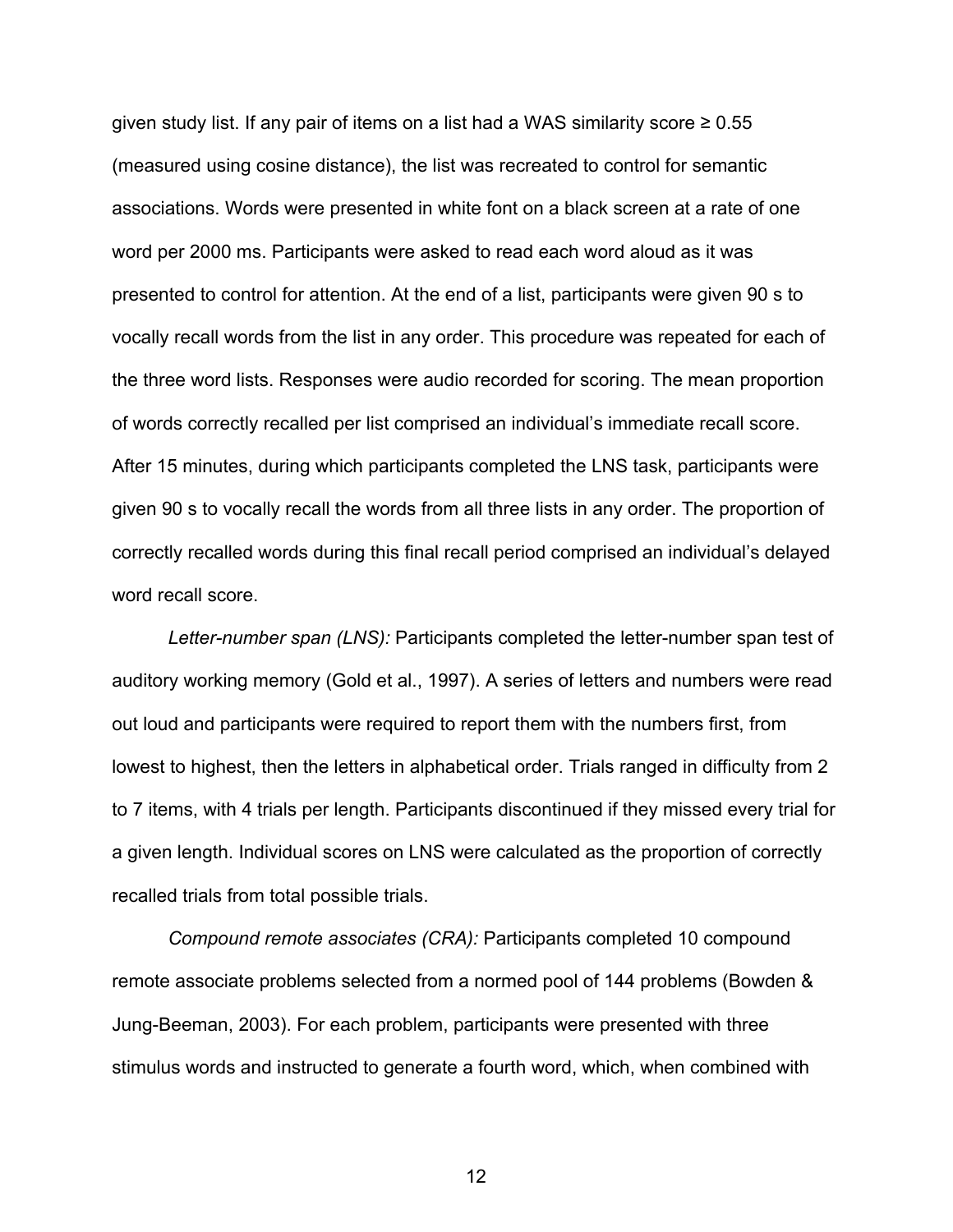given study list. If any pair of items on a list had a WAS similarity score ≥ 0.55 (measured using cosine distance), the list was recreated to control for semantic associations. Words were presented in white font on a black screen at a rate of one word per 2000 ms. Participants were asked to read each word aloud as it was presented to control for attention. At the end of a list, participants were given 90 s to vocally recall words from the list in any order. This procedure was repeated for each of the three word lists. Responses were audio recorded for scoring. The mean proportion of words correctly recalled per list comprised an individual's immediate recall score. After 15 minutes, during which participants completed the LNS task, participants were given 90 s to vocally recall the words from all three lists in any order. The proportion of correctly recalled words during this final recall period comprised an individual's delayed word recall score.

*Letter-number span (LNS):* Participants completed the letter-number span test of auditory working memory (Gold et al., 1997). A series of letters and numbers were read out loud and participants were required to report them with the numbers first, from lowest to highest, then the letters in alphabetical order. Trials ranged in difficulty from 2 to 7 items, with 4 trials per length. Participants discontinued if they missed every trial for a given length. Individual scores on LNS were calculated as the proportion of correctly recalled trials from total possible trials.

*Compound remote associates (CRA):* Participants completed 10 compound remote associate problems selected from a normed pool of 144 problems (Bowden & Jung-Beeman, 2003). For each problem, participants were presented with three stimulus words and instructed to generate a fourth word, which, when combined with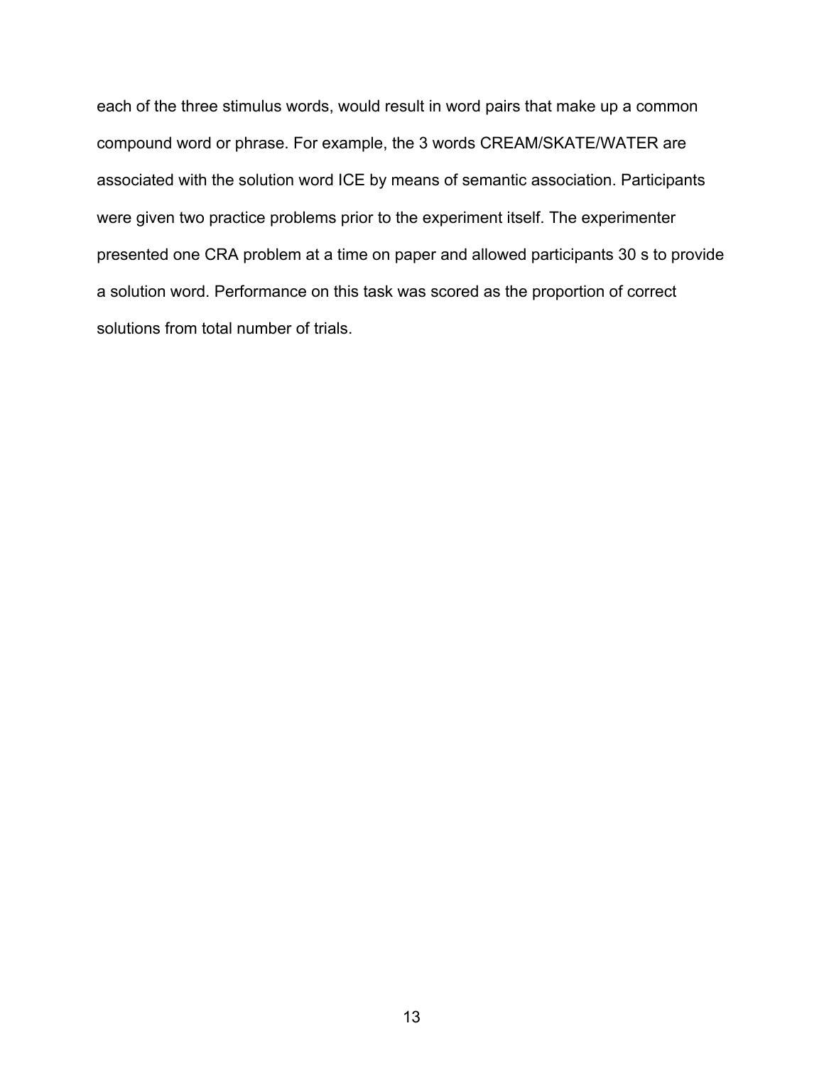each of the three stimulus words, would result in word pairs that make up a common compound word or phrase. For example, the 3 words CREAM/SKATE/WATER are associated with the solution word ICE by means of semantic association. Participants were given two practice problems prior to the experiment itself. The experimenter presented one CRA problem at a time on paper and allowed participants 30 s to provide a solution word. Performance on this task was scored as the proportion of correct solutions from total number of trials.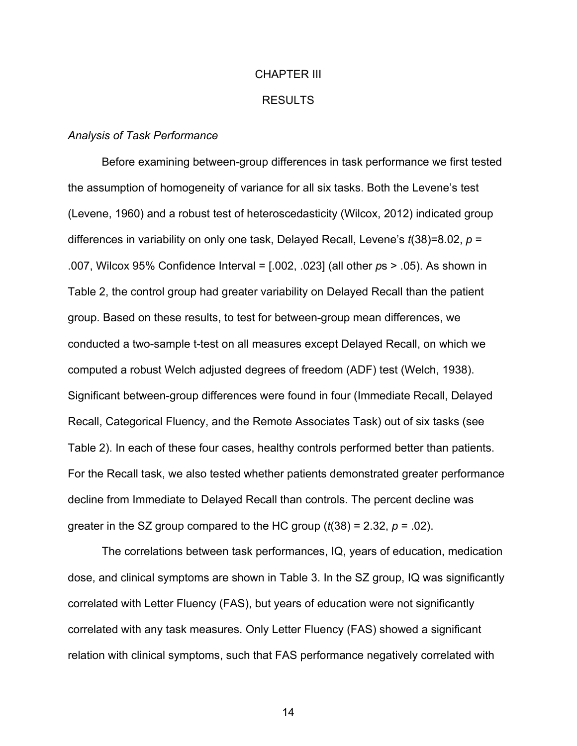# CHAPTER III

# RESULTS

### *Analysis of Task Performance*

Before examining between-group differences in task performance we first tested the assumption of homogeneity of variance for all six tasks. Both the Levene's test (Levene, 1960) and a robust test of heteroscedasticity (Wilcox, 2012) indicated group differences in variability on only one task, Delayed Recall, Levene's $t(38)=8.02$, $p = .007$, Wilcox 95% Confidence Interval = [.002, .023] (all other *p*s > .05). As shown in Table 2, the control group had greater variability on Delayed Recall than the patient group. Based on these results, to test for between-group mean differences, we conducted a two-sample t-test on all measures except Delayed Recall, on which we computed a robust Welch adjusted degrees of freedom (ADF) test (Welch, 1938). Significant between-group differences were found in four (Immediate Recall, Delayed Recall, Categorical Fluency, and the Remote Associates Task) out of six tasks (see Table 2). In each of these four cases, healthy controls performed better than patients. For the Recall task, we also tested whether patients demonstrated greater performance decline from Immediate to Delayed Recall than controls. The percent decline was greater in the SZ group compared to the HC group ($t(38) = 2.32$, $p = .02$).

The correlations between task performances, IQ, years of education, medication dose, and clinical symptoms are shown in Table 3. In the SZ group, IQ was significantly correlated with Letter Fluency (FAS), but years of education were not significantly correlated with any task measures. Only Letter Fluency (FAS) showed a significant relation with clinical symptoms, such that FAS performance negatively correlated with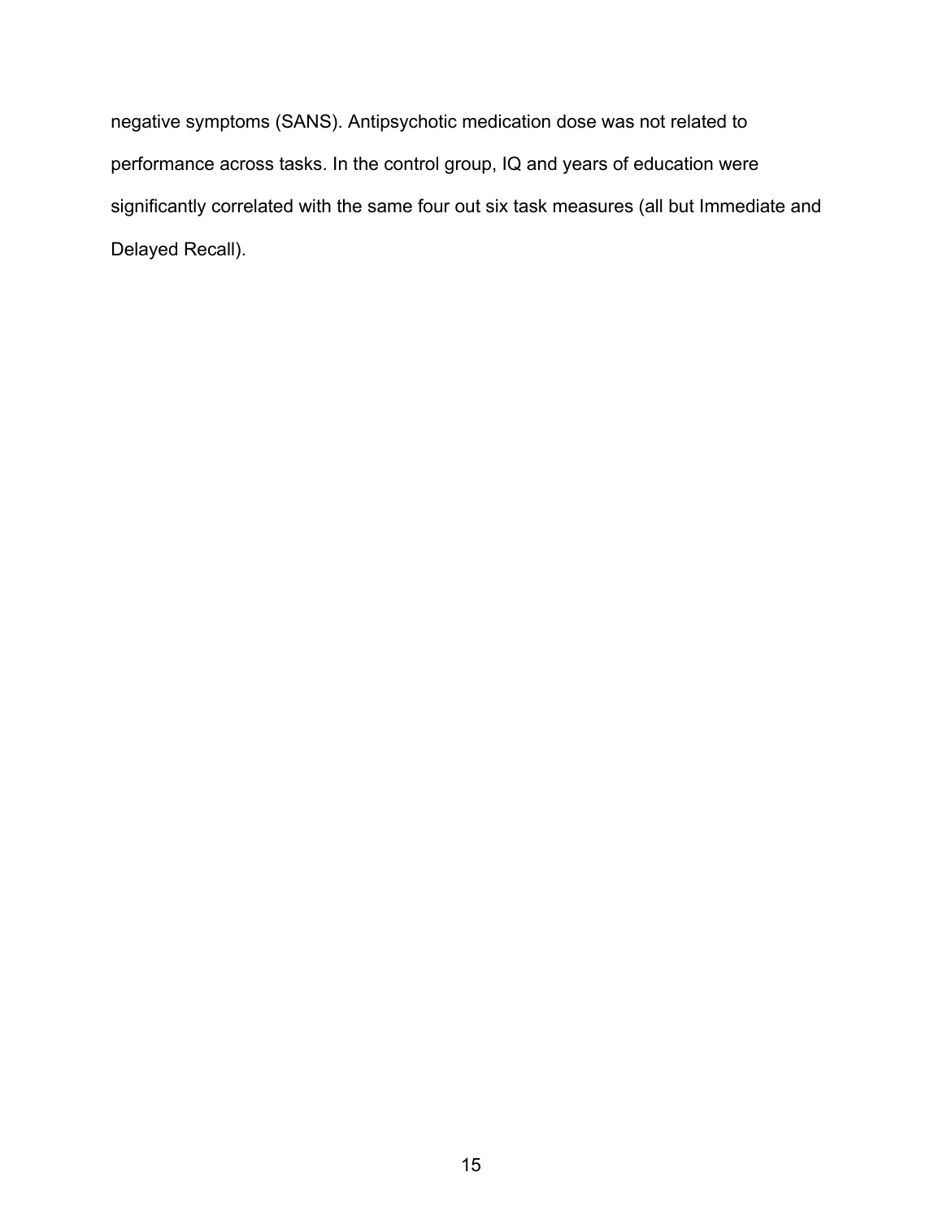negative symptoms (SANS). Antipsychotic medication dose was not related to performance across tasks. In the control group, IQ and years of education were significantly correlated with the same four out six task measures (all but Immediate and Delayed Recall).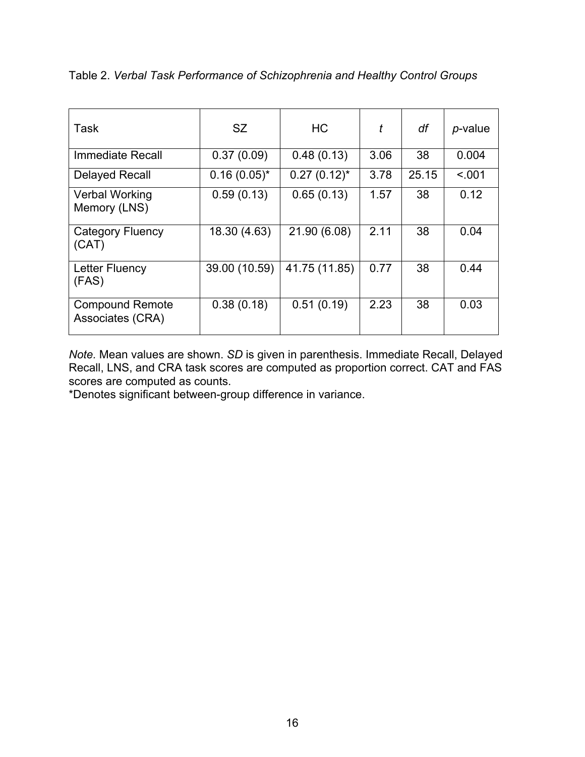Table 2. *Verbal Task Performance of Schizophrenia and Healthy Control Groups*

| Task | SZ | HC | *t* | *df* | *p*-value |
|---|---|---|---|---|---|
| Immediate Recall | 0.37 (0.09) | 0.48 (0.13) | 3.06 | 38 | 0.004 |
| Delayed Recall | 0.16 (0.05)* | 0.27 (0.12)* | 3.78 | 25.15 | <.001 |
| Verbal Working Memory (LNS) | 0.59 (0.13) | 0.65 (0.13) | 1.57 | 38 | 0.12 |
| Category Fluency (CAT) | 18.30 (4.63) | 21.90 (6.08) | 2.11 | 38 | 0.04 |
| Letter Fluency (FAS) | 39.00 (10.59) | 41.75 (11.85) | 0.77 | 38 | 0.44 |
| Compound Remote Associates (CRA) | 0.38 (0.18) | 0.51 (0.19) | 2.23 | 38 | 0.03 |

*Note.* Mean values are shown. *SD* is given in parenthesis. Immediate Recall, Delayed Recall, LNS, and CRA task scores are computed as proportion correct. CAT and FAS scores are computed as counts.
*Denotes significant between-group difference in variance.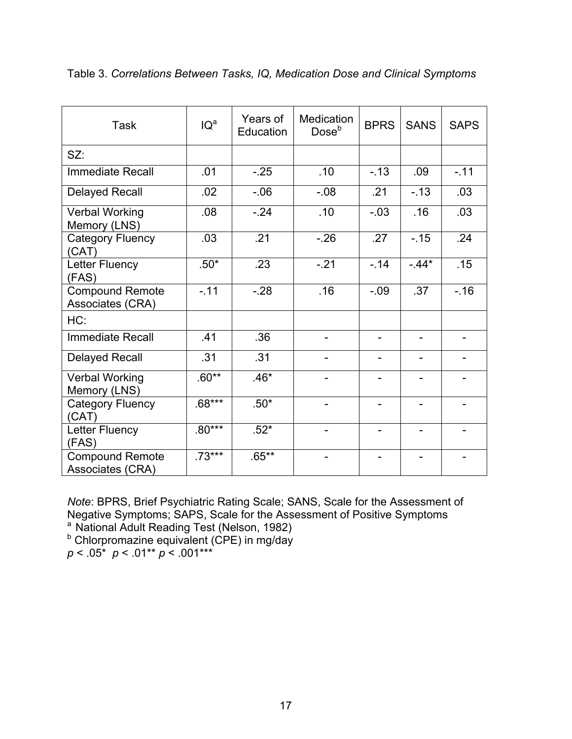Table 3. *Correlations Between Tasks, IQ, Medication Dose and Clinical Symptoms*

| Task | IQ[a] | Years of Education | Medication Dose[b] | BPRS | SANS | SAPS |
|---|---|---|---|---|---|---|
| SZ: | | | | | | |
| Immediate Recall | .01 | -.25 | .10 | -.13 | .09 | -.11 |
| Delayed Recall | .02 | -.06 | -.08 | .21 | -.13 | .03 |
| Verbal Working Memory (LNS) | .08 | -.24 | .10 | -.03 | .16 | .03 |
| Category Fluency (CAT) | .03 | .21 | -.26 | .27 | -.15 | .24 |
| Letter Fluency (FAS) | .50* | .23 | -.21 | -.14 | -.44* | .15 |
| Compound Remote Associates (CRA) | -.11 | -.28 | .16 | -.09 | .37 | -.16 |
| HC: | | | | | | |
| Immediate Recall | .41 | .36 | - | - | - | - |
| Delayed Recall | .31 | .31 | - | - | - | - |
| Verbal Working Memory (LNS) | .60** | .46* | - | - | - | - |
| Category Fluency (CAT) | .68*** | .50* | - | - | - | - |
| Letter Fluency (FAS) | .80*** | .52* | - | - | - | - |
| Compound Remote Associates (CRA) | .73*** | .65** | - | - | - | - |

*Note*: BPRS, Brief Psychiatric Rating Scale; SANS, Scale for the Assessment of Negative Symptoms; SAPS, Scale for the Assessment of Positive Symptoms

[a] National Adult Reading Test (Nelson, 1982)

[b] Chlorpromazine equivalent (CPE) in mg/day

$p < .05$* $p < .01$** $p < .001$***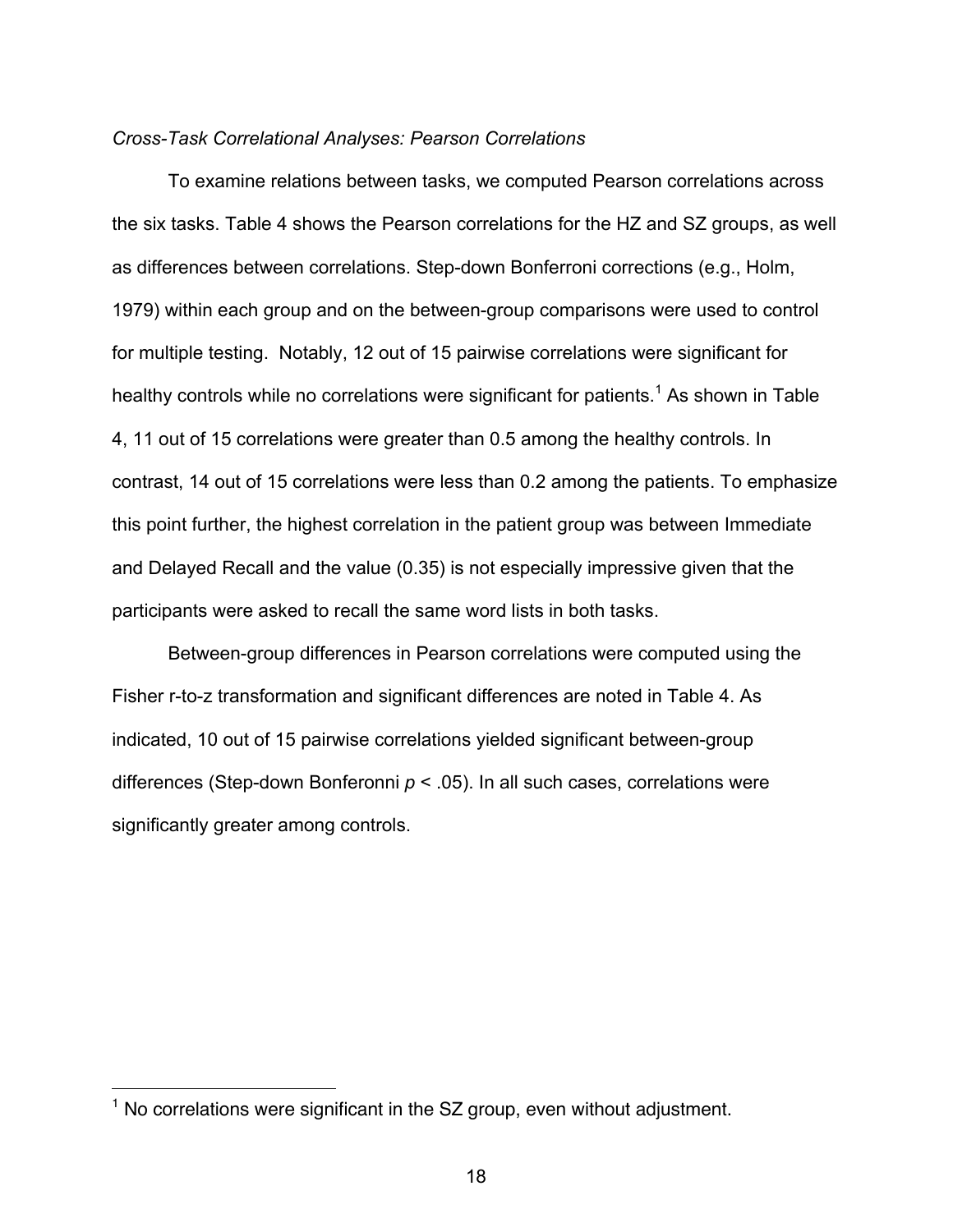*Cross-Task Correlational Analyses: Pearson Correlations*

To examine relations between tasks, we computed Pearson correlations across the six tasks. Table 4 shows the Pearson correlations for the HZ and SZ groups, as well as differences between correlations. Step-down Bonferroni corrections (e.g., Holm, 1979) within each group and on the between-group comparisons were used to control for multiple testing. Notably, 12 out of 15 pairwise correlations were significant for healthy controls while no correlations were significant for patients.[1] As shown in Table 4, 11 out of 15 correlations were greater than 0.5 among the healthy controls. In contrast, 14 out of 15 correlations were less than 0.2 among the patients. To emphasize this point further, the highest correlation in the patient group was between Immediate and Delayed Recall and the value (0.35) is not especially impressive given that the participants were asked to recall the same word lists in both tasks.

Between-group differences in Pearson correlations were computed using the Fisher r-to-z transformation and significant differences are noted in Table 4. As indicated, 10 out of 15 pairwise correlations yielded significant between-group differences (Step-down Bonferroni $p < .05$). In all such cases, correlations were significantly greater among controls.

[1] No correlations were significant in the SZ group, even without adjustment.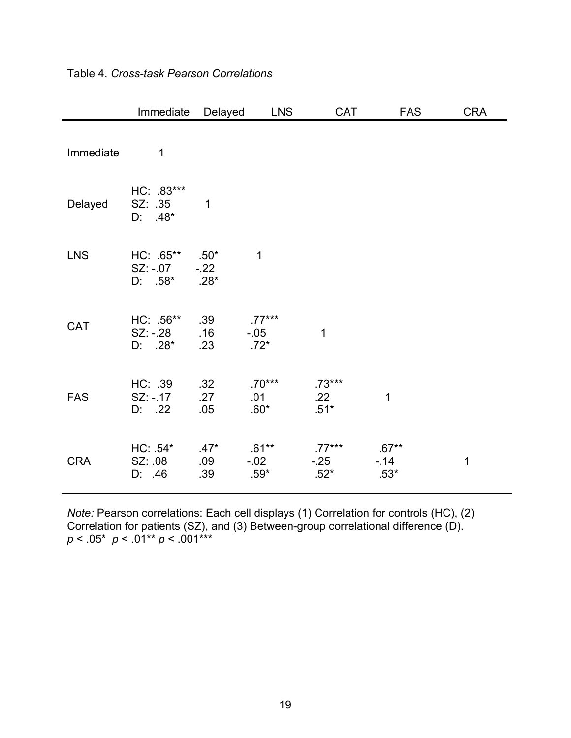Table 4. *Cross-task Pearson Correlations*

| | Immediate | Delayed | LNS | CAT | FAS | CRA |
|---|---|---|---|---|---|---|
| Immediate | 1 | | | | | |
| Delayed | HC: .83***<br>SZ: .35<br>D: .48* | 1 | | | | |
| LNS | HC: .65**<br>SZ: -.07<br>D: .58* | .50*<br>-.22<br>.28* | 1 | | | |
| CAT | HC: .56**<br>SZ: -.28<br>D: .28* | .39<br>.16<br>.23 | .77***<br>-.05<br>.72* | 1 | | |
| FAS | HC: .39<br>SZ: -.17<br>D: .22 | .32<br>.27<br>.05 | .70***<br>.01<br>.60* | .73***<br>.22<br>.51* | 1 | |
| CRA | HC: .54*<br>SZ: .08<br>D: .46 | .47*<br>.09<br>.39 | .61**<br>-.02<br>.59* | .77***<br>-.25<br>.52* | .67**<br>-.14<br>.53* | 1 |

*Note:* Pearson correlations: Each cell displays (1) Correlation for controls (HC), (2) Correlation for patients (SZ), and (3) Between-group correlational difference (D). $p < .05$* $p < .01$** $p < .001$***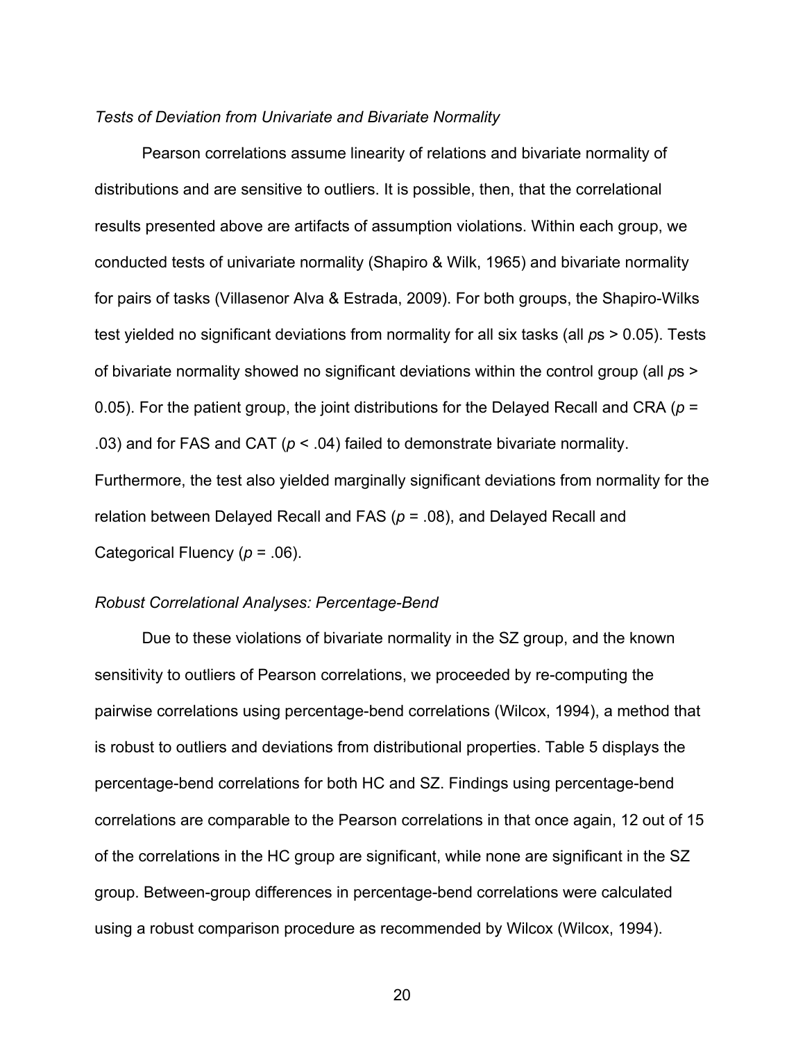*Tests of Deviation from Univariate and Bivariate Normality*

Pearson correlations assume linearity of relations and bivariate normality of distributions and are sensitive to outliers. It is possible, then, that the correlational results presented above are artifacts of assumption violations. Within each group, we conducted tests of univariate normality (Shapiro & Wilk, 1965) and bivariate normality for pairs of tasks (Villasenor Alva & Estrada, 2009). For both groups, the Shapiro-Wilks test yielded no significant deviations from normality for all six tasks (all *p*s > 0.05). Tests of bivariate normality showed no significant deviations within the control group (all *p*s > 0.05). For the patient group, the joint distributions for the Delayed Recall and CRA ($p$ = .03) and for FAS and CAT ($p < .04$) failed to demonstrate bivariate normality. Furthermore, the test also yielded marginally significant deviations from normality for the relation between Delayed Recall and FAS ($p$ = .08), and Delayed Recall and Categorical Fluency ($p$ = .06).

*Robust Correlational Analyses: Percentage-Bend*

Due to these violations of bivariate normality in the SZ group, and the known sensitivity to outliers of Pearson correlations, we proceeded by re-computing the pairwise correlations using percentage-bend correlations (Wilcox, 1994), a method that is robust to outliers and deviations from distributional properties. Table 5 displays the percentage-bend correlations for both HC and SZ. Findings using percentage-bend correlations are comparable to the Pearson correlations in that once again, 12 out of 15 of the correlations in the HC group are significant, while none are significant in the SZ group. Between-group differences in percentage-bend correlations were calculated using a robust comparison procedure as recommended by Wilcox (Wilcox, 1994).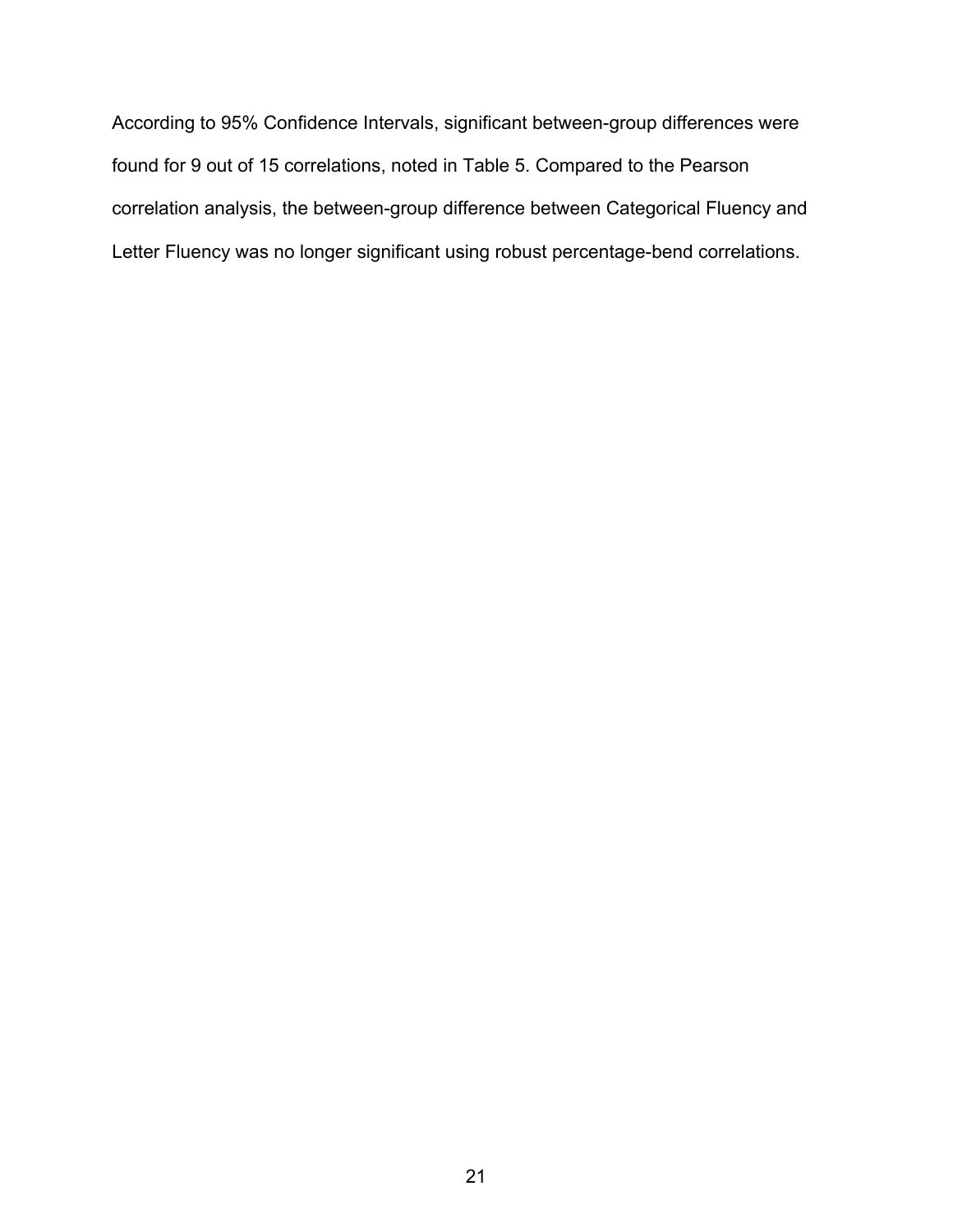According to 95% Confidence Intervals, significant between-group differences were found for 9 out of 15 correlations, noted in Table 5. Compared to the Pearson correlation analysis, the between-group difference between Categorical Fluency and Letter Fluency was no longer significant using robust percentage-bend correlations.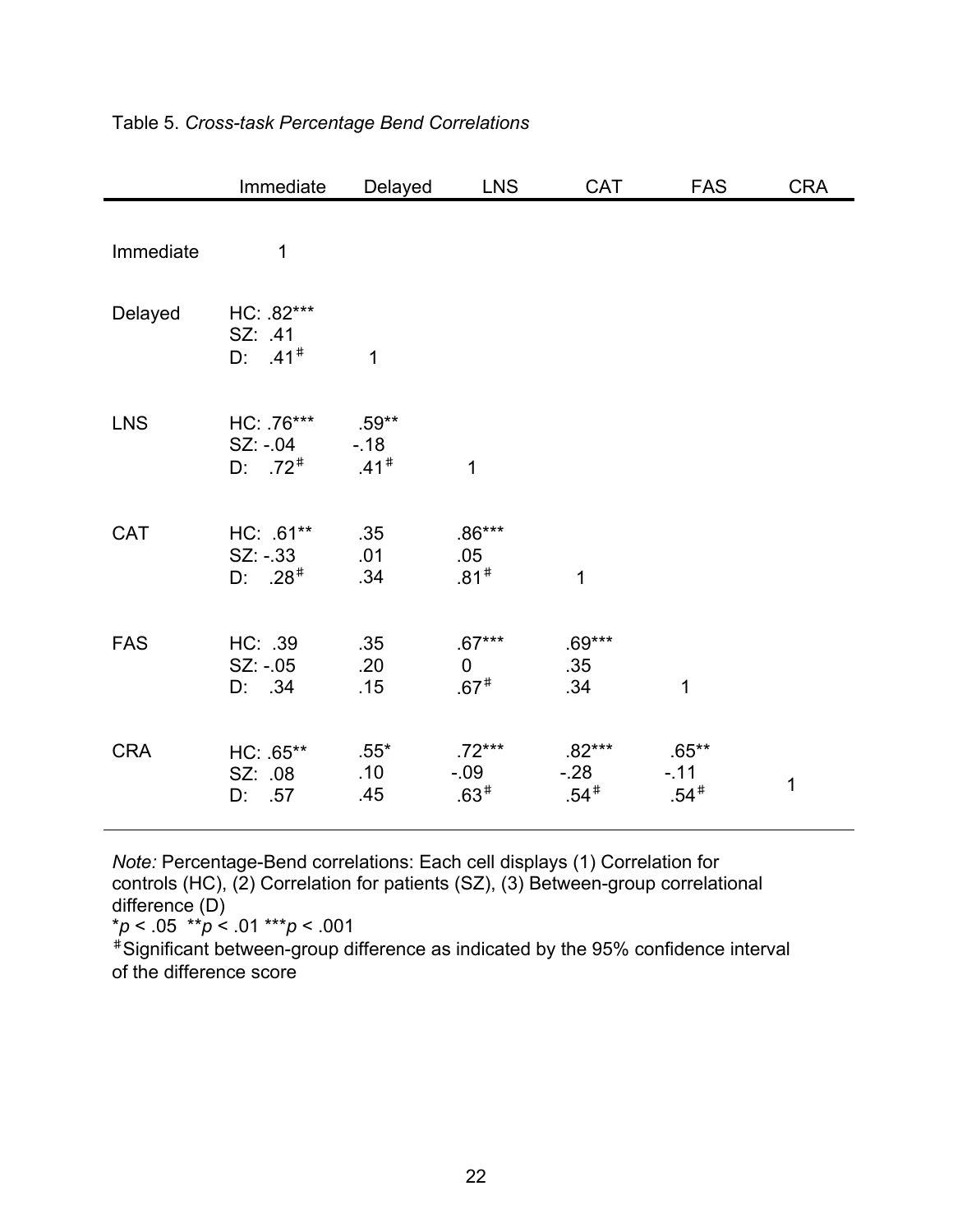Table 5. *Cross-task Percentage Bend Correlations*

| | Immediate | Delayed | LNS | CAT | FAS | CRA |
|---|---|---|---|---|---|---|
| Immediate | 1 | | | | | |
| Delayed | HC: .82***<br>SZ: .41<br>D: .41[#] | 1 | | | | |
| LNS | HC: .76***<br>SZ: -.04<br>D: .72[#] | .59**<br>-.18<br>.41[#] | 1 | | | |
| CAT | HC: .61**<br>SZ: -.33<br>D: .28[#] | .35<br>.01<br>.34 | .86***<br>.05<br>.81[#] | 1 | | |
| FAS | HC: .39<br>SZ: -.05<br>D: .34 | .35<br>.20<br>.15 | .67***<br>0<br>.67[#] | .69***<br>.35<br>.34 | 1 | |
| CRA | HC: .65**<br>SZ: .08<br>D: .57 | .55*<br>.10<br>.45 | .72***<br>-.09<br>.63[#] | .82***<br>-.28<br>.54[#] | .65**<br>-.11<br>.54[#] | 1 |

*Note:* Percentage-Bend correlations: Each cell displays (1) Correlation for controls (HC), (2) Correlation for patients (SZ), (3) Between-group correlational difference (D)

*$p < .05$ **$p < .01$ ***$p < .001$

[#]Significant between-group difference as indicated by the 95% confidence interval of the difference score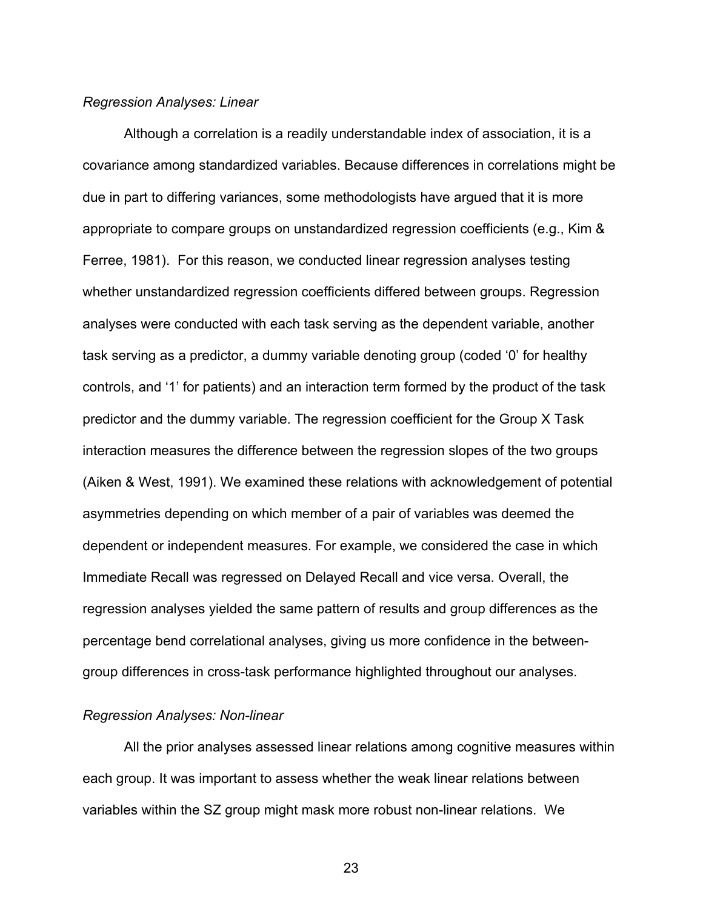*Regression Analyses: Linear*

Although a correlation is a readily understandable index of association, it is a covariance among standardized variables. Because differences in correlations might be due in part to differing variances, some methodologists have argued that it is more appropriate to compare groups on unstandardized regression coefficients (e.g., Kim & Ferree, 1981). For this reason, we conducted linear regression analyses testing whether unstandardized regression coefficients differed between groups. Regression analyses were conducted with each task serving as the dependent variable, another task serving as a predictor, a dummy variable denoting group (coded '0' for healthy controls, and '1' for patients) and an interaction term formed by the product of the task predictor and the dummy variable. The regression coefficient for the Group X Task interaction measures the difference between the regression slopes of the two groups (Aiken & West, 1991). We examined these relations with acknowledgement of potential asymmetries depending on which member of a pair of variables was deemed the dependent or independent measures. For example, we considered the case in which Immediate Recall was regressed on Delayed Recall and vice versa. Overall, the regression analyses yielded the same pattern of results and group differences as the percentage bend correlational analyses, giving us more confidence in the between-group differences in cross-task performance highlighted throughout our analyses.

*Regression Analyses: Non-linear*

All the prior analyses assessed linear relations among cognitive measures within each group. It was important to assess whether the weak linear relations between variables within the SZ group might mask more robust non-linear relations. We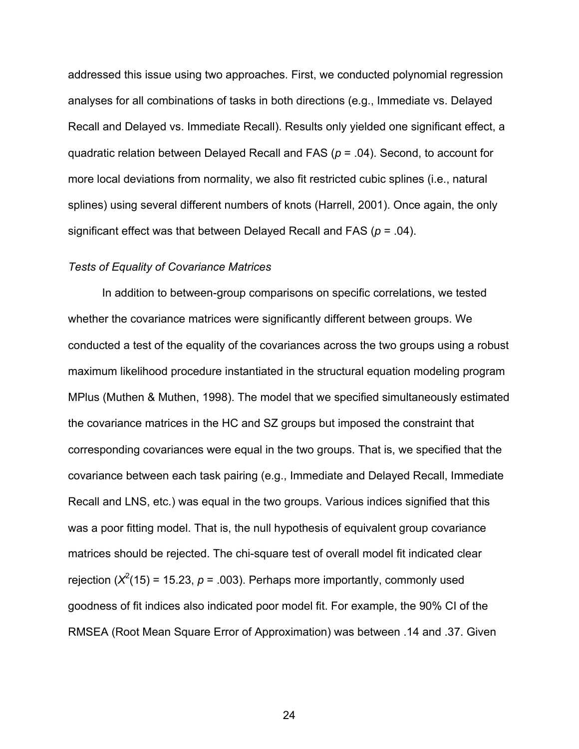addressed this issue using two approaches. First, we conducted polynomial regression analyses for all combinations of tasks in both directions (e.g., Immediate vs. Delayed Recall and Delayed vs. Immediate Recall). Results only yielded one significant effect, a quadratic relation between Delayed Recall and FAS ($p$ = .04). Second, to account for more local deviations from normality, we also fit restricted cubic splines (i.e., natural splines) using several different numbers of knots (Harrell, 2001). Once again, the only significant effect was that between Delayed Recall and FAS ($p$ = .04).

*Tests of Equality of Covariance Matrices*

In addition to between-group comparisons on specific correlations, we tested whether the covariance matrices were significantly different between groups. We conducted a test of the equality of the covariances across the two groups using a robust maximum likelihood procedure instantiated in the structural equation modeling program MPlus (Muthen & Muthen, 1998). The model that we specified simultaneously estimated the covariance matrices in the HC and SZ groups but imposed the constraint that corresponding covariances were equal in the two groups. That is, we specified that the covariance between each task pairing (e.g., Immediate and Delayed Recall, Immediate Recall and LNS, etc.) was equal in the two groups. Various indices signified that this was a poor fitting model. That is, the null hypothesis of equivalent group covariance matrices should be rejected. The chi-square test of overall model fit indicated clear rejection ($X^2(15)$ = 15.23, $p$ = .003). Perhaps more importantly, commonly used goodness of fit indices also indicated poor model fit. For example, the 90% CI of the RMSEA (Root Mean Square Error of Approximation) was between .14 and .37. Given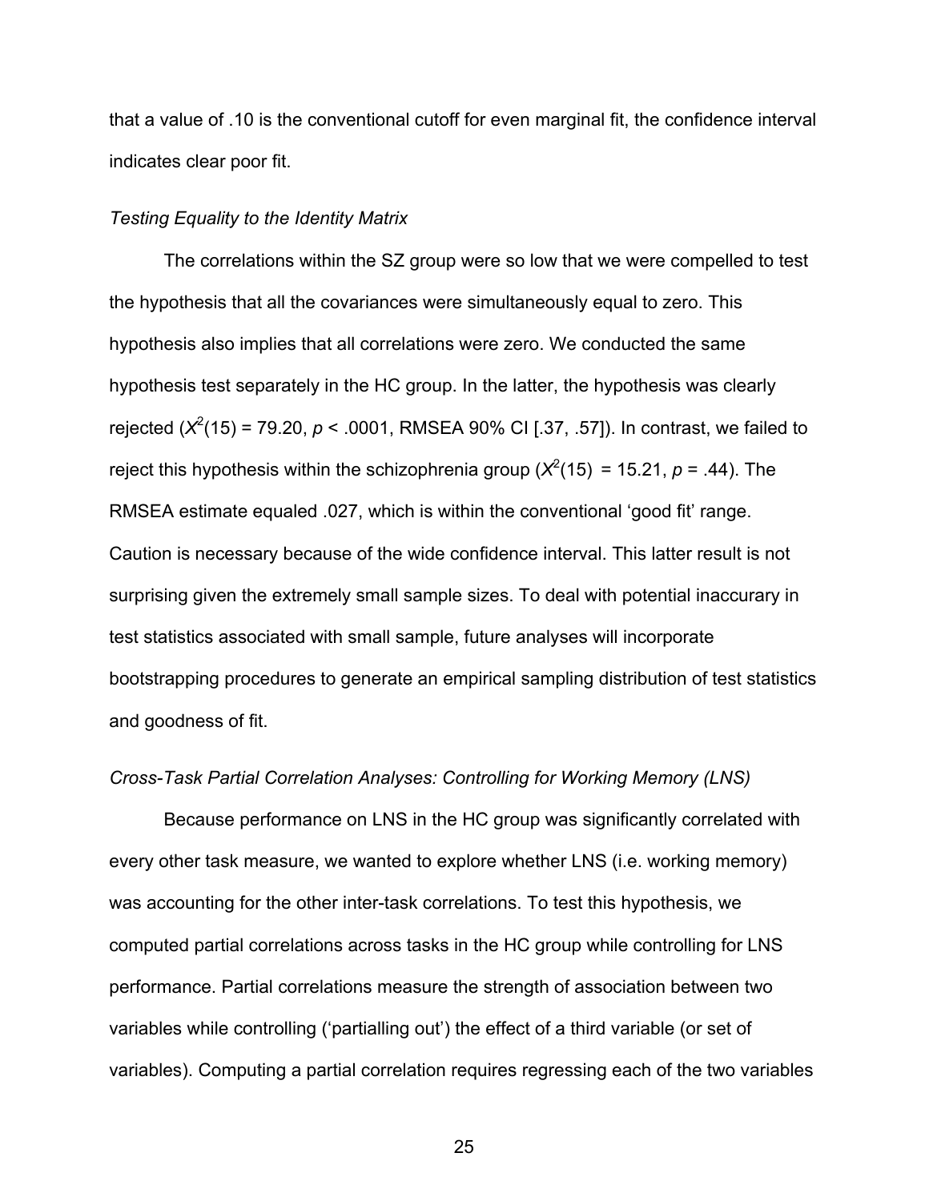that a value of .10 is the conventional cutoff for even marginal fit, the confidence interval indicates clear poor fit.

*Testing Equality to the Identity Matrix*

The correlations within the SZ group were so low that we were compelled to test the hypothesis that all the covariances were simultaneously equal to zero. This hypothesis also implies that all correlations were zero. We conducted the same hypothesis test separately in the HC group. In the latter, the hypothesis was clearly rejected ($X^2(15) = 79.20$, $p < .0001$, RMSEA 90% CI [.37, .57]). In contrast, we failed to reject this hypothesis within the schizophrenia group ($X^2(15) = 15.21$, $p = .44$). The RMSEA estimate equaled .027, which is within the conventional 'good fit' range. Caution is necessary because of the wide confidence interval. This latter result is not surprising given the extremely small sample sizes. To deal with potential inaccurary in test statistics associated with small sample, future analyses will incorporate bootstrapping procedures to generate an empirical sampling distribution of test statistics and goodness of fit.

*Cross-Task Partial Correlation Analyses: Controlling for Working Memory (LNS)*

Because performance on LNS in the HC group was significantly correlated with every other task measure, we wanted to explore whether LNS (i.e. working memory) was accounting for the other inter-task correlations. To test this hypothesis, we computed partial correlations across tasks in the HC group while controlling for LNS performance. Partial correlations measure the strength of association between two variables while controlling ('partialling out') the effect of a third variable (or set of variables). Computing a partial correlation requires regressing each of the two variables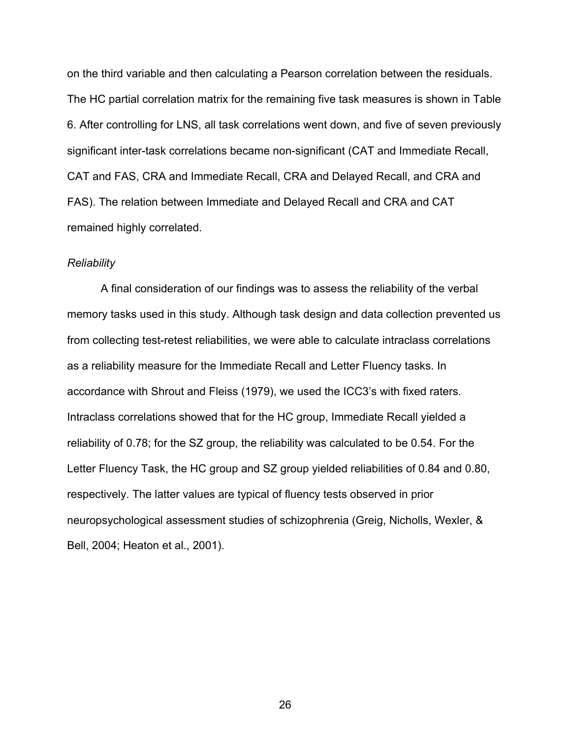on the third variable and then calculating a Pearson correlation between the residuals. The HC partial correlation matrix for the remaining five task measures is shown in Table 6. After controlling for LNS, all task correlations went down, and five of seven previously significant inter-task correlations became non-significant (CAT and Immediate Recall, CAT and FAS, CRA and Immediate Recall, CRA and Delayed Recall, and CRA and FAS). The relation between Immediate and Delayed Recall and CRA and CAT remained highly correlated.

*Reliability*

A final consideration of our findings was to assess the reliability of the verbal memory tasks used in this study. Although task design and data collection prevented us from collecting test-retest reliabilities, we were able to calculate intraclass correlations as a reliability measure for the Immediate Recall and Letter Fluency tasks. In accordance with Shrout and Fleiss (1979), we used the ICC3's with fixed raters. Intraclass correlations showed that for the HC group, Immediate Recall yielded a reliability of 0.78; for the SZ group, the reliability was calculated to be 0.54. For the Letter Fluency Task, the HC group and SZ group yielded reliabilities of 0.84 and 0.80, respectively. The latter values are typical of fluency tests observed in prior neuropsychological assessment studies of schizophrenia (Greig, Nicholls, Wexler, & Bell, 2004; Heaton et al., 2001).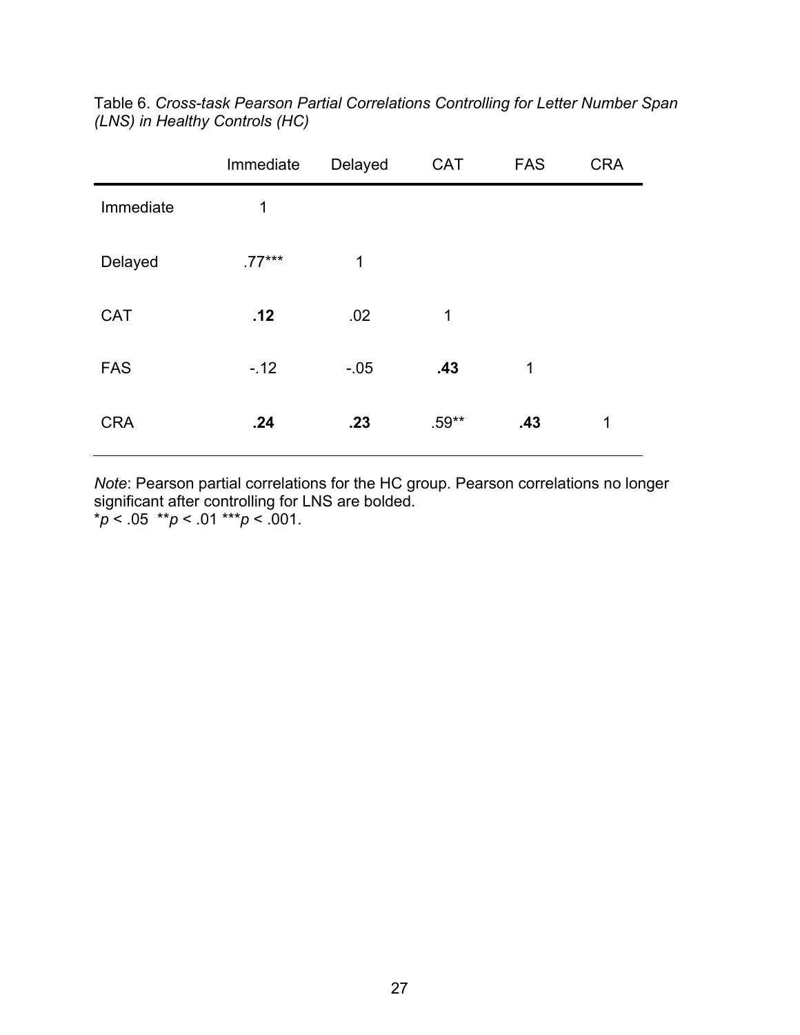Table 6. *Cross-task Pearson Partial Correlations Controlling for Letter Number Span (LNS) in Healthy Controls (HC)*

| | Immediate | Delayed | CAT | FAS | CRA |
|---|---|---|---|---|---|
| Immediate | 1 | | | | |
| Delayed | .77*** | 1 | | | |
| CAT | **.12** | .02 | 1 | | |
| FAS | -.12 | -.05 | **.43** | 1 | |
| CRA | **.24** | **.23** | .59** | **.43** | 1 |

*Note*: Pearson partial correlations for the HC group. Pearson correlations no longer significant after controlling for LNS are bolded.
\**p* < .05 \*\**p* < .01 \*\*\**p* < .001.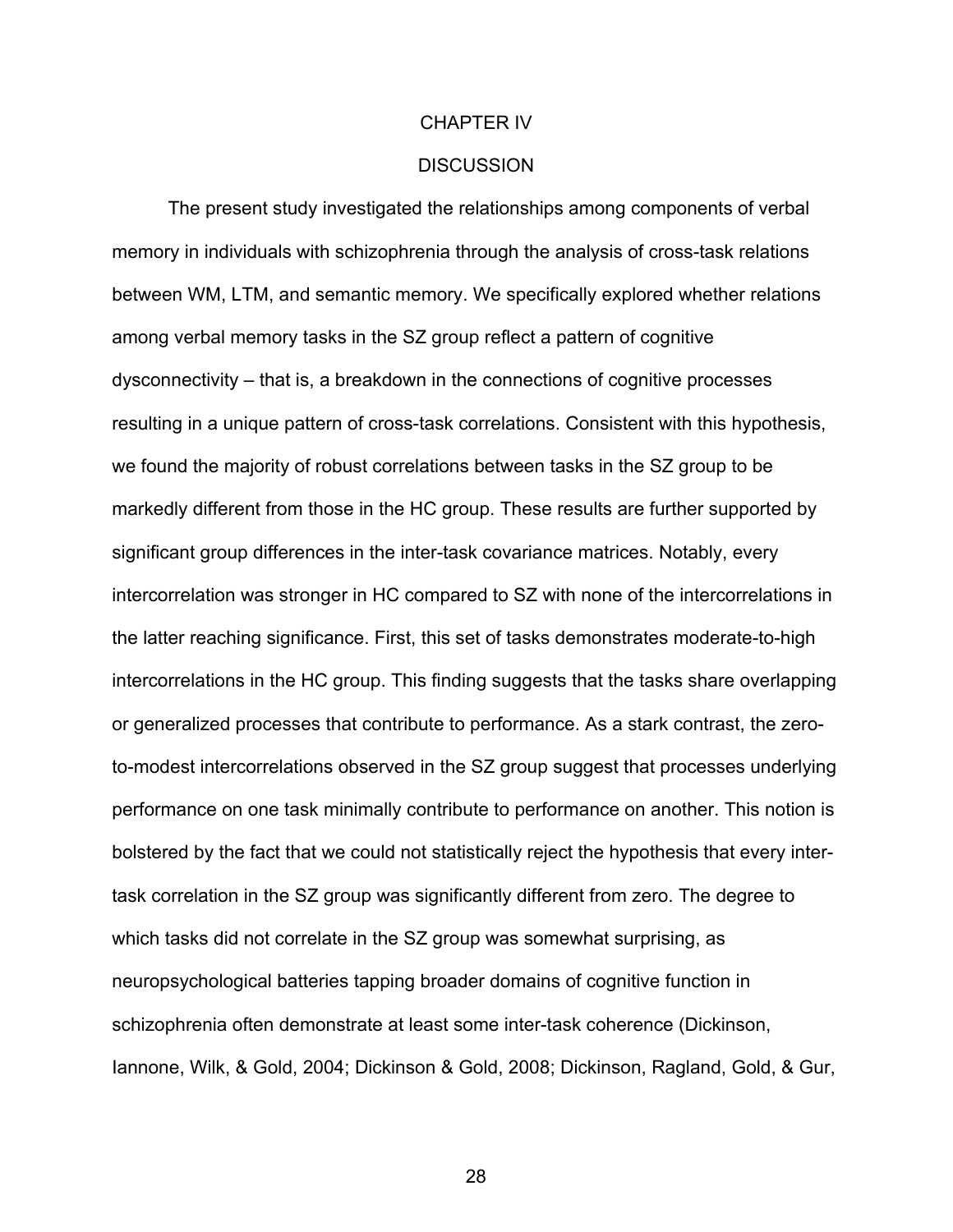# CHAPTER IV

# DISCUSSION

The present study investigated the relationships among components of verbal memory in individuals with schizophrenia through the analysis of cross-task relations between WM, LTM, and semantic memory. We specifically explored whether relations among verbal memory tasks in the SZ group reflect a pattern of cognitive dysconnectivity – that is, a breakdown in the connections of cognitive processes resulting in a unique pattern of cross-task correlations. Consistent with this hypothesis, we found the majority of robust correlations between tasks in the SZ group to be markedly different from those in the HC group. These results are further supported by significant group differences in the inter-task covariance matrices. Notably, every intercorrelation was stronger in HC compared to SZ with none of the intercorrelations in the latter reaching significance. First, this set of tasks demonstrates moderate-to-high intercorrelations in the HC group. This finding suggests that the tasks share overlapping or generalized processes that contribute to performance. As a stark contrast, the zero-to-modest intercorrelations observed in the SZ group suggest that processes underlying performance on one task minimally contribute to performance on another. This notion is bolstered by the fact that we could not statistically reject the hypothesis that every inter-task correlation in the SZ group was significantly different from zero. The degree to which tasks did not correlate in the SZ group was somewhat surprising, as neuropsychological batteries tapping broader domains of cognitive function in schizophrenia often demonstrate at least some inter-task coherence (Dickinson, Iannone, Wilk, & Gold, 2004; Dickinson & Gold, 2008; Dickinson, Ragland, Gold, & Gur,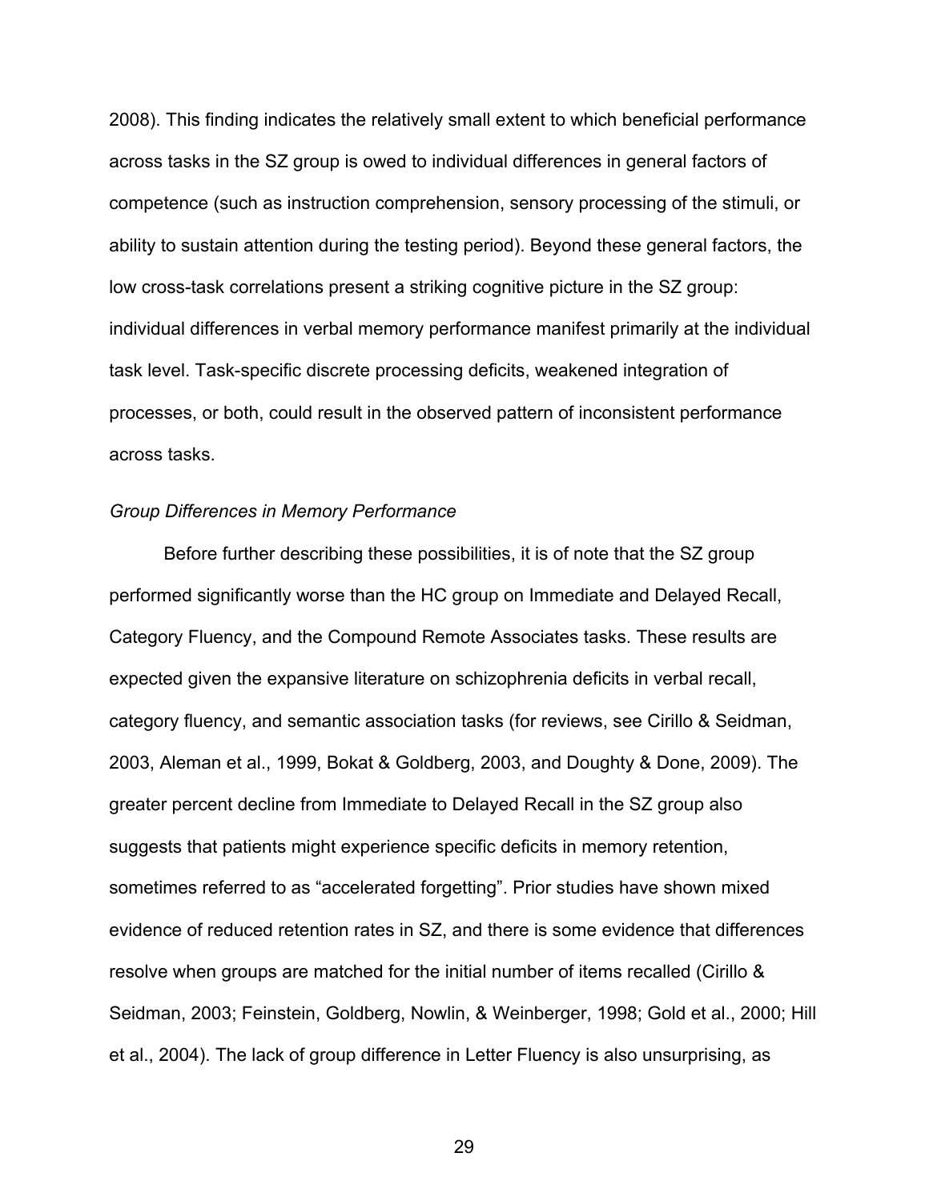2008). This finding indicates the relatively small extent to which beneficial performance across tasks in the SZ group is owed to individual differences in general factors of competence (such as instruction comprehension, sensory processing of the stimuli, or ability to sustain attention during the testing period). Beyond these general factors, the low cross-task correlations present a striking cognitive picture in the SZ group: individual differences in verbal memory performance manifest primarily at the individual task level. Task-specific discrete processing deficits, weakened integration of processes, or both, could result in the observed pattern of inconsistent performance across tasks.

*Group Differences in Memory Performance*

Before further describing these possibilities, it is of note that the SZ group performed significantly worse than the HC group on Immediate and Delayed Recall, Category Fluency, and the Compound Remote Associates tasks. These results are expected given the expansive literature on schizophrenia deficits in verbal recall, category fluency, and semantic association tasks (for reviews, see Cirillo & Seidman, 2003, Aleman et al., 1999, Bokat & Goldberg, 2003, and Doughty & Done, 2009). The greater percent decline from Immediate to Delayed Recall in the SZ group also suggests that patients might experience specific deficits in memory retention, sometimes referred to as "accelerated forgetting". Prior studies have shown mixed evidence of reduced retention rates in SZ, and there is some evidence that differences resolve when groups are matched for the initial number of items recalled (Cirillo & Seidman, 2003; Feinstein, Goldberg, Nowlin, & Weinberger, 1998; Gold et al., 2000; Hill et al., 2004). The lack of group difference in Letter Fluency is also unsurprising, as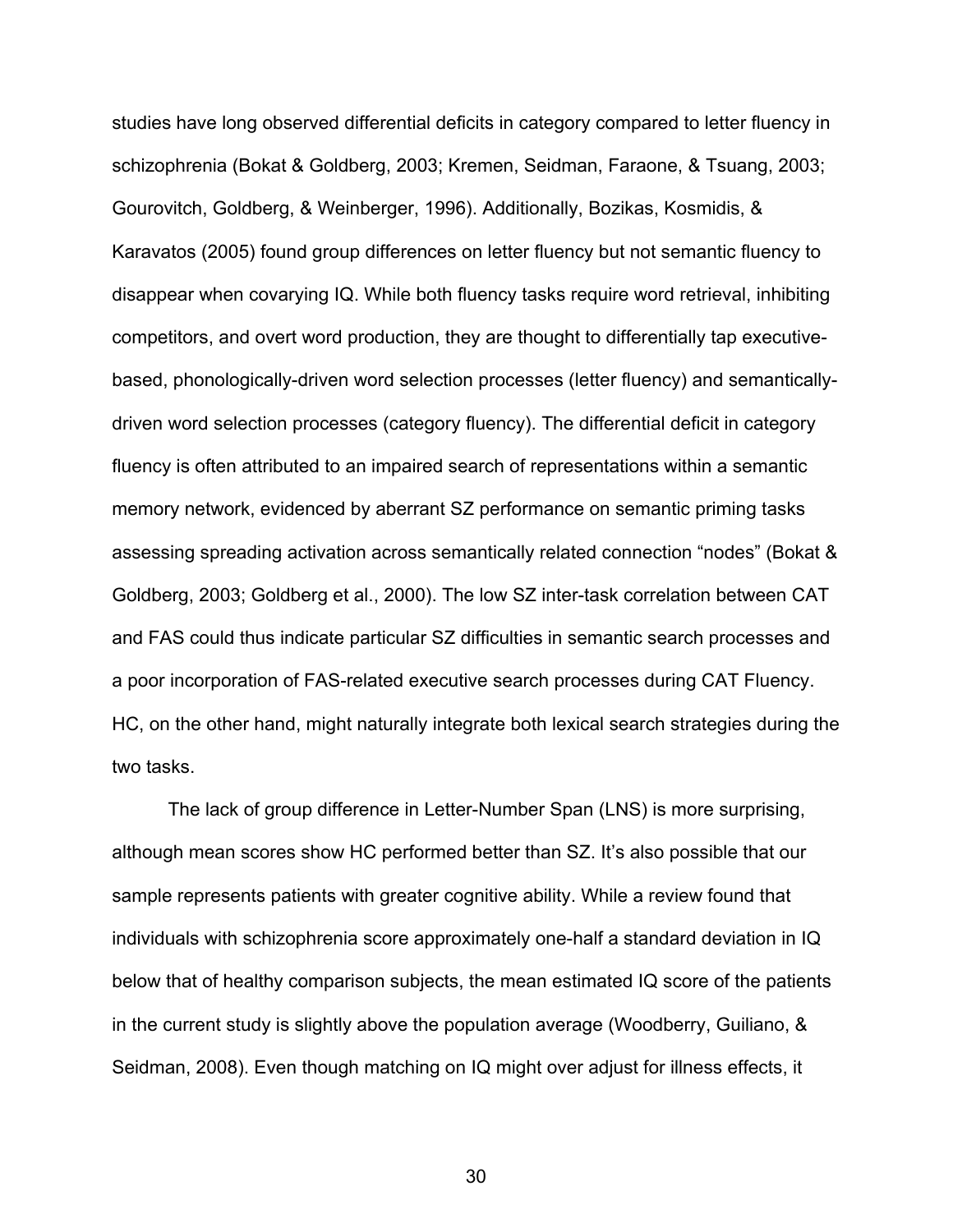studies have long observed differential deficits in category compared to letter fluency in schizophrenia (Bokat & Goldberg, 2003; Kremen, Seidman, Faraone, & Tsuang, 2003; Gourovitch, Goldberg, & Weinberger, 1996). Additionally, Bozikas, Kosmidis, & Karavatos (2005) found group differences on letter fluency but not semantic fluency to disappear when covarying IQ. While both fluency tasks require word retrieval, inhibiting competitors, and overt word production, they are thought to differentially tap executive-based, phonologically-driven word selection processes (letter fluency) and semantically-driven word selection processes (category fluency). The differential deficit in category fluency is often attributed to an impaired search of representations within a semantic memory network, evidenced by aberrant SZ performance on semantic priming tasks assessing spreading activation across semantically related connection “nodes” (Bokat & Goldberg, 2003; Goldberg et al., 2000). The low SZ inter-task correlation between CAT and FAS could thus indicate particular SZ difficulties in semantic search processes and a poor incorporation of FAS-related executive search processes during CAT Fluency. HC, on the other hand, might naturally integrate both lexical search strategies during the two tasks.

The lack of group difference in Letter-Number Span (LNS) is more surprising, although mean scores show HC performed better than SZ. It’s also possible that our sample represents patients with greater cognitive ability. While a review found that individuals with schizophrenia score approximately one-half a standard deviation in IQ below that of healthy comparison subjects, the mean estimated IQ score of the patients in the current study is slightly above the population average (Woodberry, Guiliano, & Seidman, 2008). Even though matching on IQ might over adjust for illness effects, it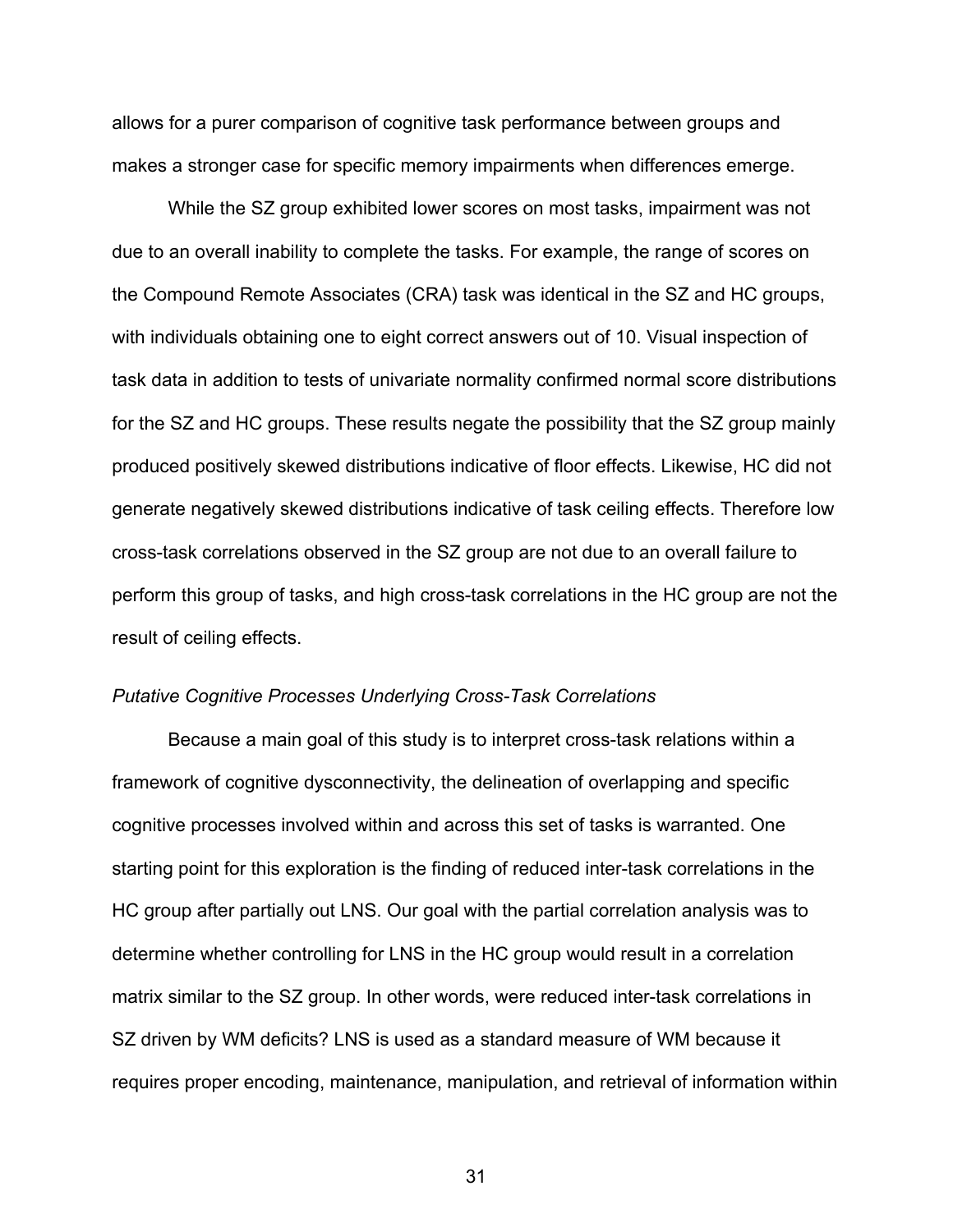allows for a purer comparison of cognitive task performance between groups and makes a stronger case for specific memory impairments when differences emerge.

While the SZ group exhibited lower scores on most tasks, impairment was not due to an overall inability to complete the tasks. For example, the range of scores on the Compound Remote Associates (CRA) task was identical in the SZ and HC groups, with individuals obtaining one to eight correct answers out of 10. Visual inspection of task data in addition to tests of univariate normality confirmed normal score distributions for the SZ and HC groups. These results negate the possibility that the SZ group mainly produced positively skewed distributions indicative of floor effects. Likewise, HC did not generate negatively skewed distributions indicative of task ceiling effects. Therefore low cross-task correlations observed in the SZ group are not due to an overall failure to perform this group of tasks, and high cross-task correlations in the HC group are not the result of ceiling effects.

*Putative Cognitive Processes Underlying Cross-Task Correlations*

Because a main goal of this study is to interpret cross-task relations within a framework of cognitive dysconnectivity, the delineation of overlapping and specific cognitive processes involved within and across this set of tasks is warranted. One starting point for this exploration is the finding of reduced inter-task correlations in the HC group after partially out LNS. Our goal with the partial correlation analysis was to determine whether controlling for LNS in the HC group would result in a correlation matrix similar to the SZ group. In other words, were reduced inter-task correlations in SZ driven by WM deficits? LNS is used as a standard measure of WM because it requires proper encoding, maintenance, manipulation, and retrieval of information within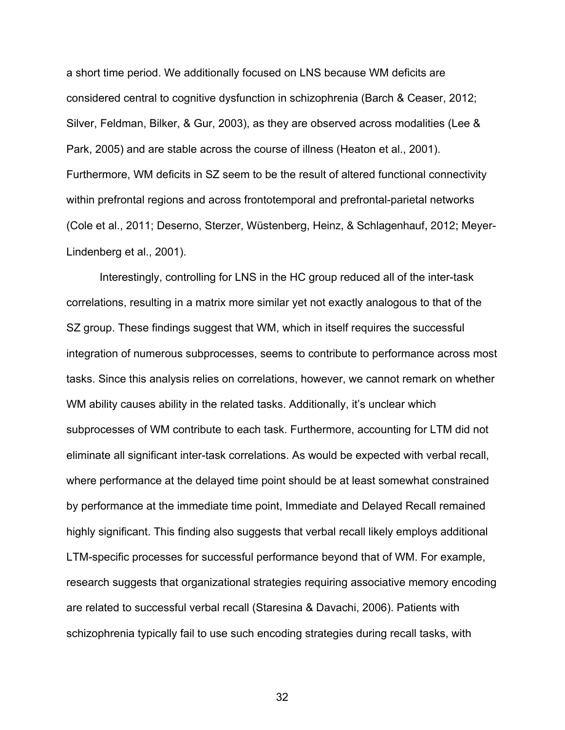a short time period. We additionally focused on LNS because WM deficits are considered central to cognitive dysfunction in schizophrenia (Barch & Ceaser, 2012; Silver, Feldman, Bilker, & Gur, 2003), as they are observed across modalities (Lee & Park, 2005) and are stable across the course of illness (Heaton et al., 2001). Furthermore, WM deficits in SZ seem to be the result of altered functional connectivity within prefrontal regions and across frontotemporal and prefrontal-parietal networks (Cole et al., 2011; Deserno, Sterzer, Wüstenberg, Heinz, & Schlagenhauf, 2012; Meyer-Lindenberg et al., 2001).

Interestingly, controlling for LNS in the HC group reduced all of the inter-task correlations, resulting in a matrix more similar yet not exactly analogous to that of the SZ group. These findings suggest that WM, which in itself requires the successful integration of numerous subprocesses, seems to contribute to performance across most tasks. Since this analysis relies on correlations, however, we cannot remark on whether WM ability causes ability in the related tasks. Additionally, it's unclear which subprocesses of WM contribute to each task. Furthermore, accounting for LTM did not eliminate all significant inter-task correlations. As would be expected with verbal recall, where performance at the delayed time point should be at least somewhat constrained by performance at the immediate time point, Immediate and Delayed Recall remained highly significant. This finding also suggests that verbal recall likely employs additional LTM-specific processes for successful performance beyond that of WM. For example, research suggests that organizational strategies requiring associative memory encoding are related to successful verbal recall (Staresina & Davachi, 2006). Patients with schizophrenia typically fail to use such encoding strategies during recall tasks, with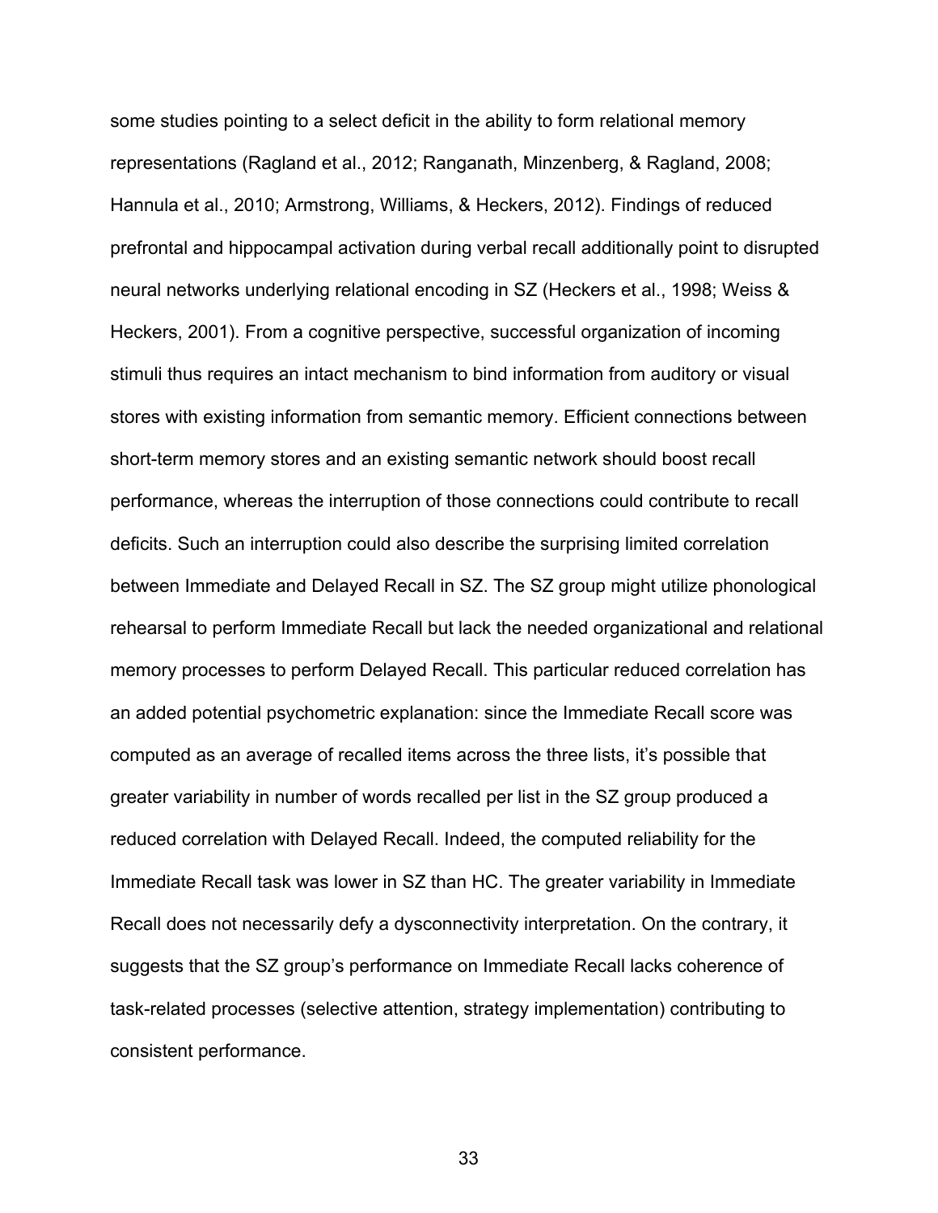some studies pointing to a select deficit in the ability to form relational memory representations (Ragland et al., 2012; Ranganath, Minzenberg, & Ragland, 2008; Hannula et al., 2010; Armstrong, Williams, & Heckers, 2012). Findings of reduced prefrontal and hippocampal activation during verbal recall additionally point to disrupted neural networks underlying relational encoding in SZ (Heckers et al., 1998; Weiss & Heckers, 2001). From a cognitive perspective, successful organization of incoming stimuli thus requires an intact mechanism to bind information from auditory or visual stores with existing information from semantic memory. Efficient connections between short-term memory stores and an existing semantic network should boost recall performance, whereas the interruption of those connections could contribute to recall deficits. Such an interruption could also describe the surprising limited correlation between Immediate and Delayed Recall in SZ. The SZ group might utilize phonological rehearsal to perform Immediate Recall but lack the needed organizational and relational memory processes to perform Delayed Recall. This particular reduced correlation has an added potential psychometric explanation: since the Immediate Recall score was computed as an average of recalled items across the three lists, it's possible that greater variability in number of words recalled per list in the SZ group produced a reduced correlation with Delayed Recall. Indeed, the computed reliability for the Immediate Recall task was lower in SZ than HC. The greater variability in Immediate Recall does not necessarily defy a dysconnectivity interpretation. On the contrary, it suggests that the SZ group's performance on Immediate Recall lacks coherence of task-related processes (selective attention, strategy implementation) contributing to consistent performance.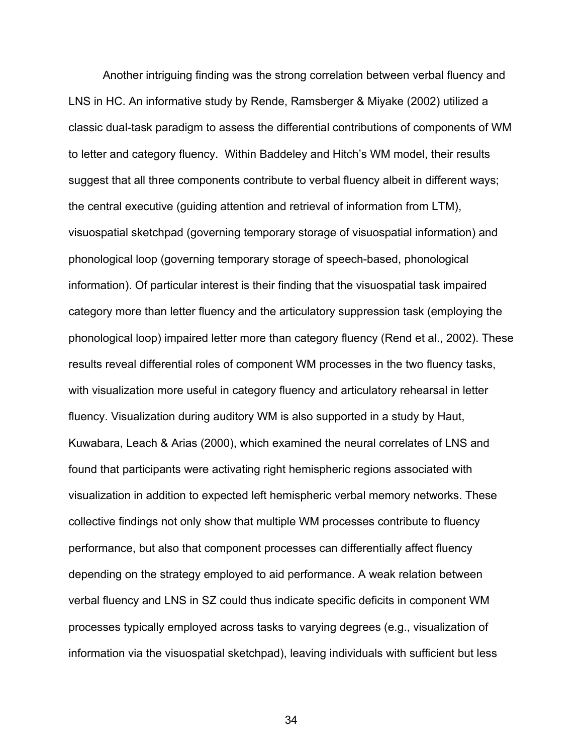Another intriguing finding was the strong correlation between verbal fluency and LNS in HC. An informative study by Rende, Ramsberger & Miyake (2002) utilized a classic dual-task paradigm to assess the differential contributions of components of WM to letter and category fluency.  Within Baddeley and Hitch's WM model, their results suggest that all three components contribute to verbal fluency albeit in different ways; the central executive (guiding attention and retrieval of information from LTM), visuospatial sketchpad (governing temporary storage of visuospatial information) and phonological loop (governing temporary storage of speech-based, phonological information). Of particular interest is their finding that the visuospatial task impaired category more than letter fluency and the articulatory suppression task (employing the phonological loop) impaired letter more than category fluency (Rend et al., 2002). These results reveal differential roles of component WM processes in the two fluency tasks, with visualization more useful in category fluency and articulatory rehearsal in letter fluency. Visualization during auditory WM is also supported in a study by Haut, Kuwabara, Leach & Arias (2000), which examined the neural correlates of LNS and found that participants were activating right hemispheric regions associated with visualization in addition to expected left hemispheric verbal memory networks. These collective findings not only show that multiple WM processes contribute to fluency performance, but also that component processes can differentially affect fluency depending on the strategy employed to aid performance. A weak relation between verbal fluency and LNS in SZ could thus indicate specific deficits in component WM processes typically employed across tasks to varying degrees (e.g., visualization of information via the visuospatial sketchpad), leaving individuals with sufficient but less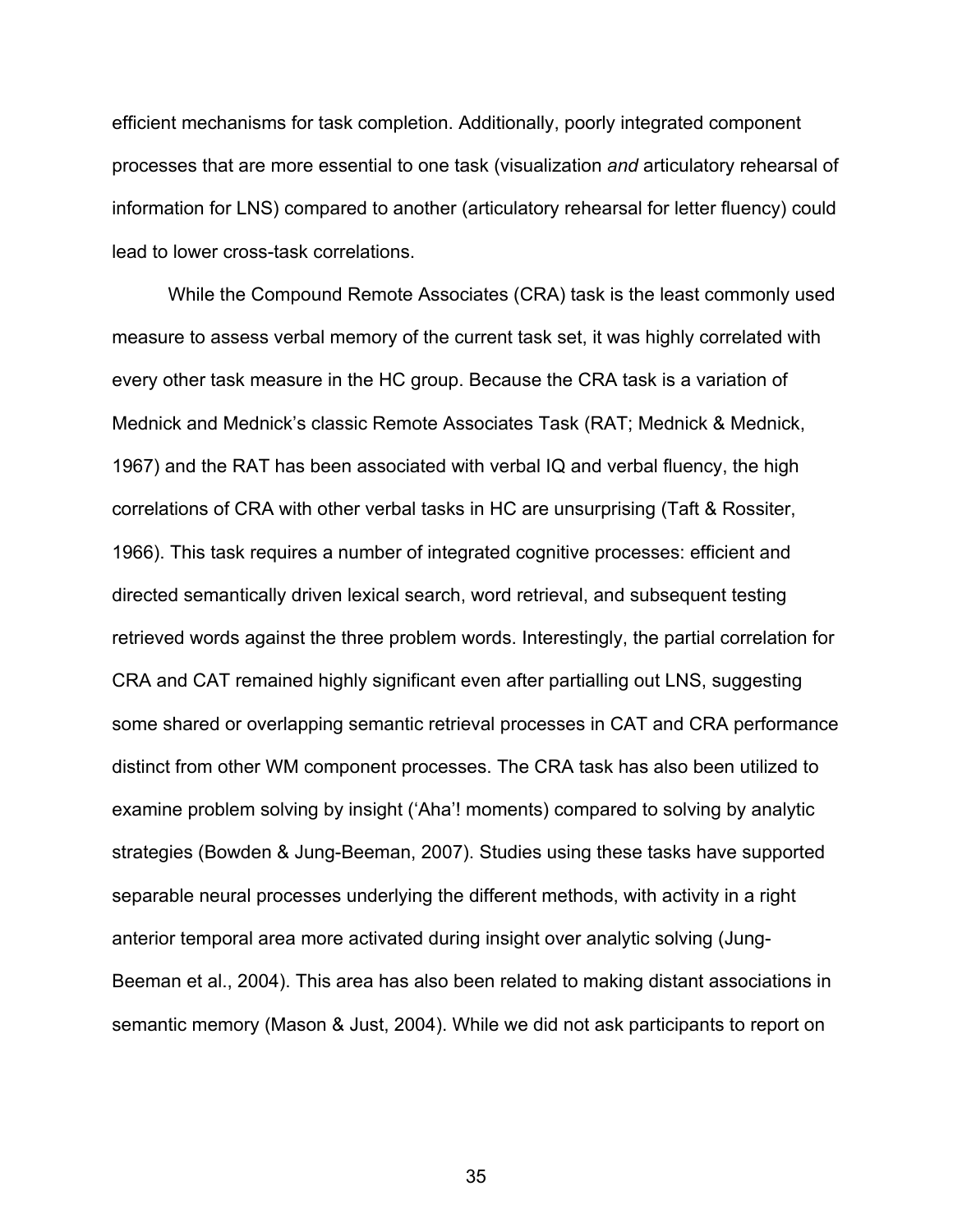efficient mechanisms for task completion. Additionally, poorly integrated component processes that are more essential to one task (visualization *and* articulatory rehearsal of information for LNS) compared to another (articulatory rehearsal for letter fluency) could lead to lower cross-task correlations.

While the Compound Remote Associates (CRA) task is the least commonly used measure to assess verbal memory of the current task set, it was highly correlated with every other task measure in the HC group. Because the CRA task is a variation of Mednick and Mednick's classic Remote Associates Task (RAT; Mednick & Mednick, 1967) and the RAT has been associated with verbal IQ and verbal fluency, the high correlations of CRA with other verbal tasks in HC are unsurprising (Taft & Rossiter, 1966). This task requires a number of integrated cognitive processes: efficient and directed semantically driven lexical search, word retrieval, and subsequent testing retrieved words against the three problem words. Interestingly, the partial correlation for CRA and CAT remained highly significant even after partialling out LNS, suggesting some shared or overlapping semantic retrieval processes in CAT and CRA performance distinct from other WM component processes. The CRA task has also been utilized to examine problem solving by insight ('Aha'! moments) compared to solving by analytic strategies (Bowden & Jung-Beeman, 2007). Studies using these tasks have supported separable neural processes underlying the different methods, with activity in a right anterior temporal area more activated during insight over analytic solving (Jung-Beeman et al., 2004). This area has also been related to making distant associations in semantic memory (Mason & Just, 2004). While we did not ask participants to report on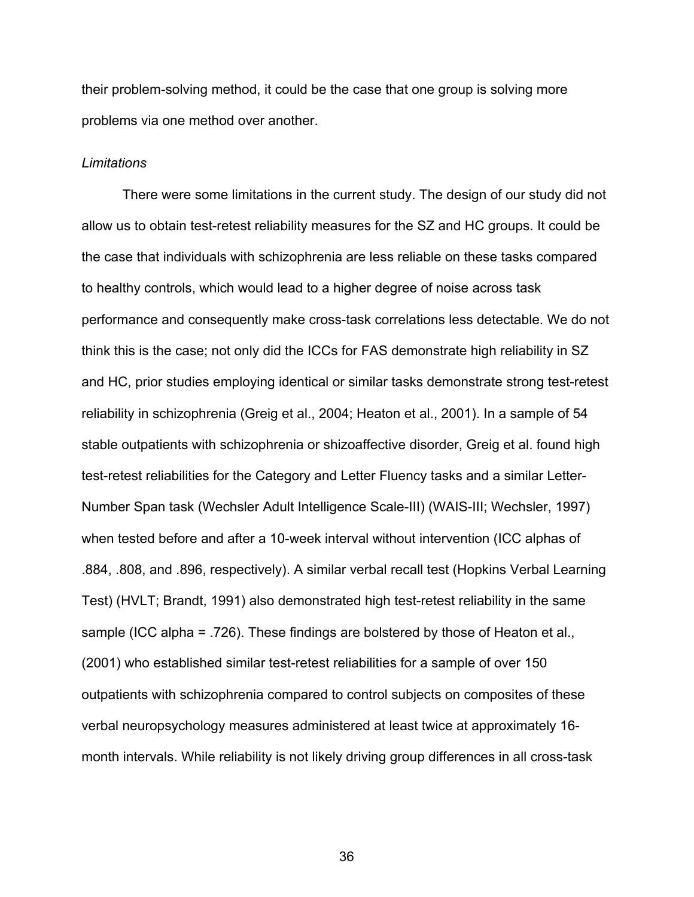their problem-solving method, it could be the case that one group is solving more problems via one method over another.

*Limitations*

There were some limitations in the current study. The design of our study did not allow us to obtain test-retest reliability measures for the SZ and HC groups. It could be the case that individuals with schizophrenia are less reliable on these tasks compared to healthy controls, which would lead to a higher degree of noise across task performance and consequently make cross-task correlations less detectable. We do not think this is the case; not only did the ICCs for FAS demonstrate high reliability in SZ and HC, prior studies employing identical or similar tasks demonstrate strong test-retest reliability in schizophrenia (Greig et al., 2004; Heaton et al., 2001). In a sample of 54 stable outpatients with schizophrenia or shizoaffective disorder, Greig et al. found high test-retest reliabilities for the Category and Letter Fluency tasks and a similar Letter-Number Span task (Wechsler Adult Intelligence Scale-III) (WAIS-III; Wechsler, 1997) when tested before and after a 10-week interval without intervention (ICC alphas of .884, .808, and .896, respectively). A similar verbal recall test (Hopkins Verbal Learning Test) (HVLT; Brandt, 1991) also demonstrated high test-retest reliability in the same sample (ICC alpha = .726). These findings are bolstered by those of Heaton et al., (2001) who established similar test-retest reliabilities for a sample of over 150 outpatients with schizophrenia compared to control subjects on composites of these verbal neuropsychology measures administered at least twice at approximately 16-month intervals. While reliability is not likely driving group differences in all cross-task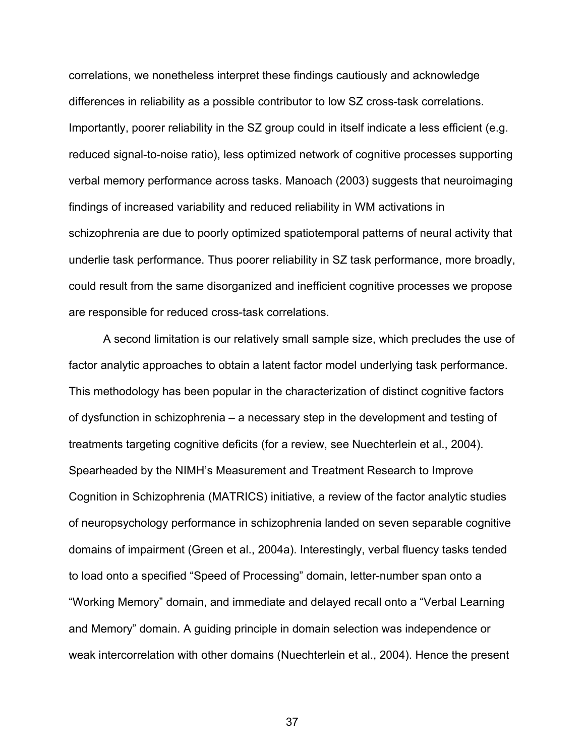correlations, we nonetheless interpret these findings cautiously and acknowledge differences in reliability as a possible contributor to low SZ cross-task correlations. Importantly, poorer reliability in the SZ group could in itself indicate a less efficient (e.g. reduced signal-to-noise ratio), less optimized network of cognitive processes supporting verbal memory performance across tasks. Manoach (2003) suggests that neuroimaging findings of increased variability and reduced reliability in WM activations in schizophrenia are due to poorly optimized spatiotemporal patterns of neural activity that underlie task performance. Thus poorer reliability in SZ task performance, more broadly, could result from the same disorganized and inefficient cognitive processes we propose are responsible for reduced cross-task correlations.

A second limitation is our relatively small sample size, which precludes the use of factor analytic approaches to obtain a latent factor model underlying task performance. This methodology has been popular in the characterization of distinct cognitive factors of dysfunction in schizophrenia – a necessary step in the development and testing of treatments targeting cognitive deficits (for a review, see Nuechterlein et al., 2004). Spearheaded by the NIMH's Measurement and Treatment Research to Improve Cognition in Schizophrenia (MATRICS) initiative, a review of the factor analytic studies of neuropsychology performance in schizophrenia landed on seven separable cognitive domains of impairment (Green et al., 2004a). Interestingly, verbal fluency tasks tended to load onto a specified "Speed of Processing" domain, letter-number span onto a "Working Memory" domain, and immediate and delayed recall onto a "Verbal Learning and Memory" domain. A guiding principle in domain selection was independence or weak intercorrelation with other domains (Nuechterlein et al., 2004). Hence the present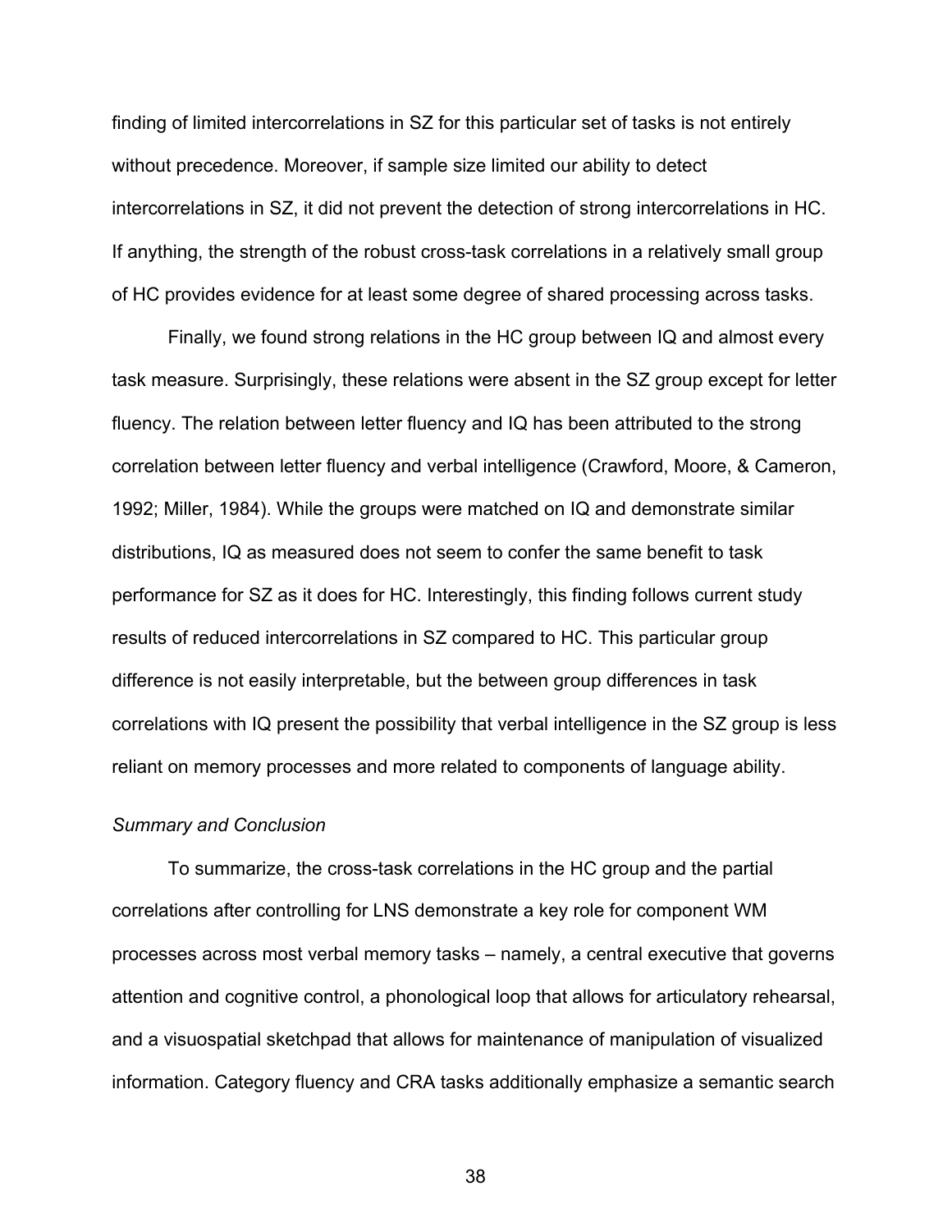finding of limited intercorrelations in SZ for this particular set of tasks is not entirely without precedence. Moreover, if sample size limited our ability to detect intercorrelations in SZ, it did not prevent the detection of strong intercorrelations in HC. If anything, the strength of the robust cross-task correlations in a relatively small group of HC provides evidence for at least some degree of shared processing across tasks.

Finally, we found strong relations in the HC group between IQ and almost every task measure. Surprisingly, these relations were absent in the SZ group except for letter fluency. The relation between letter fluency and IQ has been attributed to the strong correlation between letter fluency and verbal intelligence (Crawford, Moore, & Cameron, 1992; Miller, 1984). While the groups were matched on IQ and demonstrate similar distributions, IQ as measured does not seem to confer the same benefit to task performance for SZ as it does for HC. Interestingly, this finding follows current study results of reduced intercorrelations in SZ compared to HC. This particular group difference is not easily interpretable, but the between group differences in task correlations with IQ present the possibility that verbal intelligence in the SZ group is less reliant on memory processes and more related to components of language ability.

*Summary and Conclusion*

To summarize, the cross-task correlations in the HC group and the partial correlations after controlling for LNS demonstrate a key role for component WM processes across most verbal memory tasks – namely, a central executive that governs attention and cognitive control, a phonological loop that allows for articulatory rehearsal, and a visuospatial sketchpad that allows for maintenance of manipulation of visualized information. Category fluency and CRA tasks additionally emphasize a semantic search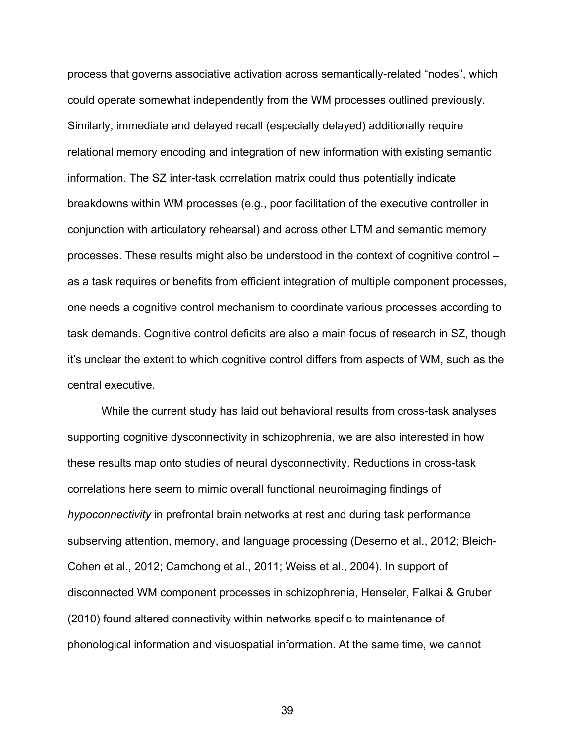process that governs associative activation across semantically-related “nodes”, which could operate somewhat independently from the WM processes outlined previously. Similarly, immediate and delayed recall (especially delayed) additionally require relational memory encoding and integration of new information with existing semantic information. The SZ inter-task correlation matrix could thus potentially indicate breakdowns within WM processes (e.g., poor facilitation of the executive controller in conjunction with articulatory rehearsal) and across other LTM and semantic memory processes. These results might also be understood in the context of cognitive control – as a task requires or benefits from efficient integration of multiple component processes, one needs a cognitive control mechanism to coordinate various processes according to task demands. Cognitive control deficits are also a main focus of research in SZ, though it’s unclear the extent to which cognitive control differs from aspects of WM, such as the central executive.

While the current study has laid out behavioral results from cross-task analyses supporting cognitive dysconnectivity in schizophrenia, we are also interested in how these results map onto studies of neural dysconnectivity. Reductions in cross-task correlations here seem to mimic overall functional neuroimaging findings of *hypoconnectivity* in prefrontal brain networks at rest and during task performance subserving attention, memory, and language processing (Deserno et al., 2012; Bleich-Cohen et al., 2012; Camchong et al., 2011; Weiss et al., 2004). In support of disconnected WM component processes in schizophrenia, Henseler, Falkai & Gruber (2010) found altered connectivity within networks specific to maintenance of phonological information and visuospatial information. At the same time, we cannot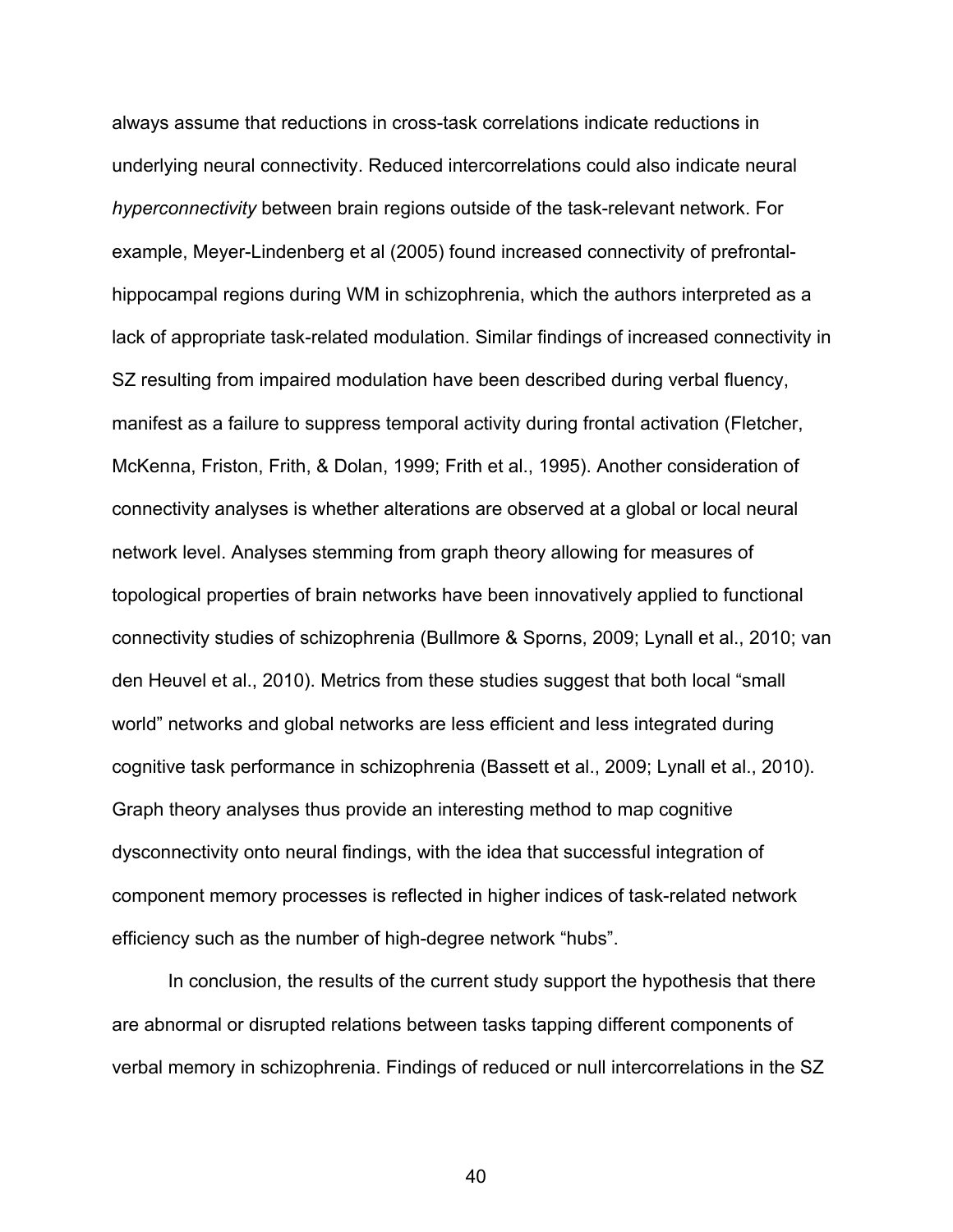always assume that reductions in cross-task correlations indicate reductions in underlying neural connectivity. Reduced intercorrelations could also indicate neural *hyperconnectivity* between brain regions outside of the task-relevant network. For example, Meyer-Lindenberg et al (2005) found increased connectivity of prefrontal-hippocampal regions during WM in schizophrenia, which the authors interpreted as a lack of appropriate task-related modulation. Similar findings of increased connectivity in SZ resulting from impaired modulation have been described during verbal fluency, manifest as a failure to suppress temporal activity during frontal activation (Fletcher, McKenna, Friston, Frith, & Dolan, 1999; Frith et al., 1995). Another consideration of connectivity analyses is whether alterations are observed at a global or local neural network level. Analyses stemming from graph theory allowing for measures of topological properties of brain networks have been innovatively applied to functional connectivity studies of schizophrenia (Bullmore & Sporns, 2009; Lynall et al., 2010; van den Heuvel et al., 2010). Metrics from these studies suggest that both local "small world" networks and global networks are less efficient and less integrated during cognitive task performance in schizophrenia (Bassett et al., 2009; Lynall et al., 2010). Graph theory analyses thus provide an interesting method to map cognitive dysconnectivity onto neural findings, with the idea that successful integration of component memory processes is reflected in higher indices of task-related network efficiency such as the number of high-degree network "hubs".

In conclusion, the results of the current study support the hypothesis that there are abnormal or disrupted relations between tasks tapping different components of verbal memory in schizophrenia. Findings of reduced or null intercorrelations in the SZ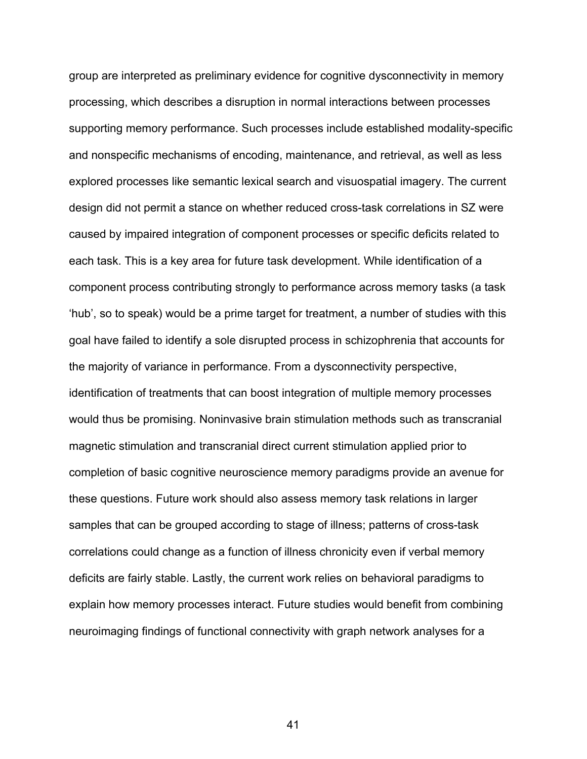group are interpreted as preliminary evidence for cognitive dysconnectivity in memory processing, which describes a disruption in normal interactions between processes supporting memory performance. Such processes include established modality-specific and nonspecific mechanisms of encoding, maintenance, and retrieval, as well as less explored processes like semantic lexical search and visuospatial imagery. The current design did not permit a stance on whether reduced cross-task correlations in SZ were caused by impaired integration of component processes or specific deficits related to each task. This is a key area for future task development. While identification of a component process contributing strongly to performance across memory tasks (a task 'hub', so to speak) would be a prime target for treatment, a number of studies with this goal have failed to identify a sole disrupted process in schizophrenia that accounts for the majority of variance in performance. From a dysconnectivity perspective, identification of treatments that can boost integration of multiple memory processes would thus be promising. Noninvasive brain stimulation methods such as transcranial magnetic stimulation and transcranial direct current stimulation applied prior to completion of basic cognitive neuroscience memory paradigms provide an avenue for these questions. Future work should also assess memory task relations in larger samples that can be grouped according to stage of illness; patterns of cross-task correlations could change as a function of illness chronicity even if verbal memory deficits are fairly stable. Lastly, the current work relies on behavioral paradigms to explain how memory processes interact. Future studies would benefit from combining neuroimaging findings of functional connectivity with graph network analyses for a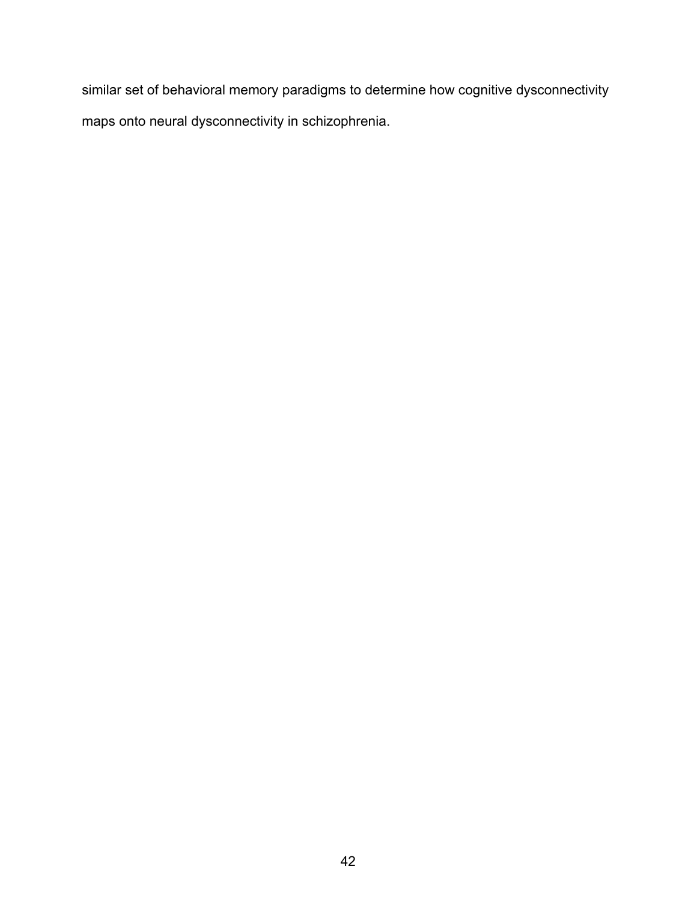similar set of behavioral memory paradigms to determine how cognitive dysconnectivity maps onto neural dysconnectivity in schizophrenia.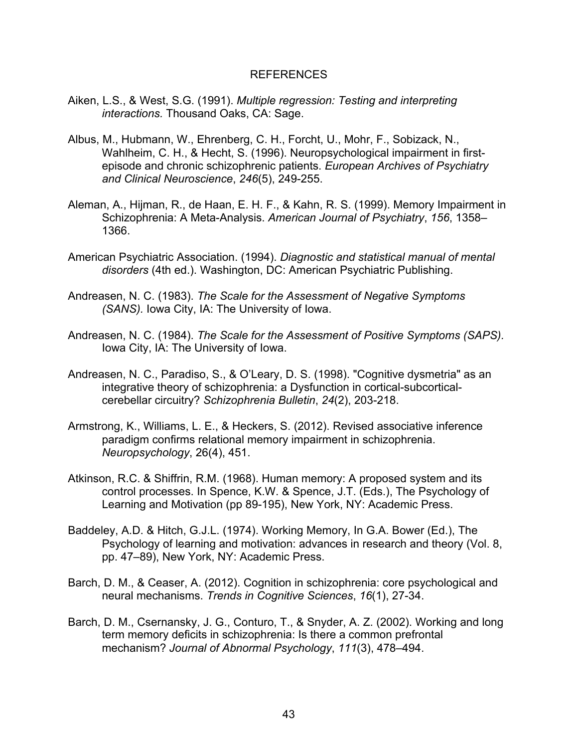# REFERENCES

Aiken, L.S., & West, S.G. (1991). *Multiple regression: Testing and interpreting interactions.* Thousand Oaks, CA: Sage.

Albus, M., Hubmann, W., Ehrenberg, C. H., Forcht, U., Mohr, F., Sobizack, N., Wahlheim, C. H., & Hecht, S. (1996). Neuropsychological impairment in first-episode and chronic schizophrenic patients. *European Archives of Psychiatry and Clinical Neuroscience*, *246*(5), 249-255.

Aleman, A., Hijman, R., de Haan, E. H. F., & Kahn, R. S. (1999). Memory Impairment in Schizophrenia: A Meta-Analysis. *American Journal of Psychiatry*, *156*, 1358–1366.

American Psychiatric Association. (1994). *Diagnostic and statistical manual of mental disorders* (4th ed.). Washington, DC: American Psychiatric Publishing.

Andreasen, N. C. (1983). *The Scale for the Assessment of Negative Symptoms (SANS).* Iowa City, IA: The University of Iowa.

Andreasen, N. C. (1984). *The Scale for the Assessment of Positive Symptoms (SAPS).* Iowa City, IA: The University of Iowa.

Andreasen, N. C., Paradiso, S., & O'Leary, D. S. (1998). "Cognitive dysmetria" as an integrative theory of schizophrenia: a Dysfunction in cortical-subcortical-cerebellar circuitry? *Schizophrenia Bulletin*, *24*(2), 203-218.

Armstrong, K., Williams, L. E., & Heckers, S. (2012). Revised associative inference paradigm confirms relational memory impairment in schizophrenia. *Neuropsychology*, 26(4), 451.

Atkinson, R.C. & Shiffrin, R.M. (1968). Human memory: A proposed system and its control processes. In Spence, K.W. & Spence, J.T. (Eds.), The Psychology of Learning and Motivation (pp 89-195), New York, NY: Academic Press.

Baddeley, A.D. & Hitch, G.J.L. (1974). Working Memory, In G.A. Bower (Ed.), The Psychology of learning and motivation: advances in research and theory (Vol. 8, pp. 47–89), New York, NY: Academic Press.

Barch, D. M., & Ceaser, A. (2012). Cognition in schizophrenia: core psychological and neural mechanisms. *Trends in Cognitive Sciences*, *16*(1), 27-34.

Barch, D. M., Csernansky, J. G., Conturo, T., & Snyder, A. Z. (2002). Working and long term memory deficits in schizophrenia: Is there a common prefrontal mechanism? *Journal of Abnormal Psychology*, *111*(3), 478–494.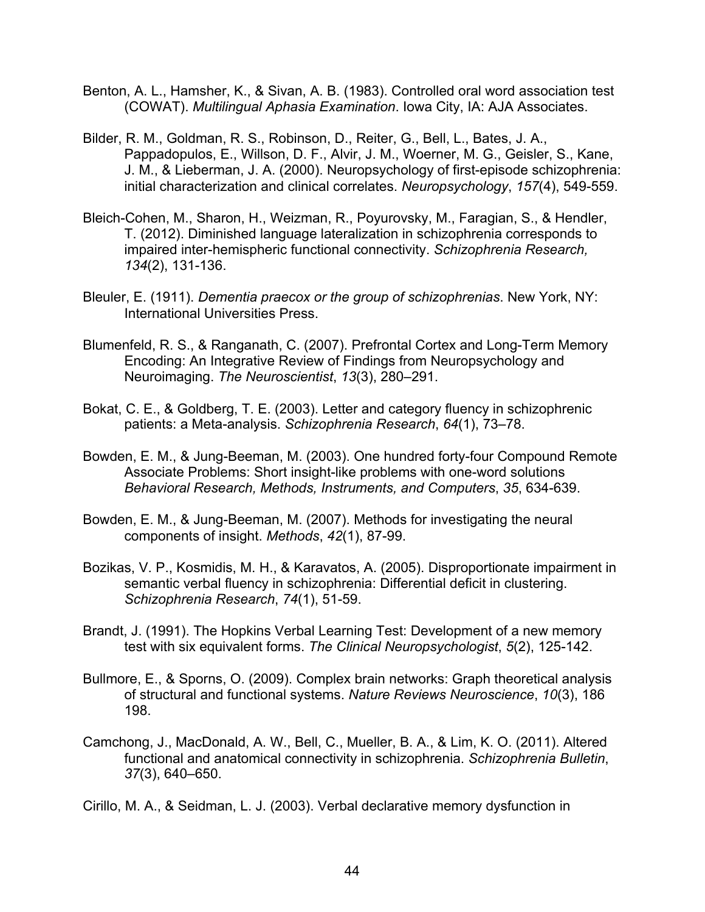Benton, A. L., Hamsher, K., & Sivan, A. B. (1983). Controlled oral word association test (COWAT). *Multilingual Aphasia Examination*. Iowa City, IA: AJA Associates.

Bilder, R. M., Goldman, R. S., Robinson, D., Reiter, G., Bell, L., Bates, J. A., Pappadopulos, E., Willson, D. F., Alvir, J. M., Woerner, M. G., Geisler, S., Kane, J. M., & Lieberman, J. A. (2000). Neuropsychology of first-episode schizophrenia: initial characterization and clinical correlates. *Neuropsychology*, *157*(4), 549-559.

Bleich-Cohen, M., Sharon, H., Weizman, R., Poyurovsky, M., Faragian, S., & Hendler, T. (2012). Diminished language lateralization in schizophrenia corresponds to impaired inter-hemispheric functional connectivity. *Schizophrenia Research, 134*(2), 131-136.

Bleuler, E. (1911). *Dementia praecox or the group of schizophrenias*. New York, NY: International Universities Press.

Blumenfeld, R. S., & Ranganath, C. (2007). Prefrontal Cortex and Long-Term Memory Encoding: An Integrative Review of Findings from Neuropsychology and Neuroimaging. *The Neuroscientist*, *13*(3), 280–291.

Bokat, C. E., & Goldberg, T. E. (2003). Letter and category fluency in schizophrenic patients: a Meta-analysis. *Schizophrenia Research*, *64*(1), 73–78.

Bowden, E. M., & Jung-Beeman, M. (2003). One hundred forty-four Compound Remote Associate Problems: Short insight-like problems with one-word solutions *Behavioral Research, Methods, Instruments, and Computers*, *35*, 634-639.

Bowden, E. M., & Jung-Beeman, M. (2007). Methods for investigating the neural components of insight. *Methods*, *42*(1), 87-99.

Bozikas, V. P., Kosmidis, M. H., & Karavatos, A. (2005). Disproportionate impairment in semantic verbal fluency in schizophrenia: Differential deficit in clustering. *Schizophrenia Research*, *74*(1), 51-59.

Brandt, J. (1991). The Hopkins Verbal Learning Test: Development of a new memory test with six equivalent forms. *The Clinical Neuropsychologist*, *5*(2), 125-142.

Bullmore, E., & Sporns, O. (2009). Complex brain networks: Graph theoretical analysis of structural and functional systems. *Nature Reviews Neuroscience*, *10*(3), 186 198.

Camchong, J., MacDonald, A. W., Bell, C., Mueller, B. A., & Lim, K. O. (2011). Altered functional and anatomical connectivity in schizophrenia. *Schizophrenia Bulletin*, *37*(3), 640–650.

Cirillo, M. A., & Seidman, L. J. (2003). Verbal declarative memory dysfunction in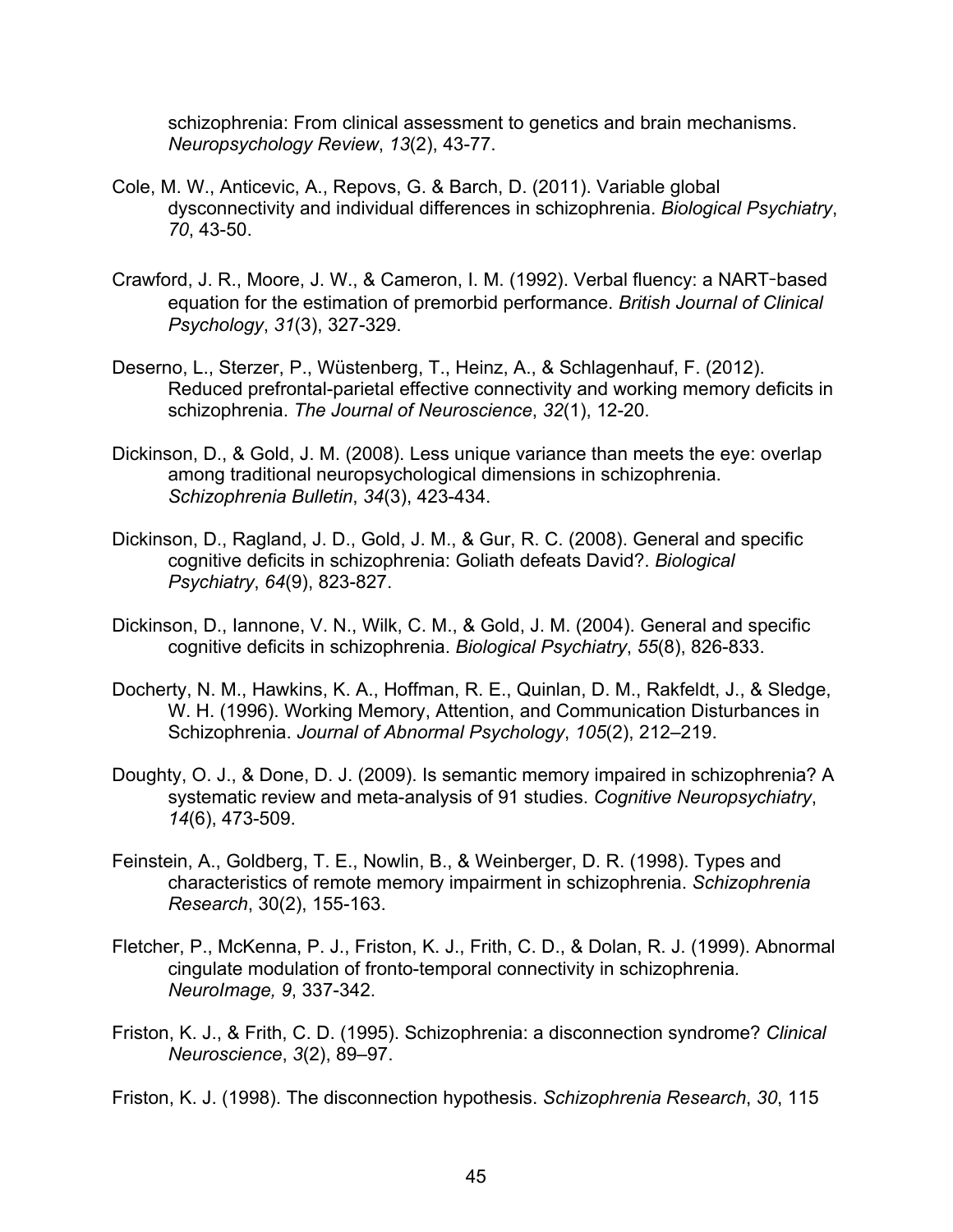schizophrenia: From clinical assessment to genetics and brain mechanisms. *Neuropsychology Review*, *13*(2), 43-77.

Cole, M. W., Anticevic, A., Repovs, G. & Barch, D. (2011). Variable global dysconnectivity and individual differences in schizophrenia. *Biological Psychiatry*, *70*, 43-50.

Crawford, J. R., Moore, J. W., & Cameron, I. M. (1992). Verbal fluency: a NART‐based equation for the estimation of premorbid performance. *British Journal of Clinical Psychology*, *31*(3), 327-329.

Deserno, L., Sterzer, P., Wüstenberg, T., Heinz, A., & Schlagenhauf, F. (2012). Reduced prefrontal-parietal effective connectivity and working memory deficits in schizophrenia. *The Journal of Neuroscience*, *32*(1), 12-20.

Dickinson, D., & Gold, J. M. (2008). Less unique variance than meets the eye: overlap among traditional neuropsychological dimensions in schizophrenia. *Schizophrenia Bulletin*, *34*(3), 423-434.

Dickinson, D., Ragland, J. D., Gold, J. M., & Gur, R. C. (2008). General and specific cognitive deficits in schizophrenia: Goliath defeats David?. *Biological Psychiatry*, *64*(9), 823-827.

Dickinson, D., Iannone, V. N., Wilk, C. M., & Gold, J. M. (2004). General and specific cognitive deficits in schizophrenia. *Biological Psychiatry*, *55*(8), 826-833.

Docherty, N. M., Hawkins, K. A., Hoffman, R. E., Quinlan, D. M., Rakfeldt, J., & Sledge, W. H. (1996). Working Memory, Attention, and Communication Disturbances in Schizophrenia. *Journal of Abnormal Psychology*, *105*(2), 212–219.

Doughty, O. J., & Done, D. J. (2009). Is semantic memory impaired in schizophrenia? A systematic review and meta-analysis of 91 studies. *Cognitive Neuropsychiatry*, *14*(6), 473-509.

Feinstein, A., Goldberg, T. E., Nowlin, B., & Weinberger, D. R. (1998). Types and characteristics of remote memory impairment in schizophrenia. *Schizophrenia Research*, 30(2), 155-163.

Fletcher, P., McKenna, P. J., Friston, K. J., Frith, C. D., & Dolan, R. J. (1999). Abnormal cingulate modulation of fronto-temporal connectivity in schizophrenia. *NeuroImage, 9*, 337-342.

Friston, K. J., & Frith, C. D. (1995). Schizophrenia: a disconnection syndrome? *Clinical Neuroscience*, *3*(2), 89–97.

Friston, K. J. (1998). The disconnection hypothesis. *Schizophrenia Research*, *30*, 115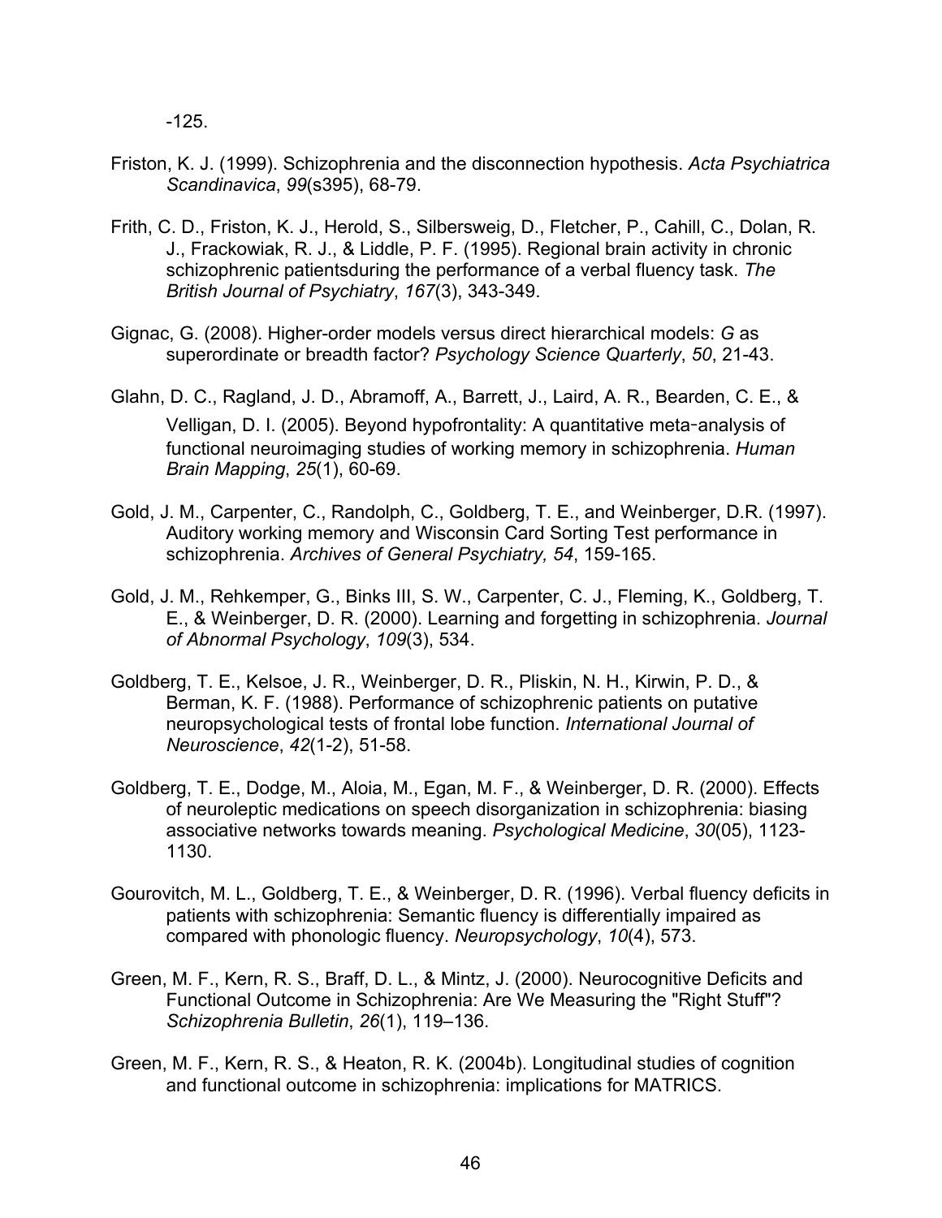-125.

Friston, K. J. (1999). Schizophrenia and the disconnection hypothesis. *Acta Psychiatrica Scandinavica*, *99*(s395), 68-79.

Frith, C. D., Friston, K. J., Herold, S., Silbersweig, D., Fletcher, P., Cahill, C., Dolan, R. J., Frackowiak, R. J., & Liddle, P. F. (1995). Regional brain activity in chronic schizophrenic patientsduring the performance of a verbal fluency task. *The British Journal of Psychiatry*, *167*(3), 343-349.

Gignac, G. (2008). Higher-order models versus direct hierarchical models: *G* as superordinate or breadth factor? *Psychology Science Quarterly*, *50*, 21-43.

Glahn, D. C., Ragland, J. D., Abramoff, A., Barrett, J., Laird, A. R., Bearden, C. E., & Velligan, D. I. (2005). Beyond hypofrontality: A quantitative meta-analysis of functional neuroimaging studies of working memory in schizophrenia. *Human Brain Mapping*, *25*(1), 60-69.

Gold, J. M., Carpenter, C., Randolph, C., Goldberg, T. E., and Weinberger, D.R. (1997). Auditory working memory and Wisconsin Card Sorting Test performance in schizophrenia. *Archives of General Psychiatry, 54*, 159-165.

Gold, J. M., Rehkemper, G., Binks III, S. W., Carpenter, C. J., Fleming, K., Goldberg, T. E., & Weinberger, D. R. (2000). Learning and forgetting in schizophrenia. *Journal of Abnormal Psychology*, *109*(3), 534.

Goldberg, T. E., Kelsoe, J. R., Weinberger, D. R., Pliskin, N. H., Kirwin, P. D., & Berman, K. F. (1988). Performance of schizophrenic patients on putative neuropsychological tests of frontal lobe function. *International Journal of Neuroscience*, *42*(1-2), 51-58.

Goldberg, T. E., Dodge, M., Aloia, M., Egan, M. F., & Weinberger, D. R. (2000). Effects of neuroleptic medications on speech disorganization in schizophrenia: biasing associative networks towards meaning. *Psychological Medicine*, *30*(05), 1123-1130.

Gourovitch, M. L., Goldberg, T. E., & Weinberger, D. R. (1996). Verbal fluency deficits in patients with schizophrenia: Semantic fluency is differentially impaired as compared with phonologic fluency. *Neuropsychology*, *10*(4), 573.

Green, M. F., Kern, R. S., Braff, D. L., & Mintz, J. (2000). Neurocognitive Deficits and Functional Outcome in Schizophrenia: Are We Measuring the "Right Stuff"? *Schizophrenia Bulletin*, *26*(1), 119–136.

Green, M. F., Kern, R. S., & Heaton, R. K. (2004b). Longitudinal studies of cognition and functional outcome in schizophrenia: implications for MATRICS.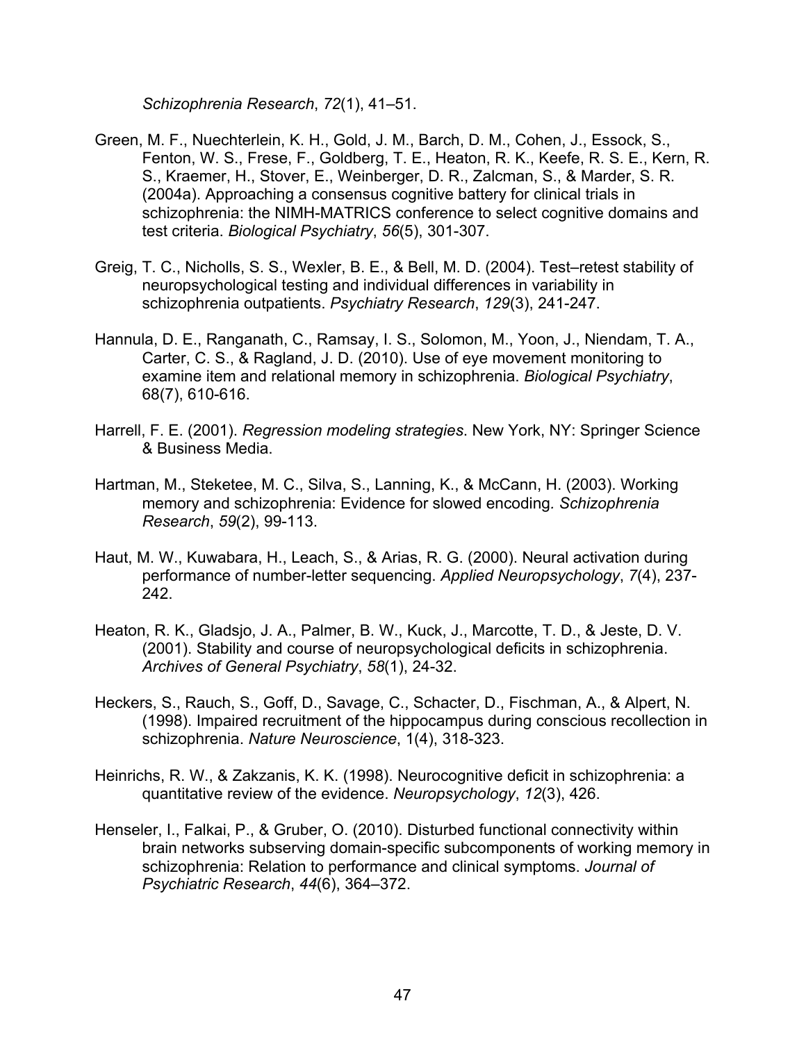*Schizophrenia Research*, *72*(1), 41–51.

Green, M. F., Nuechterlein, K. H., Gold, J. M., Barch, D. M., Cohen, J., Essock, S., Fenton, W. S., Frese, F., Goldberg, T. E., Heaton, R. K., Keefe, R. S. E., Kern, R. S., Kraemer, H., Stover, E., Weinberger, D. R., Zalcman, S., & Marder, S. R. (2004a). Approaching a consensus cognitive battery for clinical trials in schizophrenia: the NIMH-MATRICS conference to select cognitive domains and test criteria. *Biological Psychiatry*, *56*(5), 301-307.

Greig, T. C., Nicholls, S. S., Wexler, B. E., & Bell, M. D. (2004). Test–retest stability of neuropsychological testing and individual differences in variability in schizophrenia outpatients. *Psychiatry Research*, *129*(3), 241-247.

Hannula, D. E., Ranganath, C., Ramsay, I. S., Solomon, M., Yoon, J., Niendam, T. A., Carter, C. S., & Ragland, J. D. (2010). Use of eye movement monitoring to examine item and relational memory in schizophrenia. *Biological Psychiatry*, 68(7), 610-616.

Harrell, F. E. (2001). *Regression modeling strategies*. New York, NY: Springer Science & Business Media.

Hartman, M., Steketee, M. C., Silva, S., Lanning, K., & McCann, H. (2003). Working memory and schizophrenia: Evidence for slowed encoding. *Schizophrenia Research*, *59*(2), 99-113.

Haut, M. W., Kuwabara, H., Leach, S., & Arias, R. G. (2000). Neural activation during performance of number-letter sequencing. *Applied Neuropsychology*, *7*(4), 237-242.

Heaton, R. K., Gladsjo, J. A., Palmer, B. W., Kuck, J., Marcotte, T. D., & Jeste, D. V. (2001). Stability and course of neuropsychological deficits in schizophrenia. *Archives of General Psychiatry*, *58*(1), 24-32.

Heckers, S., Rauch, S., Goff, D., Savage, C., Schacter, D., Fischman, A., & Alpert, N. (1998). Impaired recruitment of the hippocampus during conscious recollection in schizophrenia. *Nature Neuroscience*, 1(4), 318-323.

Heinrichs, R. W., & Zakzanis, K. K. (1998). Neurocognitive deficit in schizophrenia: a quantitative review of the evidence. *Neuropsychology*, *12*(3), 426.

Henseler, I., Falkai, P., & Gruber, O. (2010). Disturbed functional connectivity within brain networks subserving domain-specific subcomponents of working memory in schizophrenia: Relation to performance and clinical symptoms. *Journal of Psychiatric Research*, *44*(6), 364–372.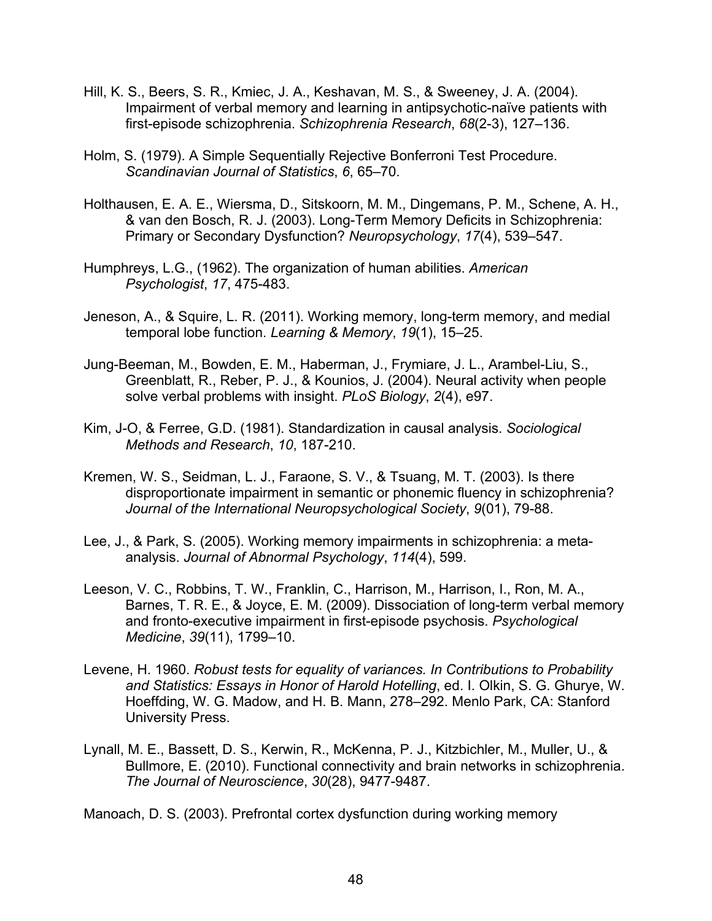Hill, K. S., Beers, S. R., Kmiec, J. A., Keshavan, M. S., & Sweeney, J. A. (2004). Impairment of verbal memory and learning in antipsychotic-naïve patients with first-episode schizophrenia. *Schizophrenia Research*, *68*(2-3), 127–136.

Holm, S. (1979). A Simple Sequentially Rejective Bonferroni Test Procedure. *Scandinavian Journal of Statistics*, *6*, 65–70.

Holthausen, E. A. E., Wiersma, D., Sitskoorn, M. M., Dingemans, P. M., Schene, A. H., & van den Bosch, R. J. (2003). Long-Term Memory Deficits in Schizophrenia: Primary or Secondary Dysfunction? *Neuropsychology*, *17*(4), 539–547.

Humphreys, L.G., (1962). The organization of human abilities. *American Psychologist*, *17*, 475-483.

Jeneson, A., & Squire, L. R. (2011). Working memory, long-term memory, and medial temporal lobe function. *Learning & Memory*, *19*(1), 15–25.

Jung-Beeman, M., Bowden, E. M., Haberman, J., Frymiare, J. L., Arambel-Liu, S., Greenblatt, R., Reber, P. J., & Kounios, J. (2004). Neural activity when people solve verbal problems with insight. *PLoS Biology*, *2*(4), e97.

Kim, J-O, & Ferree, G.D. (1981). Standardization in causal analysis. *Sociological Methods and Research*, *10*, 187-210.

Kremen, W. S., Seidman, L. J., Faraone, S. V., & Tsuang, M. T. (2003). Is there disproportionate impairment in semantic or phonemic fluency in schizophrenia? *Journal of the International Neuropsychological Society*, *9*(01), 79-88.

Lee, J., & Park, S. (2005). Working memory impairments in schizophrenia: a meta-analysis. *Journal of Abnormal Psychology*, *114*(4), 599.

Leeson, V. C., Robbins, T. W., Franklin, C., Harrison, M., Harrison, I., Ron, M. A., Barnes, T. R. E., & Joyce, E. M. (2009). Dissociation of long-term verbal memory and fronto-executive impairment in first-episode psychosis. *Psychological Medicine*, *39*(11), 1799–10.

Levene, H. 1960. *Robust tests for equality of variances. In Contributions to Probability and Statistics: Essays in Honor of Harold Hotelling*, ed. I. Olkin, S. G. Ghurye, W. Hoeffding, W. G. Madow, and H. B. Mann, 278–292. Menlo Park, CA: Stanford University Press.

Lynall, M. E., Bassett, D. S., Kerwin, R., McKenna, P. J., Kitzbichler, M., Muller, U., & Bullmore, E. (2010). Functional connectivity and brain networks in schizophrenia. *The Journal of Neuroscience*, *30*(28), 9477-9487.

Manoach, D. S. (2003). Prefrontal cortex dysfunction during working memory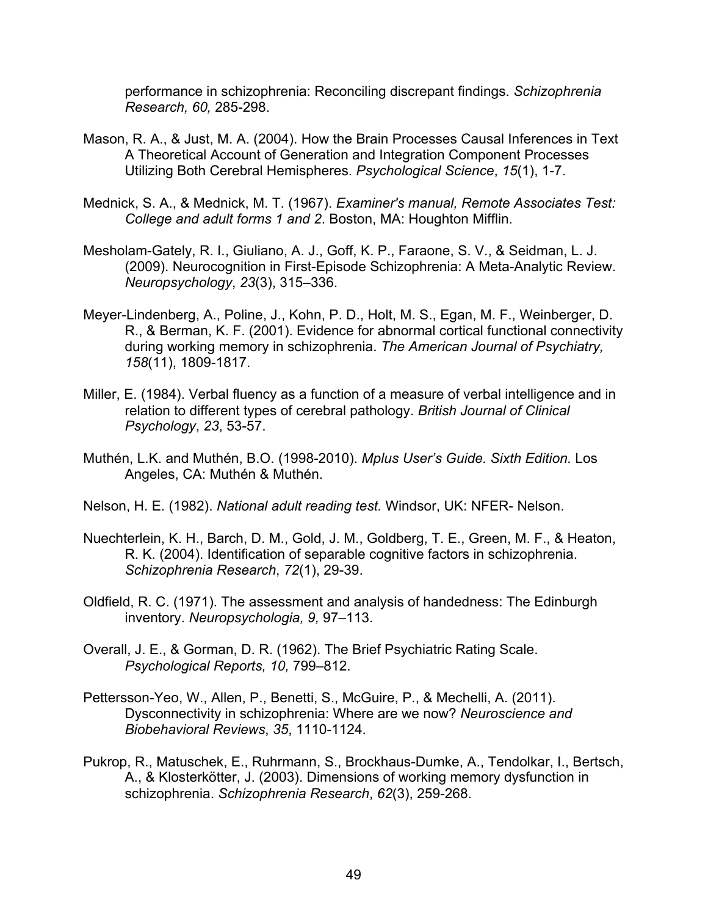performance in schizophrenia: Reconciling discrepant findings. *Schizophrenia Research, 60,* 285-298.

Mason, R. A., & Just, M. A. (2004). How the Brain Processes Causal Inferences in Text A Theoretical Account of Generation and Integration Component Processes Utilizing Both Cerebral Hemispheres. *Psychological Science*, *15*(1), 1-7.

Mednick, S. A., & Mednick, M. T. (1967). *Examiner's manual, Remote Associates Test: College and adult forms 1 and 2*. Boston, MA: Houghton Mifflin.

Mesholam-Gately, R. I., Giuliano, A. J., Goff, K. P., Faraone, S. V., & Seidman, L. J. (2009). Neurocognition in First-Episode Schizophrenia: A Meta-Analytic Review. *Neuropsychology*, *23*(3), 315–336.

Meyer-Lindenberg, A., Poline, J., Kohn, P. D., Holt, M. S., Egan, M. F., Weinberger, D. R., & Berman, K. F. (2001). Evidence for abnormal cortical functional connectivity during working memory in schizophrenia. *The American Journal of Psychiatry, 158*(11), 1809-1817.

Miller, E. (1984). Verbal fluency as a function of a measure of verbal intelligence and in relation to different types of cerebral pathology. *British Journal of Clinical Psychology*, *23*, 53-57.

Muthén, L.K. and Muthén, B.O. (1998-2010). *Mplus User's Guide. Sixth Edition.* Los Angeles, CA: Muthén & Muthén.

Nelson, H. E. (1982). *National adult reading test.* Windsor, UK: NFER- Nelson.

Nuechterlein, K. H., Barch, D. M., Gold, J. M., Goldberg, T. E., Green, M. F., & Heaton, R. K. (2004). Identification of separable cognitive factors in schizophrenia. *Schizophrenia Research*, *72*(1), 29-39.

Oldfield, R. C. (1971). The assessment and analysis of handedness: The Edinburgh inventory. *Neuropsychologia, 9,* 97–113.

Overall, J. E., & Gorman, D. R. (1962). The Brief Psychiatric Rating Scale. *Psychological Reports, 10,* 799–812.

Pettersson-Yeo, W., Allen, P., Benetti, S., McGuire, P., & Mechelli, A. (2011). Dysconnectivity in schizophrenia: Where are we now? *Neuroscience and Biobehavioral Reviews*, *35*, 1110-1124.

Pukrop, R., Matuschek, E., Ruhrmann, S., Brockhaus-Dumke, A., Tendolkar, I., Bertsch, A., & Klosterkötter, J. (2003). Dimensions of working memory dysfunction in schizophrenia. *Schizophrenia Research*, *62*(3), 259-268.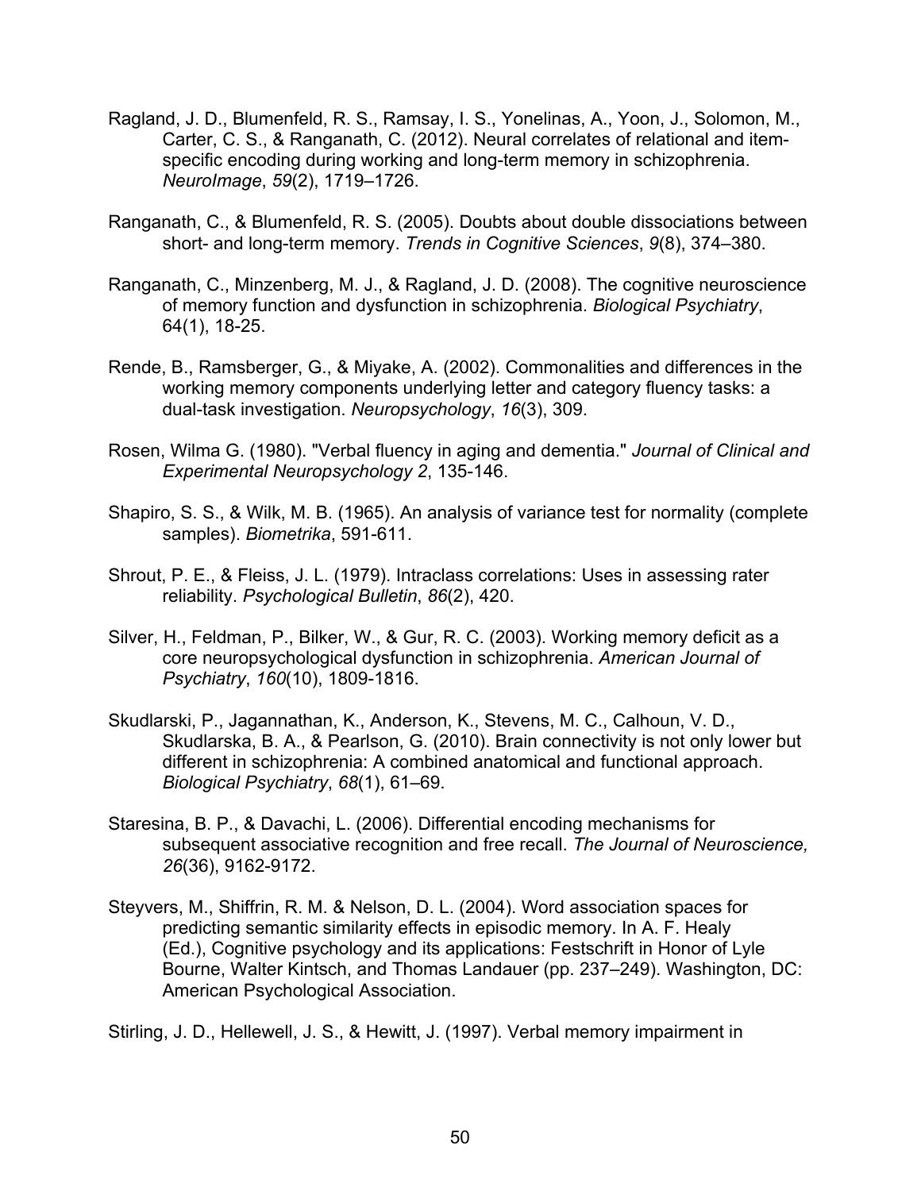Ragland, J. D., Blumenfeld, R. S., Ramsay, I. S., Yonelinas, A., Yoon, J., Solomon, M., Carter, C. S., & Ranganath, C. (2012). Neural correlates of relational and item-specific encoding during working and long-term memory in schizophrenia. *NeuroImage*, *59*(2), 1719–1726.

Ranganath, C., & Blumenfeld, R. S. (2005). Doubts about double dissociations between short- and long-term memory. *Trends in Cognitive Sciences*, *9*(8), 374–380.

Ranganath, C., Minzenberg, M. J., & Ragland, J. D. (2008). The cognitive neuroscience of memory function and dysfunction in schizophrenia. *Biological Psychiatry*, 64(1), 18-25.

Rende, B., Ramsberger, G., & Miyake, A. (2002). Commonalities and differences in the working memory components underlying letter and category fluency tasks: a dual-task investigation. *Neuropsychology*, *16*(3), 309.

Rosen, Wilma G. (1980). "Verbal fluency in aging and dementia." *Journal of Clinical and Experimental Neuropsychology 2*, 135-146.

Shapiro, S. S., & Wilk, M. B. (1965). An analysis of variance test for normality (complete samples). *Biometrika*, 591-611.

Shrout, P. E., & Fleiss, J. L. (1979). Intraclass correlations: Uses in assessing rater reliability. *Psychological Bulletin*, *86*(2), 420.

Silver, H., Feldman, P., Bilker, W., & Gur, R. C. (2003). Working memory deficit as a core neuropsychological dysfunction in schizophrenia. *American Journal of Psychiatry*, *160*(10), 1809-1816.

Skudlarski, P., Jagannathan, K., Anderson, K., Stevens, M. C., Calhoun, V. D., Skudlarska, B. A., & Pearlson, G. (2010). Brain connectivity is not only lower but different in schizophrenia: A combined anatomical and functional approach. *Biological Psychiatry*, *68*(1), 61–69.

Staresina, B. P., & Davachi, L. (2006). Differential encoding mechanisms for subsequent associative recognition and free recall. *The Journal of Neuroscience, 26*(36), 9162-9172.

Steyvers, M., Shiffrin, R. M. & Nelson, D. L. (2004). Word association spaces for predicting semantic similarity effects in episodic memory. In A. F. Healy (Ed.), Cognitive psychology and its applications: Festschrift in Honor of Lyle Bourne, Walter Kintsch, and Thomas Landauer (pp. 237–249). Washington, DC: American Psychological Association.

Stirling, J. D., Hellewell, J. S., & Hewitt, J. (1997). Verbal memory impairment in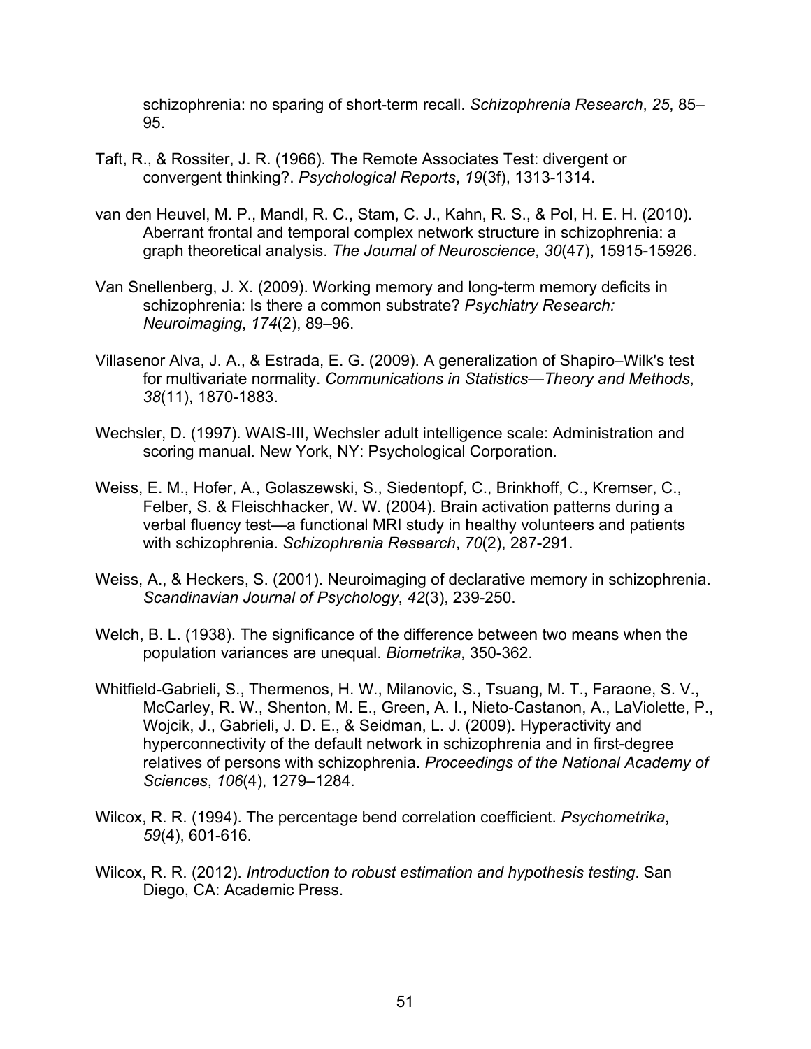schizophrenia: no sparing of short-term recall. *Schizophrenia Research*, *25*, 85–95.

Taft, R., & Rossiter, J. R. (1966). The Remote Associates Test: divergent or convergent thinking?. *Psychological Reports*, *19*(3f), 1313-1314.

van den Heuvel, M. P., Mandl, R. C., Stam, C. J., Kahn, R. S., & Pol, H. E. H. (2010). Aberrant frontal and temporal complex network structure in schizophrenia: a graph theoretical analysis. *The Journal of Neuroscience*, *30*(47), 15915-15926.

Van Snellenberg, J. X. (2009). Working memory and long-term memory deficits in schizophrenia: Is there a common substrate? *Psychiatry Research: Neuroimaging*, *174*(2), 89–96.

Villasenor Alva, J. A., & Estrada, E. G. (2009). A generalization of Shapiro–Wilk's test for multivariate normality. *Communications in Statistics—Theory and Methods*, *38*(11), 1870-1883.

Wechsler, D. (1997). WAIS-III, Wechsler adult intelligence scale: Administration and scoring manual. New York, NY: Psychological Corporation.

Weiss, E. M., Hofer, A., Golaszewski, S., Siedentopf, C., Brinkhoff, C., Kremser, C., Felber, S. & Fleischhacker, W. W. (2004). Brain activation patterns during a verbal fluency test—a functional MRI study in healthy volunteers and patients with schizophrenia. *Schizophrenia Research*, *70*(2), 287-291.

Weiss, A., & Heckers, S. (2001). Neuroimaging of declarative memory in schizophrenia. *Scandinavian Journal of Psychology*, *42*(3), 239-250.

Welch, B. L. (1938). The significance of the difference between two means when the population variances are unequal. *Biometrika*, 350-362.

Whitfield-Gabrieli, S., Thermenos, H. W., Milanovic, S., Tsuang, M. T., Faraone, S. V., McCarley, R. W., Shenton, M. E., Green, A. I., Nieto-Castanon, A., LaViolette, P., Wojcik, J., Gabrieli, J. D. E., & Seidman, L. J. (2009). Hyperactivity and hyperconnectivity of the default network in schizophrenia and in first-degree relatives of persons with schizophrenia. *Proceedings of the National Academy of Sciences*, *106*(4), 1279–1284.

Wilcox, R. R. (1994). The percentage bend correlation coefficient. *Psychometrika*, *59*(4), 601-616.

Wilcox, R. R. (2012). *Introduction to robust estimation and hypothesis testing*. San Diego, CA: Academic Press.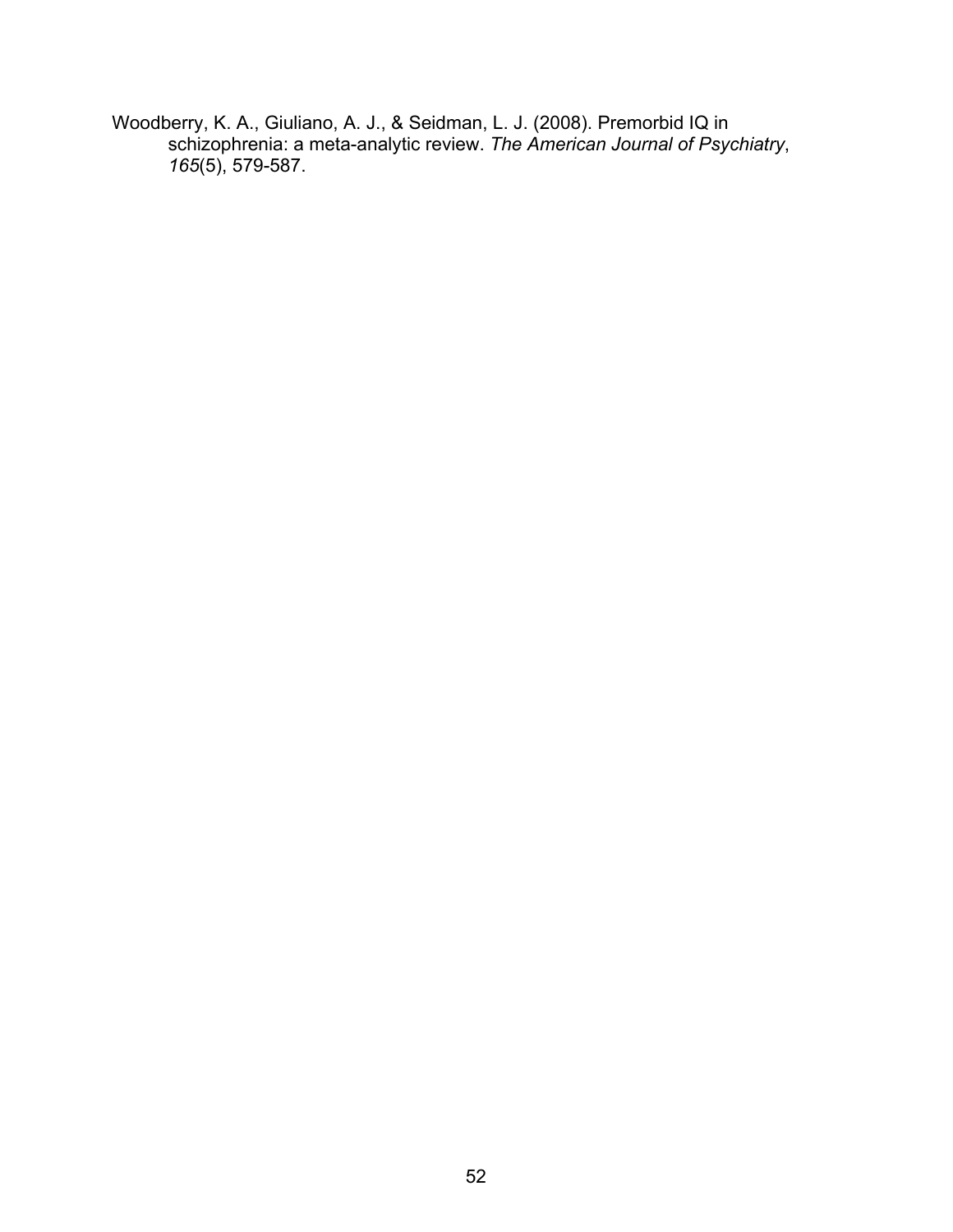Woodberry, K. A., Giuliano, A. J., & Seidman, L. J. (2008). Premorbid IQ in schizophrenia: a meta-analytic review. *The American Journal of Psychiatry*, *165*(5), 579-587.